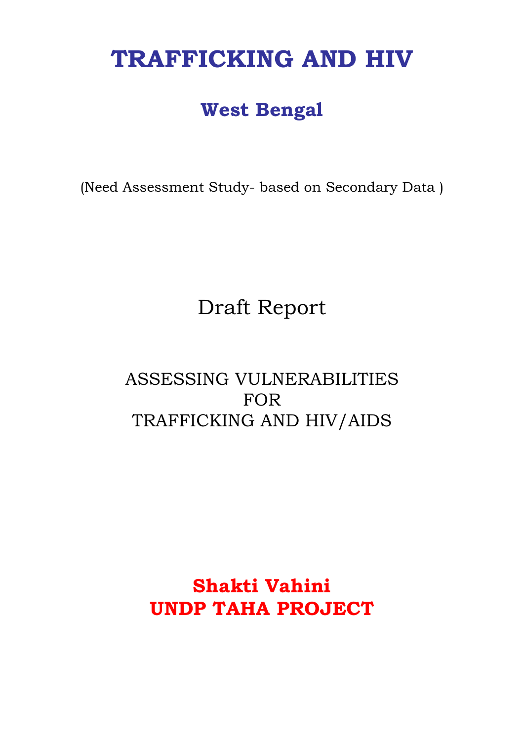# TRAFFICKING AND HIV

## West Bengal

(Need Assessment Study- based on Secondary Data )

Draft Report

ASSESSING VULNERABILITIES
FOR
TRAFFICKING AND HIV/AIDS

**Shakti Vahini**
**UNDP TAHA PROJECT**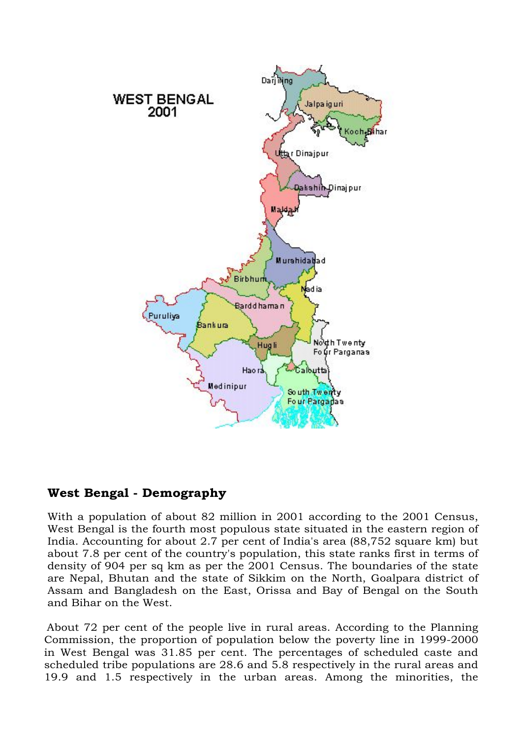## West Bengal - Demography

With a population of about 82 million in 2001 according to the 2001 Census, West Bengal is the fourth most populous state situated in the eastern region of India. Accounting for about 2.7 per cent of India's area (88,752 square km) but about 7.8 per cent of the country's population, this state ranks first in terms of density of 904 per sq km as per the 2001 Census. The boundaries of the state are Nepal, Bhutan and the state of Sikkim on the North, Goalpara district of Assam and Bangladesh on the East, Orissa and Bay of Bengal on the South and Bihar on the West.

About 72 per cent of the people live in rural areas. According to the Planning Commission, the proportion of population below the poverty line in 1999-2000 in West Bengal was 31.85 per cent. The percentages of scheduled caste and scheduled tribe populations are 28.6 and 5.8 respectively in the rural areas and 19.9 and 1.5 respectively in the urban areas. Among the minorities, the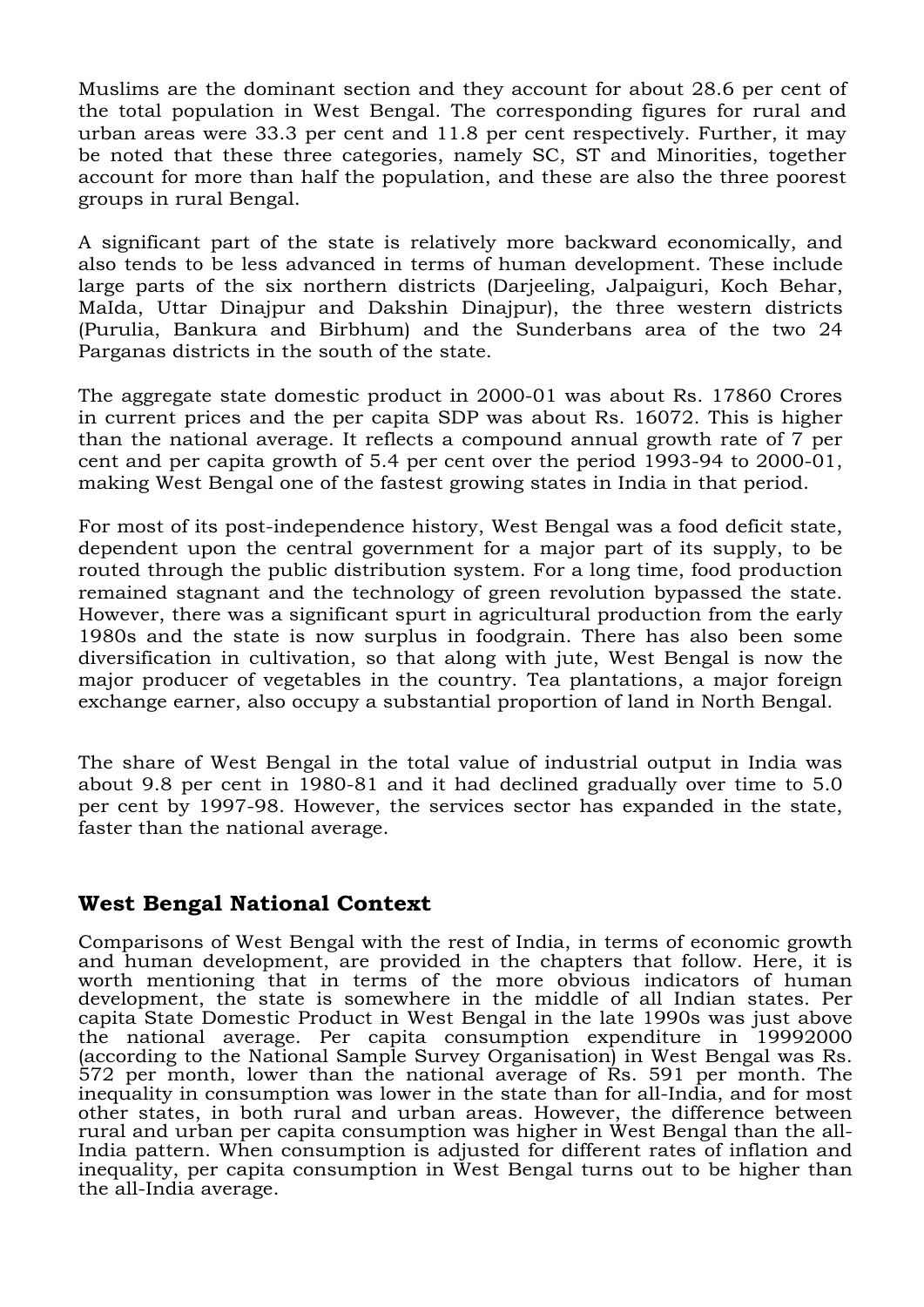Muslims are the dominant section and they account for about 28.6 per cent of the total population in West Bengal. The corresponding figures for rural and urban areas were 33.3 per cent and 11.8 per cent respectively. Further, it may be noted that these three categories, namely SC, ST and Minorities, together account for more than half the population, and these are also the three poorest groups in rural Bengal.

A significant part of the state is relatively more backward economically, and also tends to be less advanced in terms of human development. These include large parts of the six northern districts (Darjeeling, Jalpaiguri, Koch Behar, Malda, Uttar Dinajpur and Dakshin Dinajpur), the three western districts (Purulia, Bankura and Birbhum) and the Sunderbans area of the two 24 Parganas districts in the south of the state.

The aggregate state domestic product in 2000-01 was about Rs. 17860 Crores in current prices and the per capita SDP was about Rs. 16072. This is higher than the national average. It reflects a compound annual growth rate of 7 per cent and per capita growth of 5.4 per cent over the period 1993-94 to 2000-01, making West Bengal one of the fastest growing states in India in that period.

For most of its post-independence history, West Bengal was a food deficit state, dependent upon the central government for a major part of its supply, to be routed through the public distribution system. For a long time, food production remained stagnant and the technology of green revolution bypassed the state. However, there was a significant spurt in agricultural production from the early 1980s and the state is now surplus in foodgrain. There has also been some diversification in cultivation, so that along with jute, West Bengal is now the major producer of vegetables in the country. Tea plantations, a major foreign exchange earner, also occupy a substantial proportion of land in North Bengal.

The share of West Bengal in the total value of industrial output in India was about 9.8 per cent in 1980-81 and it had declined gradually over time to 5.0 per cent by 1997-98. However, the services sector has expanded in the state, faster than the national average.

## West Bengal National Context

Comparisons of West Bengal with the rest of India, in terms of economic growth and human development, are provided in the chapters that follow. Here, it is worth mentioning that in terms of the more obvious indicators of human development, the state is somewhere in the middle of all Indian states. Per capita State Domestic Product in West Bengal in the late 1990s was just above the national average. Per capita consumption expenditure in 19992000 (according to the National Sample Survey Organisation) in West Bengal was Rs. 572 per month, lower than the national average of Rs. 591 per month. The inequality in consumption was lower in the state than for all-India, and for most other states, in both rural and urban areas. However, the difference between rural and urban per capita consumption was higher in West Bengal than the all-India pattern. When consumption is adjusted for different rates of inflation and inequality, per capita consumption in West Bengal turns out to be higher than the all-India average.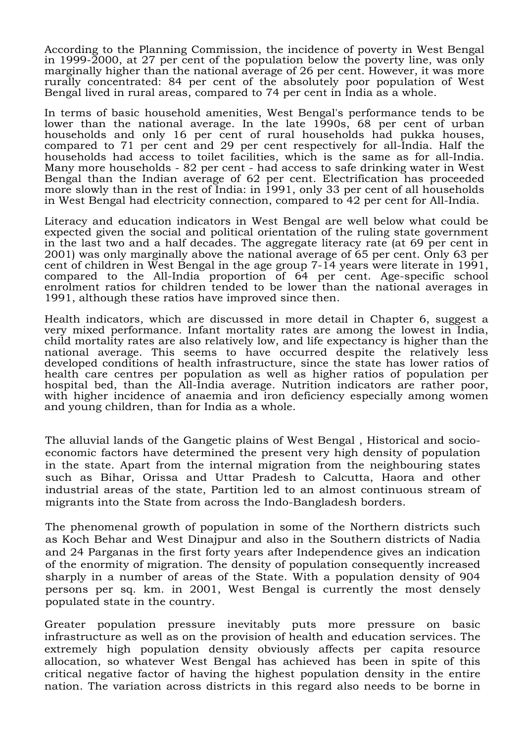According to the Planning Commission, the incidence of poverty in West Bengal in 1999-2000, at 27 per cent of the population below the poverty line, was only marginally higher than the national average of 26 per cent. However, it was more rurally concentrated: 84 per cent of the absolutely poor population of West Bengal lived in rural areas, compared to 74 per cent in India as a whole.

In terms of basic household amenities, West Bengal's performance tends to be lower than the national average. In the late 1990s, 68 per cent of urban households and only 16 per cent of rural households had pukka houses, compared to 71 per cent and 29 per cent respectively for all-India. Half the households had access to toilet facilities, which is the same as for all-India. Many more households - 82 per cent - had access to safe drinking water in West Bengal than the Indian average of 62 per cent. Electrification has proceeded more slowly than in the rest of India: in 1991, only 33 per cent of all households in West Bengal had electricity connection, compared to 42 per cent for All-India.

Literacy and education indicators in West Bengal are well below what could be expected given the social and political orientation of the ruling state government in the last two and a half decades. The aggregate literacy rate (at 69 per cent in 2001) was only marginally above the national average of 65 per cent. Only 63 per cent of children in West Bengal in the age group 7-14 years were literate in 1991, compared to the All-India proportion of 64 per cent. Age-specific school enrolment ratios for children tended to be lower than the national averages in 1991, although these ratios have improved since then.

Health indicators, which are discussed in more detail in Chapter 6, suggest a very mixed performance. Infant mortality rates are among the lowest in India, child mortality rates are also relatively low, and life expectancy is higher than the national average. This seems to have occurred despite the relatively less developed conditions of health infrastructure, since the state has lower ratios of health care centres per population as well as higher ratios of population per hospital bed, than the All-India average. Nutrition indicators are rather poor, with higher incidence of anaemia and iron deficiency especially among women and young children, than for India as a whole.

The alluvial lands of the Gangetic plains of West Bengal , Historical and socio-economic factors have determined the present very high density of population in the state. Apart from the internal migration from the neighbouring states such as Bihar, Orissa and Uttar Pradesh to Calcutta, Haora and other industrial areas of the state, Partition led to an almost continuous stream of migrants into the State from across the Indo-Bangladesh borders.

The phenomenal growth of population in some of the Northern districts such as Koch Behar and West Dinajpur and also in the Southern districts of Nadia and 24 Parganas in the first forty years after Independence gives an indication of the enormity of migration. The density of population consequently increased sharply in a number of areas of the State. With a population density of 904 persons per sq. km. in 2001, West Bengal is currently the most densely populated state in the country.

Greater population pressure inevitably puts more pressure on basic infrastructure as well as on the provision of health and education services. The extremely high population density obviously affects per capita resource allocation, so whatever West Bengal has achieved has been in spite of this critical negative factor of having the highest population density in the entire nation. The variation across districts in this regard also needs to be borne in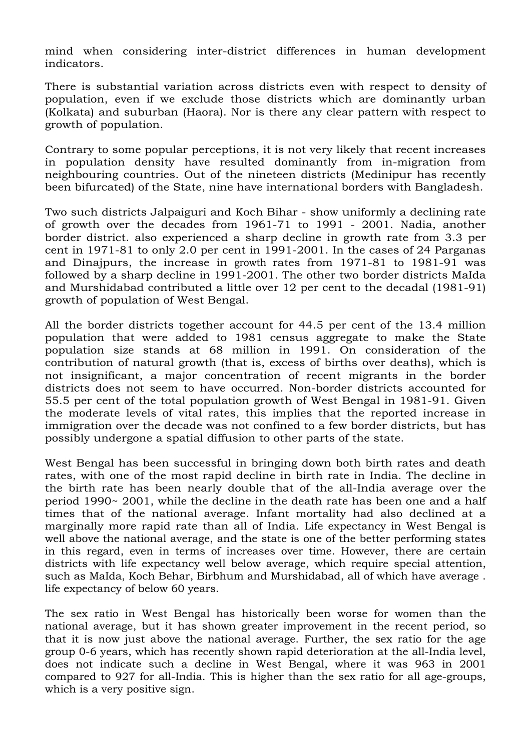mind when considering inter-district differences in human development indicators.

There is substantial variation across districts even with respect to density of population, even if we exclude those districts which are dominantly urban (Kolkata) and suburban (Haora). Nor is there any clear pattern with respect to growth of population.

Contrary to some popular perceptions, it is not very likely that recent increases in population density have resulted dominantly from in-migration from neighbouring countries. Out of the nineteen districts (Medinipur has recently been bifurcated) of the State, nine have international borders with Bangladesh.

Two such districts Jalpaiguri and Koch Bihar - show uniformly a declining rate of growth over the decades from 1961-71 to 1991 - 2001. Nadia, another border district. also experienced a sharp decline in growth rate from 3.3 per cent in 1971-81 to only 2.0 per cent in 1991-2001. In the cases of 24 Parganas and Dinajpurs, the increase in growth rates from 1971-81 to 1981-91 was followed by a sharp decline in 1991-2001. The other two border districts MaIda and Murshidabad contributed a little over 12 per cent to the decadal (1981-91) growth of population of West Bengal.

All the border districts together account for 44.5 per cent of the 13.4 million population that were added to 1981 census aggregate to make the State population size stands at 68 million in 1991. On consideration of the contribution of natural growth (that is, excess of births over deaths), which is not insignificant, a major concentration of recent migrants in the border districts does not seem to have occurred. Non-border districts accounted for 55.5 per cent of the total population growth of West Bengal in 1981-91. Given the moderate levels of vital rates, this implies that the reported increase in immigration over the decade was not confined to a few border districts, but has possibly undergone a spatial diffusion to other parts of the state.

West Bengal has been successful in bringing down both birth rates and death rates, with one of the most rapid decline in birth rate in India. The decline in the birth rate has been nearly double that of the all-India average over the period 1990~ 2001, while the decline in the death rate has been one and a half times that of the national average. Infant mortality had also declined at a marginally more rapid rate than all of India. Life expectancy in West Bengal is well above the national average, and the state is one of the better performing states in this regard, even in terms of increases over time. However, there are certain districts with life expectancy well below average, which require special attention, such as MaIda, Koch Behar, Birbhum and Murshidabad, all of which have average . life expectancy of below 60 years.

The sex ratio in West Bengal has historically been worse for women than the national average, but it has shown greater improvement in the recent period, so that it is now just above the national average. Further, the sex ratio for the age group 0-6 years, which has recently shown rapid deterioration at the all-India level, does not indicate such a decline in West Bengal, where it was 963 in 2001 compared to 927 for all-India. This is higher than the sex ratio for all age-groups, which is a very positive sign.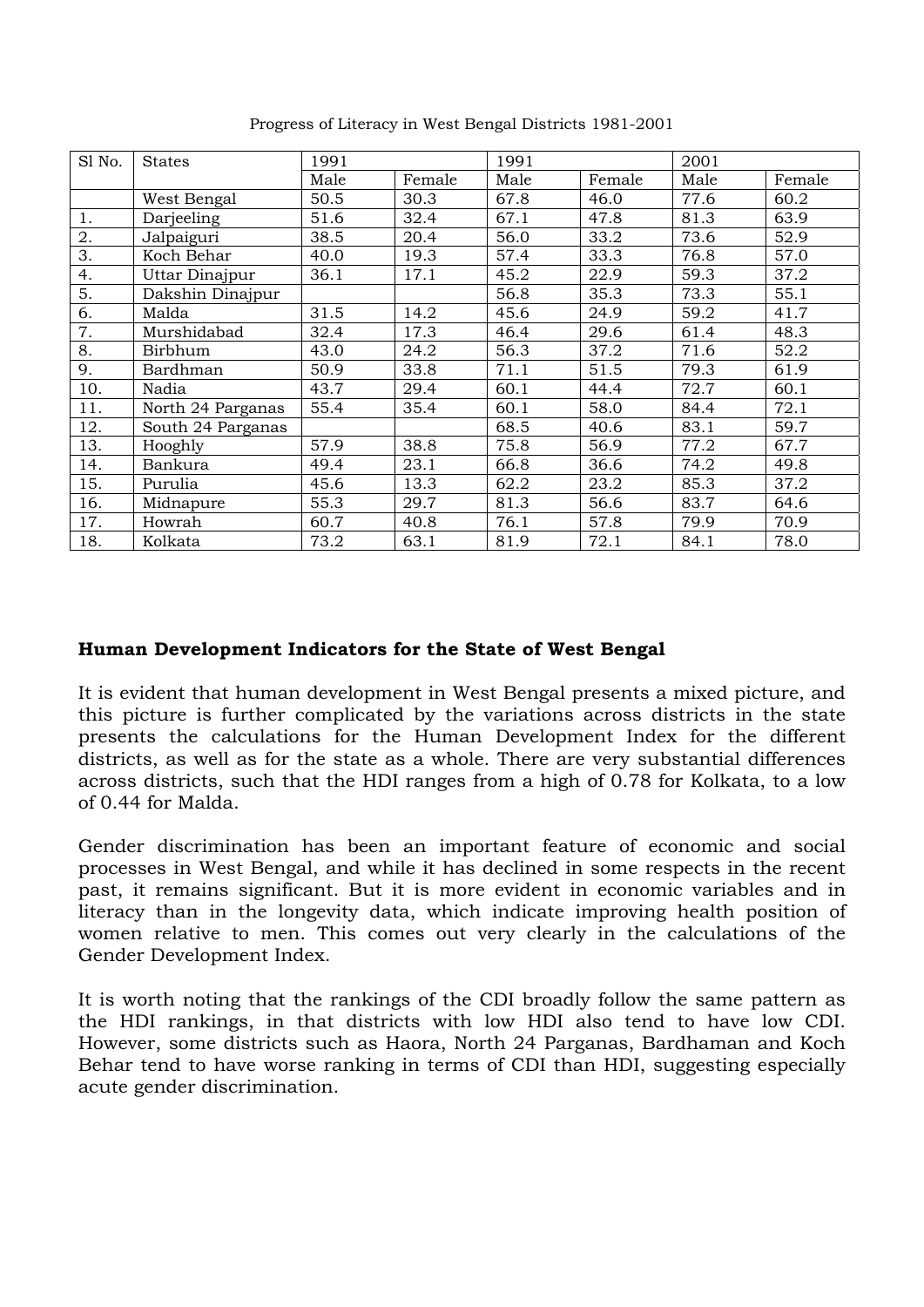Progress of Literacy in West Bengal Districts 1981-2001

| Sl No. | States | 1991 | | 1991 | | 2001 | |
|---|---|---|---|---|---|---|---|
| | | Male | Female | Male | Female | Male | Female |
| | West Bengal | 50.5 | 30.3 | 67.8 | 46.0 | 77.6 | 60.2 |
| 1. | Darjeeling | 51.6 | 32.4 | 67.1 | 47.8 | 81.3 | 63.9 |
| 2. | Jalpaiguri | 38.5 | 20.4 | 56.0 | 33.2 | 73.6 | 52.9 |
| 3. | Koch Behar | 40.0 | 19.3 | 57.4 | 33.3 | 76.8 | 57.0 |
| 4. | Uttar Dinajpur | 36.1 | 17.1 | 45.2 | 22.9 | 59.3 | 37.2 |
| 5. | Dakshin Dinajpur | | | 56.8 | 35.3 | 73.3 | 55.1 |
| 6. | Malda | 31.5 | 14.2 | 45.6 | 24.9 | 59.2 | 41.7 |
| 7. | Murshidabad | 32.4 | 17.3 | 46.4 | 29.6 | 61.4 | 48.3 |
| 8. | Birbhum | 43.0 | 24.2 | 56.3 | 37.2 | 71.6 | 52.2 |
| 9. | Bardhman | 50.9 | 33.8 | 71.1 | 51.5 | 79.3 | 61.9 |
| 10. | Nadia | 43.7 | 29.4 | 60.1 | 44.4 | 72.7 | 60.1 |
| 11. | North 24 Parganas | 55.4 | 35.4 | 60.1 | 58.0 | 84.4 | 72.1 |
| 12. | South 24 Parganas | | | 68.5 | 40.6 | 83.1 | 59.7 |
| 13. | Hooghly | 57.9 | 38.8 | 75.8 | 56.9 | 77.2 | 67.7 |
| 14. | Bankura | 49.4 | 23.1 | 66.8 | 36.6 | 74.2 | 49.8 |
| 15. | Purulia | 45.6 | 13.3 | 62.2 | 23.2 | 85.3 | 37.2 |
| 16. | Midnapure | 55.3 | 29.7 | 81.3 | 56.6 | 83.7 | 64.6 |
| 17. | Howrah | 60.7 | 40.8 | 76.1 | 57.8 | 79.9 | 70.9 |
| 18. | Kolkata | 73.2 | 63.1 | 81.9 | 72.1 | 84.1 | 78.0 |

### Human Development Indicators for the State of West Bengal

It is evident that human development in West Bengal presents a mixed picture, and this picture is further complicated by the variations across districts in the state presents the calculations for the Human Development Index for the different districts, as well as for the state as a whole. There are very substantial differences across districts, such that the HDI ranges from a high of 0.78 for Kolkata, to a low of 0.44 for Malda.

Gender discrimination has been an important feature of economic and social processes in West Bengal, and while it has declined in some respects in the recent past, it remains significant. But it is more evident in economic variables and in literacy than in the longevity data, which indicate improving health position of women relative to men. This comes out very clearly in the calculations of the Gender Development Index.

It is worth noting that the rankings of the CDI broadly follow the same pattern as the HDI rankings, in that districts with low HDI also tend to have low CDI. However, some districts such as Haora, North 24 Parganas, Bardhaman and Koch Behar tend to have worse ranking in terms of CDI than HDI, suggesting especially acute gender discrimination.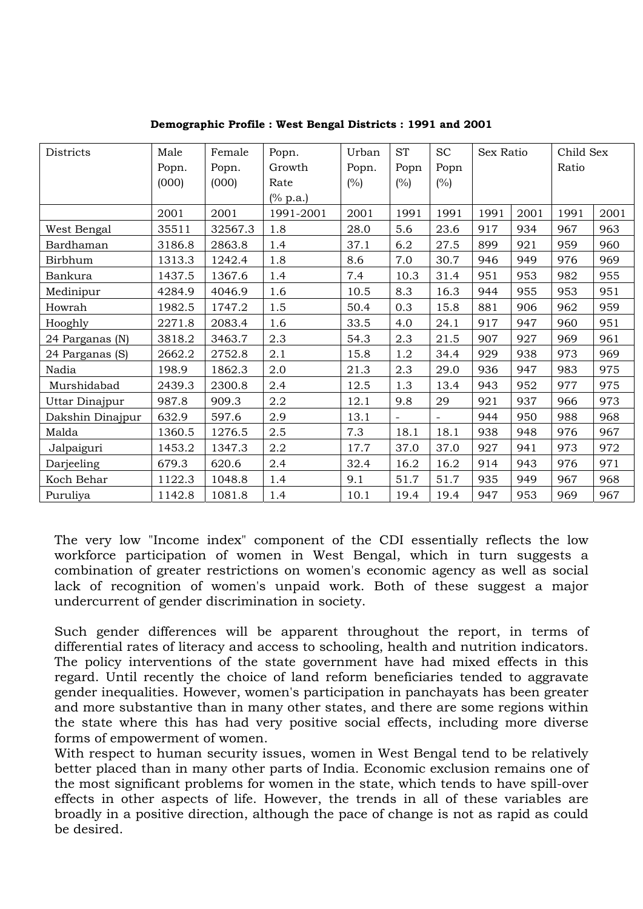**Demographic Profile : West Bengal Districts : 1991 and 2001**

| Districts | Male Popn. (000) | Female Popn. (000) | Popn. Growth Rate (% p.a.) | Urban Popn. (%) | ST Popn (%) | SC Popn (%) | Sex Ratio | | Child Sex Ratio | |
|---|---|---|---|---|---|---|---|---|---|---|
| | 2001 | 2001 | 1991-2001 | 2001 | 1991 | 1991 | 1991 | 2001 | 1991 | 2001 |
| West Bengal | 35511 | 32567.3 | 1.8 | 28.0 | 5.6 | 23.6 | 917 | 934 | 967 | 963 |
| Bardhaman | 3186.8 | 2863.8 | 1.4 | 37.1 | 6.2 | 27.5 | 899 | 921 | 959 | 960 |
| Birbhum | 1313.3 | 1242.4 | 1.8 | 8.6 | 7.0 | 30.7 | 946 | 949 | 976 | 969 |
| Bankura | 1437.5 | 1367.6 | 1.4 | 7.4 | 10.3 | 31.4 | 951 | 953 | 982 | 955 |
| Medinipur | 4284.9 | 4046.9 | 1.6 | 10.5 | 8.3 | 16.3 | 944 | 955 | 953 | 951 |
| Howrah | 1982.5 | 1747.2 | 1.5 | 50.4 | 0.3 | 15.8 | 881 | 906 | 962 | 959 |
| Hooghly | 2271.8 | 2083.4 | 1.6 | 33.5 | 4.0 | 24.1 | 917 | 947 | 960 | 951 |
| 24 Parganas (N) | 3818.2 | 3463.7 | 2.3 | 54.3 | 2.3 | 21.5 | 907 | 927 | 969 | 961 |
| 24 Parganas (S) | 2662.2 | 2752.8 | 2.1 | 15.8 | 1.2 | 34.4 | 929 | 938 | 973 | 969 |
| Nadia | 198.9 | 1862.3 | 2.0 | 21.3 | 2.3 | 29.0 | 936 | 947 | 983 | 975 |
| Murshidabad | 2439.3 | 2300.8 | 2.4 | 12.5 | 1.3 | 13.4 | 943 | 952 | 977 | 975 |
| Uttar Dinajpur | 987.8 | 909.3 | 2.2 | 12.1 | 9.8 | 29 | 921 | 937 | 966 | 973 |
| Dakshin Dinajpur | 632.9 | 597.6 | 2.9 | 13.1 | - | - | 944 | 950 | 988 | 968 |
| Malda | 1360.5 | 1276.5 | 2.5 | 7.3 | 18.1 | 18.1 | 938 | 948 | 976 | 967 |
| Jalpaiguri | 1453.2 | 1347.3 | 2.2 | 17.7 | 37.0 | 37.0 | 927 | 941 | 973 | 972 |
| Darjeeling | 679.3 | 620.6 | 2.4 | 32.4 | 16.2 | 16.2 | 914 | 943 | 976 | 971 |
| Koch Behar | 1122.3 | 1048.8 | 1.4 | 9.1 | 51.7 | 51.7 | 935 | 949 | 967 | 968 |
| Puruliya | 1142.8 | 1081.8 | 1.4 | 10.1 | 19.4 | 19.4 | 947 | 953 | 969 | 967 |

The very low "Income index" component of the CDI essentially reflects the low workforce participation of women in West Bengal, which in turn suggests a combination of greater restrictions on women's economic agency as well as social lack of recognition of women's unpaid work. Both of these suggest a major undercurrent of gender discrimination in society.

Such gender differences will be apparent throughout the report, in terms of differential rates of literacy and access to schooling, health and nutrition indicators. The policy interventions of the state government have had mixed effects in this regard. Until recently the choice of land reform beneficiaries tended to aggravate gender inequalities. However, women's participation in panchayats has been greater and more substantive than in many other states, and there are some regions within the state where this has had very positive social effects, including more diverse forms of empowerment of women.

With respect to human security issues, women in West Bengal tend to be relatively better placed than in many other parts of India. Economic exclusion remains one of the most significant problems for women in the state, which tends to have spill-over effects in other aspects of life. However, the trends in all of these variables are broadly in a positive direction, although the pace of change is not as rapid as could be desired.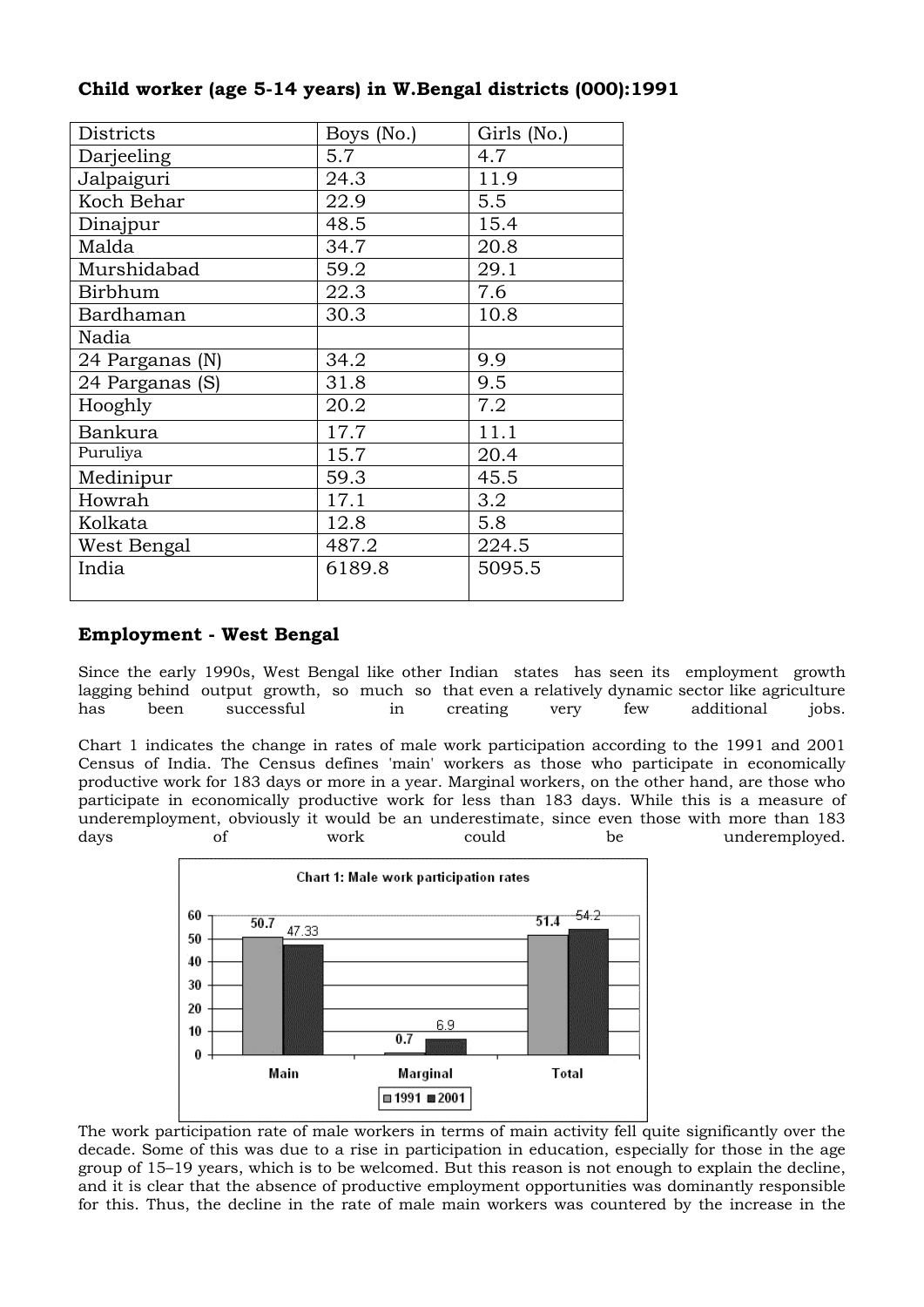**Child worker (age 5-14 years) in W.Bengal districts (000):1991**

| Districts | Boys (No.) | Girls (No.) |
|---|---|---|
| Darjeeling | 5.7 | 4.7 |
| Jalpaiguri | 24.3 | 11.9 |
| Koch Behar | 22.9 | 5.5 |
| Dinajpur | 48.5 | 15.4 |
| Malda | 34.7 | 20.8 |
| Murshidabad | 59.2 | 29.1 |
| Birbhum | 22.3 | 7.6 |
| Bardhaman | 30.3 | 10.8 |
| Nadia | | |
| 24 Parganas (N) | 34.2 | 9.9 |
| 24 Parganas (S) | 31.8 | 9.5 |
| Hooghly | 20.2 | 7.2 |
| Bankura | 17.7 | 11.1 |
| Puruliya | 15.7 | 20.4 |
| Medinipur | 59.3 | 45.5 |
| Howrah | 17.1 | 3.2 |
| Kolkata | 12.8 | 5.8 |
| West Bengal | 487.2 | 224.5 |
| India | 6189.8 | 5095.5 |

## Employment - West Bengal

Since the early 1990s, West Bengal like other Indian states has seen its employment growth lagging behind output growth, so much so that even a relatively dynamic sector like agriculture has been successful in creating very few additional jobs.

Chart 1 indicates the change in rates of male work participation according to the 1991 and 2001 Census of India. The Census defines 'main' workers as those who participate in economically productive work for 183 days or more in a year. Marginal workers, on the other hand, are those who participate in economically productive work for less than 183 days. While this is a measure of underemployment, obviously it would be an underestimate, since even those with more than 183 days of work could be underemployed.

**Chart 1: Male work participation rates**

| | 1991 | 2001 |
|---|---|---|
| Main | 50.7 | 47.33 |
| Marginal | 0.7 | 6.9 |
| Total | 51.4 | 54.2 |

The work participation rate of male workers in terms of main activity fell quite significantly over the decade. Some of this was due to a rise in participation in education, especially for those in the age group of 15–19 years, which is to be welcomed. But this reason is not enough to explain the decline, and it is clear that the absence of productive employment opportunities was dominantly responsible for this. Thus, the decline in the rate of male main workers was countered by the increase in the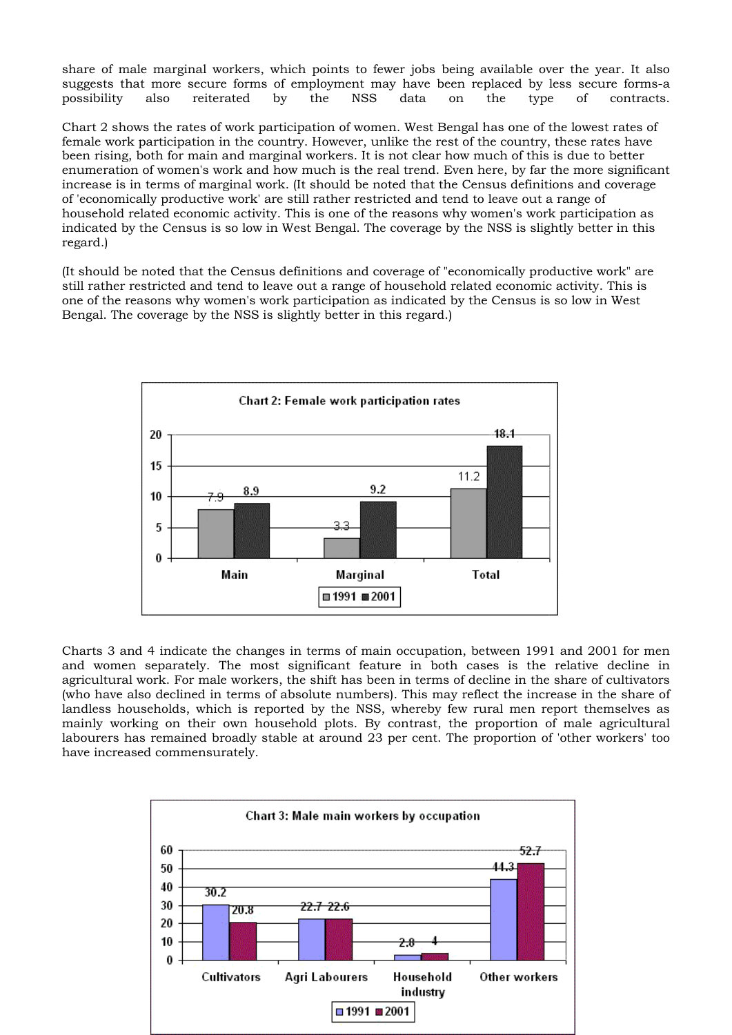share of male marginal workers, which points to fewer jobs being available over the year. It also suggests that more secure forms of employment may have been replaced by less secure forms-a possibility also reiterated by the NSS data on the type of contracts.

Chart 2 shows the rates of work participation of women. West Bengal has one of the lowest rates of female work participation in the country. However, unlike the rest of the country, these rates have been rising, both for main and marginal workers. It is not clear how much of this is due to better enumeration of women's work and how much is the real trend. Even here, by far the more significant increase is in terms of marginal work. (It should be noted that the Census definitions and coverage of 'economically productive work' are still rather restricted and tend to leave out a range of household related economic activity. This is one of the reasons why women's work participation as indicated by the Census is so low in West Bengal. The coverage by the NSS is slightly better in this regard.)

(It should be noted that the Census definitions and coverage of "economically productive work" are still rather restricted and tend to leave out a range of household related economic activity. This is one of the reasons why women's work participation as indicated by the Census is so low in West Bengal. The coverage by the NSS is slightly better in this regard.)

**Chart 2: Female work participation rates**

| | 1991 | 2001 |
|---|---|---|
| Main | 7.9 | 8.9 |
| Marginal | 3.3 | 9.2 |
| Total | 11.2 | 18.1 |

Charts 3 and 4 indicate the changes in terms of main occupation, between 1991 and 2001 for men and women separately. The most significant feature in both cases is the relative decline in agricultural work. For male workers, the shift has been in terms of decline in the share of cultivators (who have also declined in terms of absolute numbers). This may reflect the increase in the share of landless households, which is reported by the NSS, whereby few rural men report themselves as mainly working on their own household plots. By contrast, the proportion of male agricultural labourers has remained broadly stable at around 23 per cent. The proportion of 'other workers' too have increased commensurately.

**Chart 3: Male main workers by occupation**

| | 1991 | 2001 |
|---|---|---|
| Cultivators | 30.2 | 20.8 |
| Agri Labourers | 22.7 | 22.6 |
| Household industry | 2.8 | 4 |
| Other workers | 44.3 | 52.7 |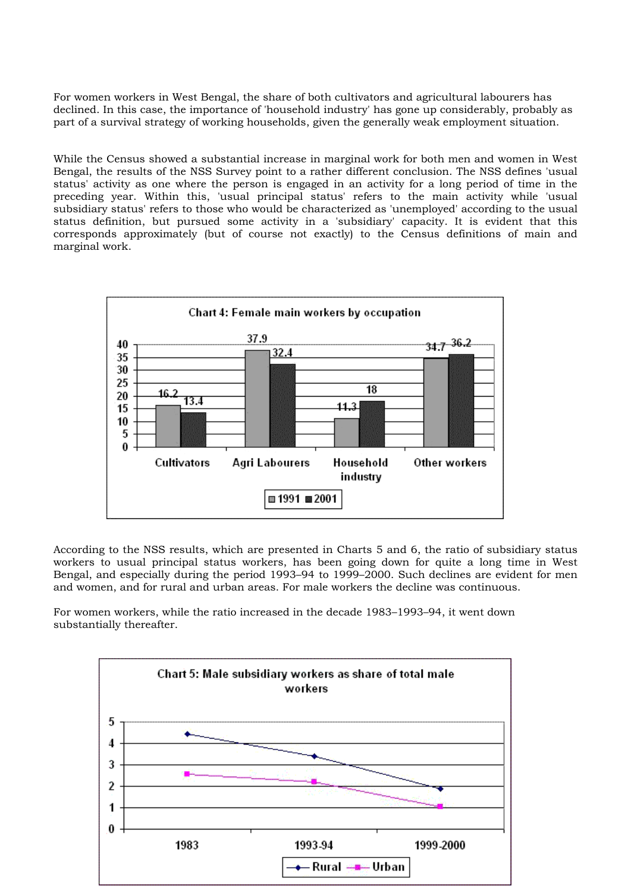For women workers in West Bengal, the share of both cultivators and agricultural labourers has declined. In this case, the importance of 'household industry' has gone up considerably, probably as part of a survival strategy of working households, given the generally weak employment situation.

While the Census showed a substantial increase in marginal work for both men and women in West Bengal, the results of the NSS Survey point to a rather different conclusion. The NSS defines 'usual status' activity as one where the person is engaged in an activity for a long period of time in the preceding year. Within this, 'usual principal status' refers to the main activity while 'usual subsidiary status' refers to those who would be characterized as 'unemployed' according to the usual status definition, but pursued some activity in a 'subsidiary' capacity. It is evident that this corresponds approximately (but of course not exactly) to the Census definitions of main and marginal work.

**Chart 4: Female main workers by occupation**

| | 1991 | 2001 |
|---|---|---|
| Cultivators | 16.2 | 13.4 |
| Agri Labourers | 37.9 | 32.4 |
| Household industry | 11.3 | 18 |
| Other workers | 34.7 | 36.2 |

According to the NSS results, which are presented in Charts 5 and 6, the ratio of subsidiary status workers to usual principal status workers, has been going down for quite a long time in West Bengal, and especially during the period 1993–94 to 1999–2000. Such declines are evident for men and women, and for rural and urban areas. For male workers the decline was continuous.

For women workers, while the ratio increased in the decade 1983–1993–94, it went down substantially thereafter.

**Chart 5: Male subsidiary workers as share of total male workers**

(Line chart: Rural and Urban, 1983, 1993-94, 1999-2000)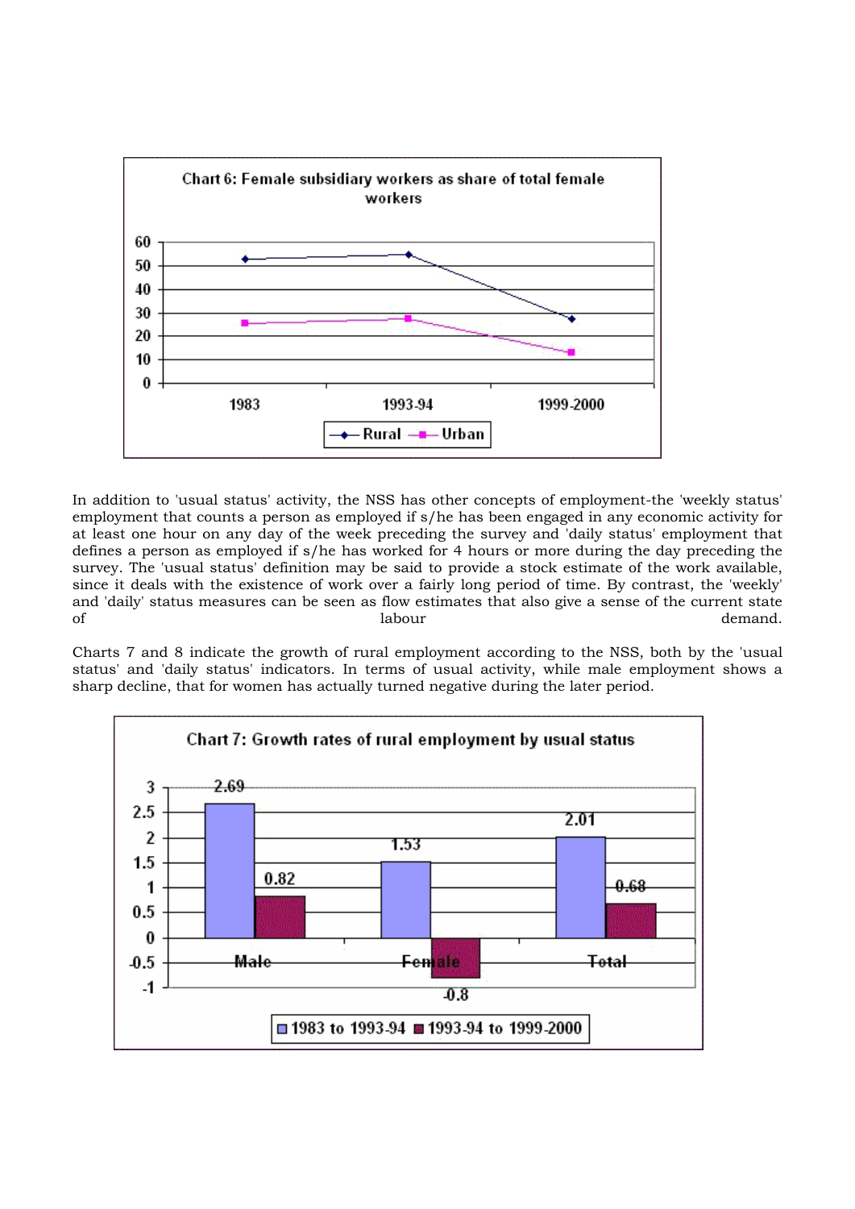Chart 6: Female subsidiary workers as share of total female workers

In addition to 'usual status' activity, the NSS has other concepts of employment-the 'weekly status' employment that counts a person as employed if s/he has been engaged in any economic activity for at least one hour on any day of the week preceding the survey and 'daily status' employment that defines a person as employed if s/he has worked for 4 hours or more during the day preceding the survey. The 'usual status' definition may be said to provide a stock estimate of the work available, since it deals with the existence of work over a fairly long period of time. By contrast, the 'weekly' and 'daily' status measures can be seen as flow estimates that also give a sense of the current state of labour demand.

Charts 7 and 8 indicate the growth of rural employment according to the NSS, both by the 'usual status' and 'daily status' indicators. In terms of usual activity, while male employment shows a sharp decline, that for women has actually turned negative during the later period.

Chart 7: Growth rates of rural employment by usual status

| | 1983 to 1993-94 | 1993-94 to 1999-2000 |
|---|---|---|
| Male | 2.69 | 0.82 |
| Female | 1.53 | -0.8 |
| Total | 2.01 | 0.68 |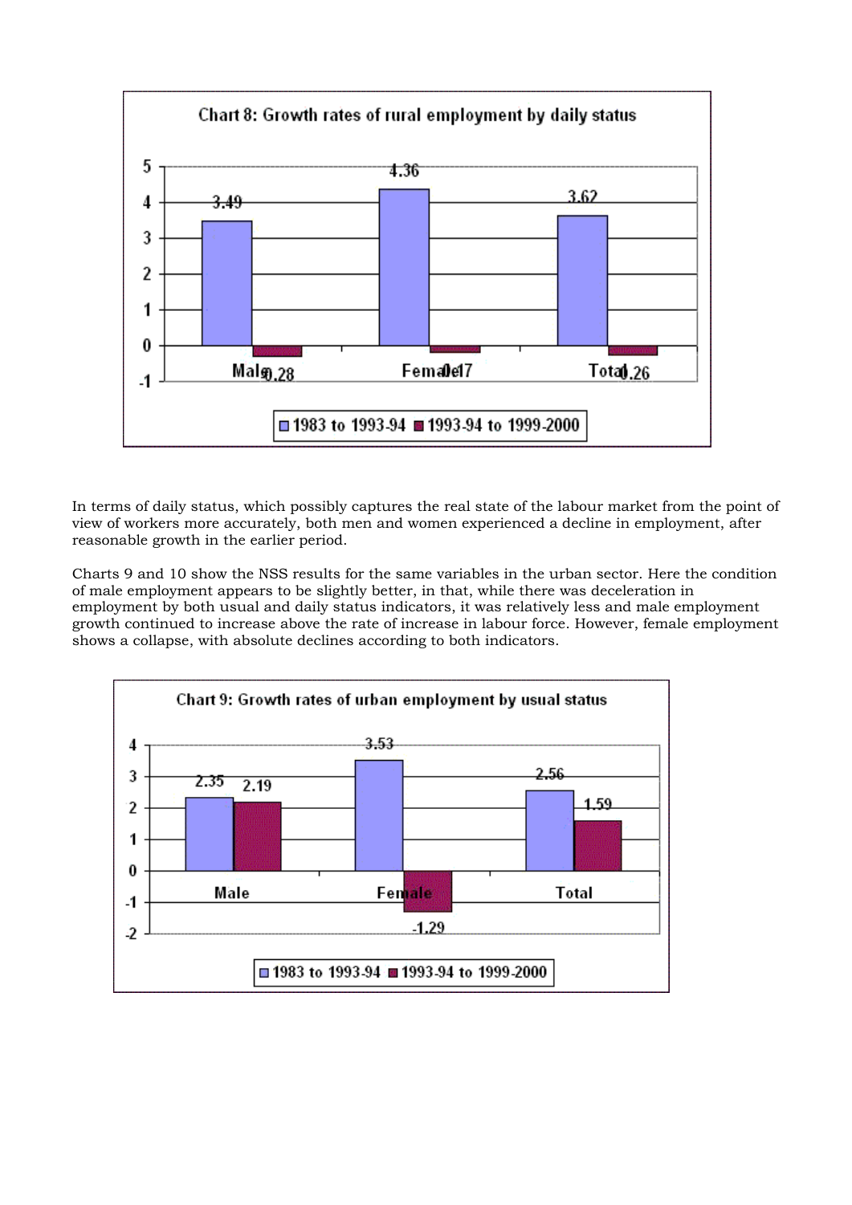**Chart 8: Growth rates of rural employment by daily status**

| | Male | Female | Total |
|---|---|---|---|
| 1983 to 1993-94 | 3.49 | 4.36 | 3.62 |
| 1993-94 to 1999-2000 | -0.28 | -0.17 | -0.26 |

In terms of daily status, which possibly captures the real state of the labour market from the point of view of workers more accurately, both men and women experienced a decline in employment, after reasonable growth in the earlier period.

Charts 9 and 10 show the NSS results for the same variables in the urban sector. Here the condition of male employment appears to be slightly better, in that, while there was deceleration in employment by both usual and daily status indicators, it was relatively less and male employment growth continued to increase above the rate of increase in labour force. However, female employment shows a collapse, with absolute declines according to both indicators.

**Chart 9: Growth rates of urban employment by usual status**

| | Male | Female | Total |
|---|---|---|---|
| 1983 to 1993-94 | 2.35 | 3.53 | 2.56 |
| 1993-94 to 1999-2000 | 2.19 | -1.29 | 1.59 |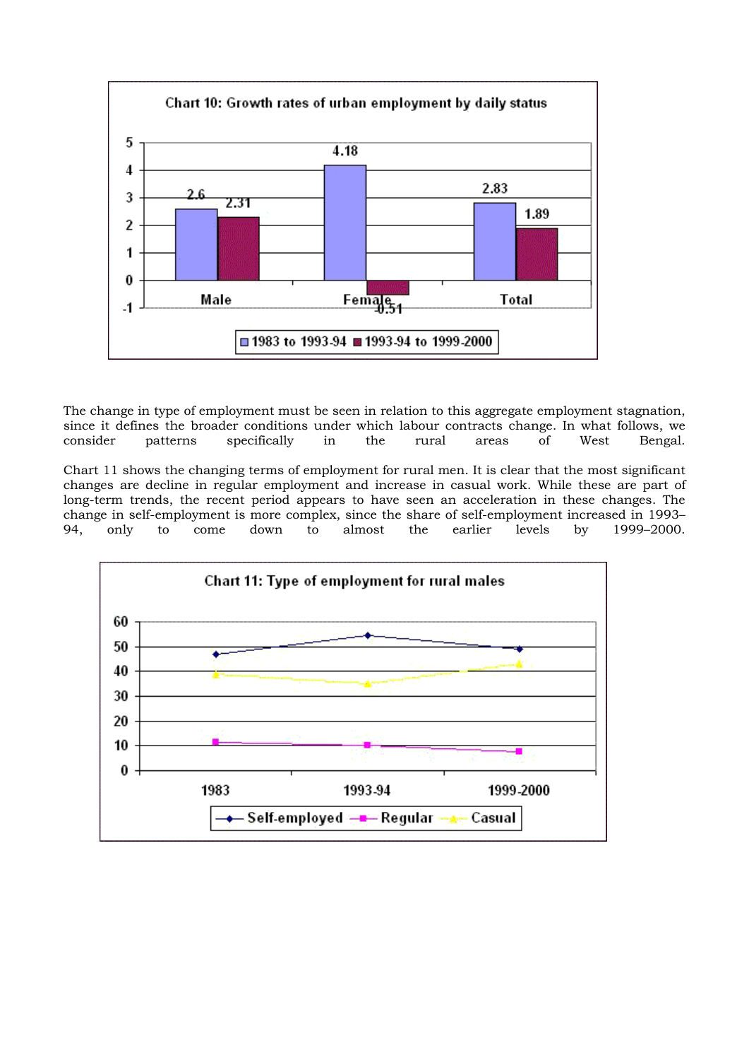**Chart 10: Growth rates of urban employment by daily status**

| | 1983 to 1993-94 | 1993-94 to 1999-2000 |
|---|---|---|
| Male | 2.6 | 2.31 |
| Female | 4.18 | -0.51 |
| Total | 2.83 | 1.89 |

The change in type of employment must be seen in relation to this aggregate employment stagnation, since it defines the broader conditions under which labour contracts change. In what follows, we consider patterns specifically in the rural areas of West Bengal.

Chart 11 shows the changing terms of employment for rural men. It is clear that the most significant changes are decline in regular employment and increase in casual work. While these are part of long-term trends, the recent period appears to have seen an acceleration in these changes. The change in self-employment is more complex, since the share of self-employment increased in 1993–94, only to come down to almost the earlier levels by 1999–2000.

**Chart 11: Type of employment for rural males**

(Line chart: Self-employed, Regular, Casual for 1983, 1993-94, 1999-2000; y-axis 0–60)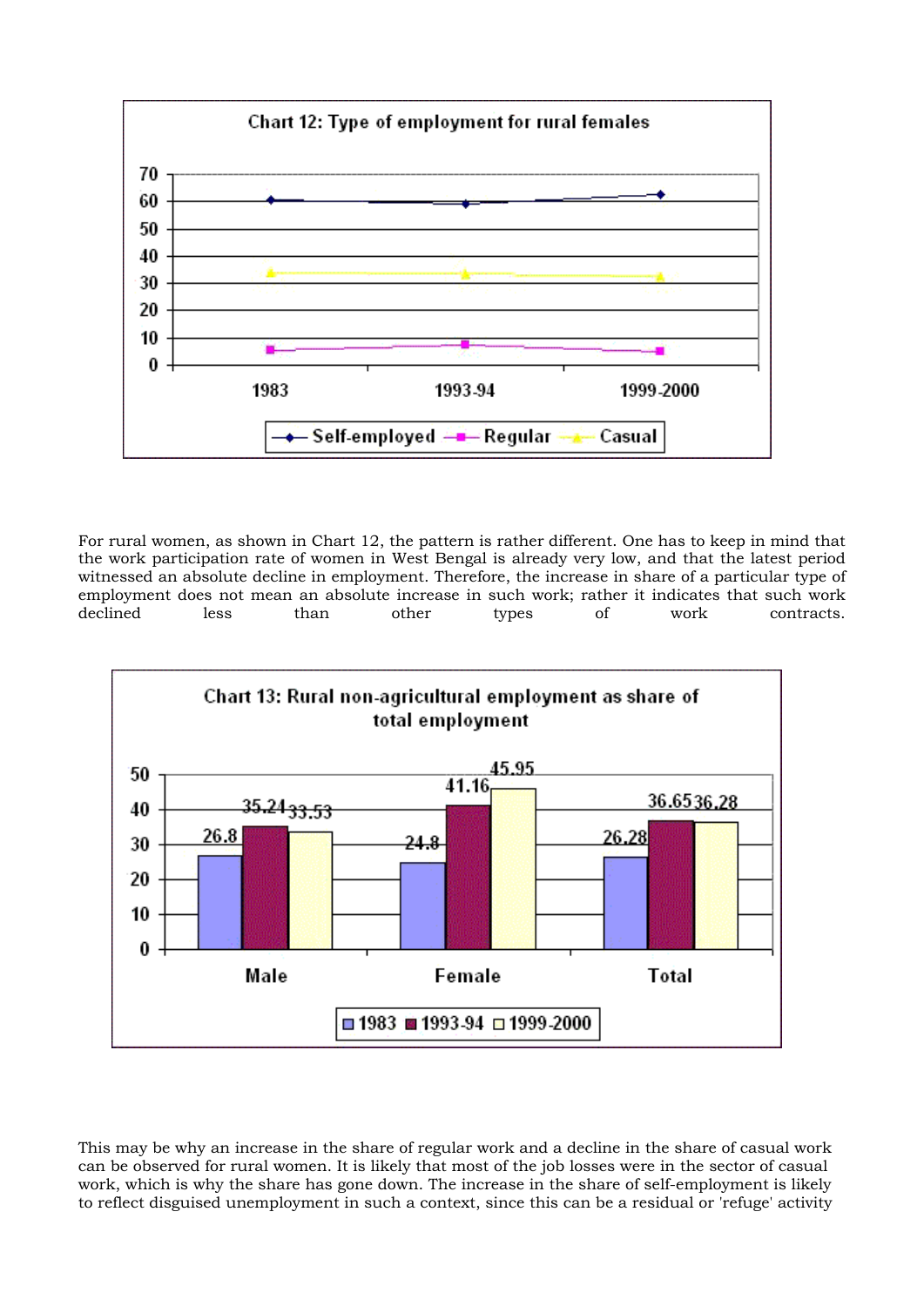Chart 12: Type of employment for rural females

For rural women, as shown in Chart 12, the pattern is rather different. One has to keep in mind that the work participation rate of women in West Bengal is already very low, and that the latest period witnessed an absolute decline in employment. Therefore, the increase in share of a particular type of employment does not mean an absolute increase in such work; rather it indicates that such work declined less than other types of work contracts.

Chart 13: Rural non-agricultural employment as share of total employment

| | 1983 | 1993-94 | 1999-2000 |
|---|---|---|---|
| Male | 26.8 | 35.24 | 33.53 |
| Female | 24.8 | 41.16 | 45.95 |
| Total | 26.28 | 36.65 | 36.28 |

This may be why an increase in the share of regular work and a decline in the share of casual work can be observed for rural women. It is likely that most of the job losses were in the sector of casual work, which is why the share has gone down. The increase in the share of self-employment is likely to reflect disguised unemployment in such a context, since this can be a residual or 'refuge' activity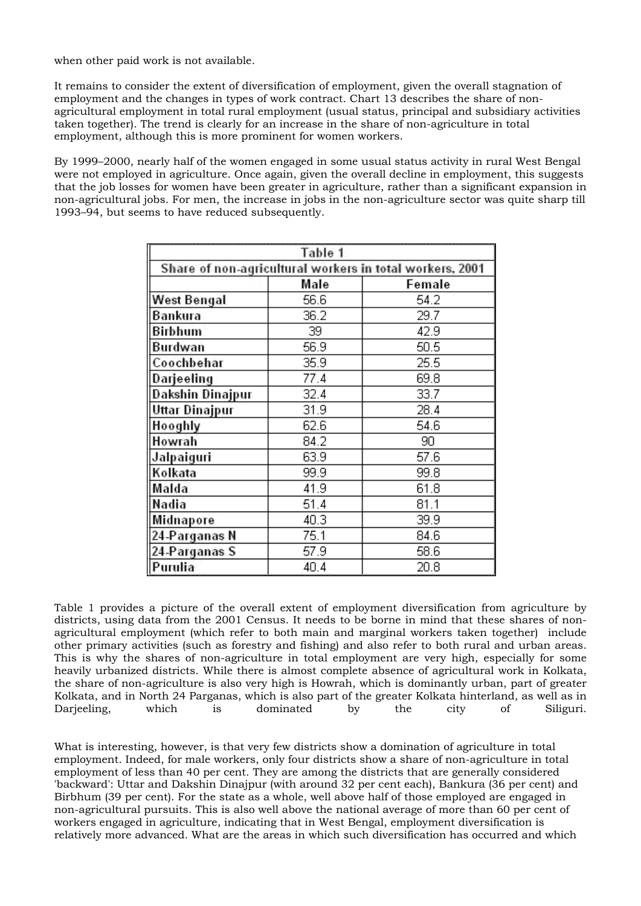when other paid work is not available.

It remains to consider the extent of diversification of employment, given the overall stagnation of employment and the changes in types of work contract. Chart 13 describes the share of non-agricultural employment in total rural employment (usual status, principal and subsidiary activities taken together). The trend is clearly for an increase in the share of non-agriculture in total employment, although this is more prominent for women workers.

By 1999–2000, nearly half of the women engaged in some usual status activity in rural West Bengal were not employed in agriculture. Once again, given the overall decline in employment, this suggests that the job losses for women have been greater in agriculture, rather than a significant expansion in non-agricultural jobs. For men, the increase in jobs in the non-agriculture sector was quite sharp till 1993–94, but seems to have reduced subsequently.

**Table 1**

**Share of non-agricultural workers in total workers, 2001**

| | Male | Female |
|---|---|---|
| West Bengal | 56.6 | 54.2 |
| Bankura | 36.2 | 29.7 |
| Birbhum | 39 | 42.9 |
| Burdwan | 56.9 | 50.5 |
| Coochbehar | 35.9 | 25.5 |
| Darjeeling | 77.4 | 69.8 |
| Dakshin Dinajpur | 32.4 | 33.7 |
| Uttar Dinajpur | 31.9 | 28.4 |
| Hooghly | 62.6 | 54.6 |
| Howrah | 84.2 | 90 |
| Jalpaiguri | 63.9 | 57.6 |
| Kolkata | 99.9 | 99.8 |
| Malda | 41.9 | 61.8 |
| Nadia | 51.4 | 81.1 |
| Midnapore | 40.3 | 39.9 |
| 24-Parganas N | 75.1 | 84.6 |
| 24-Parganas S | 57.9 | 58.6 |
| Purulia | 40.4 | 20.8 |

Table 1 provides a picture of the overall extent of employment diversification from agriculture by districts, using data from the 2001 Census. It needs to be borne in mind that these shares of non-agricultural employment (which refer to both main and marginal workers taken together) include other primary activities (such as forestry and fishing) and also refer to both rural and urban areas. This is why the shares of non-agriculture in total employment are very high, especially for some heavily urbanized districts. While there is almost complete absence of agricultural work in Kolkata, the share of non-agriculture is also very high is Howrah, which is dominantly urban, part of greater Kolkata, and in North 24 Parganas, which is also part of the greater Kolkata hinterland, as well as in Darjeeling, which is dominated by the city of Siliguri.

What is interesting, however, is that very few districts show a domination of agriculture in total employment. Indeed, for male workers, only four districts show a share of non-agriculture in total employment of less than 40 per cent. They are among the districts that are generally considered 'backward': Uttar and Dakshin Dinajpur (with around 32 per cent each), Bankura (36 per cent) and Birbhum (39 per cent). For the state as a whole, well above half of those employed are engaged in non-agricultural pursuits. This is also well above the national average of more than 60 per cent of workers engaged in agriculture, indicating that in West Bengal, employment diversification is relatively more advanced. What are the areas in which such diversification has occurred and which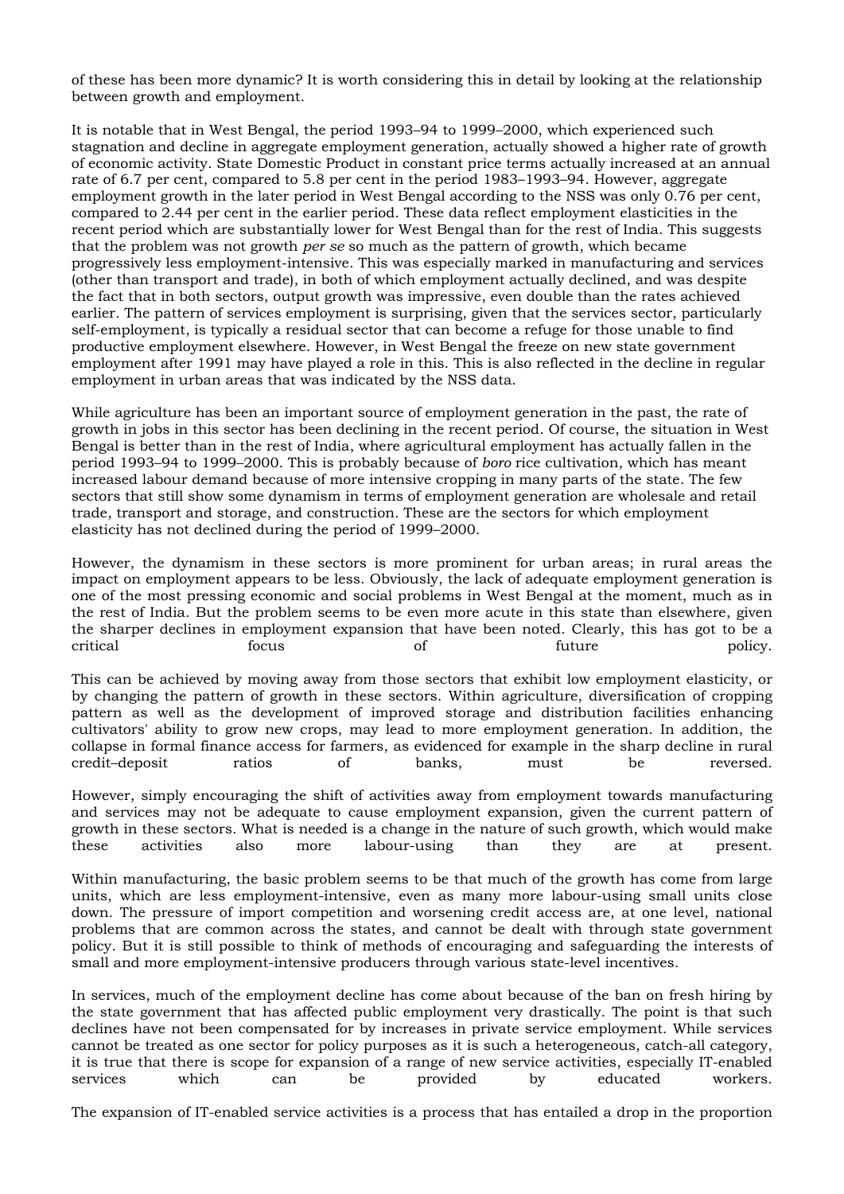of these has been more dynamic? It is worth considering this in detail by looking at the relationship between growth and employment.

It is notable that in West Bengal, the period 1993–94 to 1999–2000, which experienced such stagnation and decline in aggregate employment generation, actually showed a higher rate of growth of economic activity. State Domestic Product in constant price terms actually increased at an annual rate of 6.7 per cent, compared to 5.8 per cent in the period 1983–1993–94. However, aggregate employment growth in the later period in West Bengal according to the NSS was only 0.76 per cent, compared to 2.44 per cent in the earlier period. These data reflect employment elasticities in the recent period which are substantially lower for West Bengal than for the rest of India. This suggests that the problem was not growth *per se* so much as the pattern of growth, which became progressively less employment-intensive. This was especially marked in manufacturing and services (other than transport and trade), in both of which employment actually declined, and was despite the fact that in both sectors, output growth was impressive, even double than the rates achieved earlier. The pattern of services employment is surprising, given that the services sector, particularly self-employment, is typically a residual sector that can become a refuge for those unable to find productive employment elsewhere. However, in West Bengal the freeze on new state government employment after 1991 may have played a role in this. This is also reflected in the decline in regular employment in urban areas that was indicated by the NSS data.

While agriculture has been an important source of employment generation in the past, the rate of growth in jobs in this sector has been declining in the recent period. Of course, the situation in West Bengal is better than in the rest of India, where agricultural employment has actually fallen in the period 1993–94 to 1999–2000. This is probably because of *boro* rice cultivation, which has meant increased labour demand because of more intensive cropping in many parts of the state. The few sectors that still show some dynamism in terms of employment generation are wholesale and retail trade, transport and storage, and construction. These are the sectors for which employment elasticity has not declined during the period of 1999–2000.

However, the dynamism in these sectors is more prominent for urban areas; in rural areas the impact on employment appears to be less. Obviously, the lack of adequate employment generation is one of the most pressing economic and social problems in West Bengal at the moment, much as in the rest of India. But the problem seems to be even more acute in this state than elsewhere, given the sharper declines in employment expansion that have been noted. Clearly, this has got to be a critical focus of future policy.

This can be achieved by moving away from those sectors that exhibit low employment elasticity, or by changing the pattern of growth in these sectors. Within agriculture, diversification of cropping pattern as well as the development of improved storage and distribution facilities enhancing cultivators' ability to grow new crops, may lead to more employment generation. In addition, the collapse in formal finance access for farmers, as evidenced for example in the sharp decline in rural credit–deposit ratios of banks, must be reversed.

However, simply encouraging the shift of activities away from employment towards manufacturing and services may not be adequate to cause employment expansion, given the current pattern of growth in these sectors. What is needed is a change in the nature of such growth, which would make these activities also more labour-using than they are at present.

Within manufacturing, the basic problem seems to be that much of the growth has come from large units, which are less employment-intensive, even as many more labour-using small units close down. The pressure of import competition and worsening credit access are, at one level, national problems that are common across the states, and cannot be dealt with through state government policy. But it is still possible to think of methods of encouraging and safeguarding the interests of small and more employment-intensive producers through various state-level incentives.

In services, much of the employment decline has come about because of the ban on fresh hiring by the state government that has affected public employment very drastically. The point is that such declines have not been compensated for by increases in private service employment. While services cannot be treated as one sector for policy purposes as it is such a heterogeneous, catch-all category, it is true that there is scope for expansion of a range of new service activities, especially IT-enabled services which can be provided by educated workers.

The expansion of IT-enabled service activities is a process that has entailed a drop in the proportion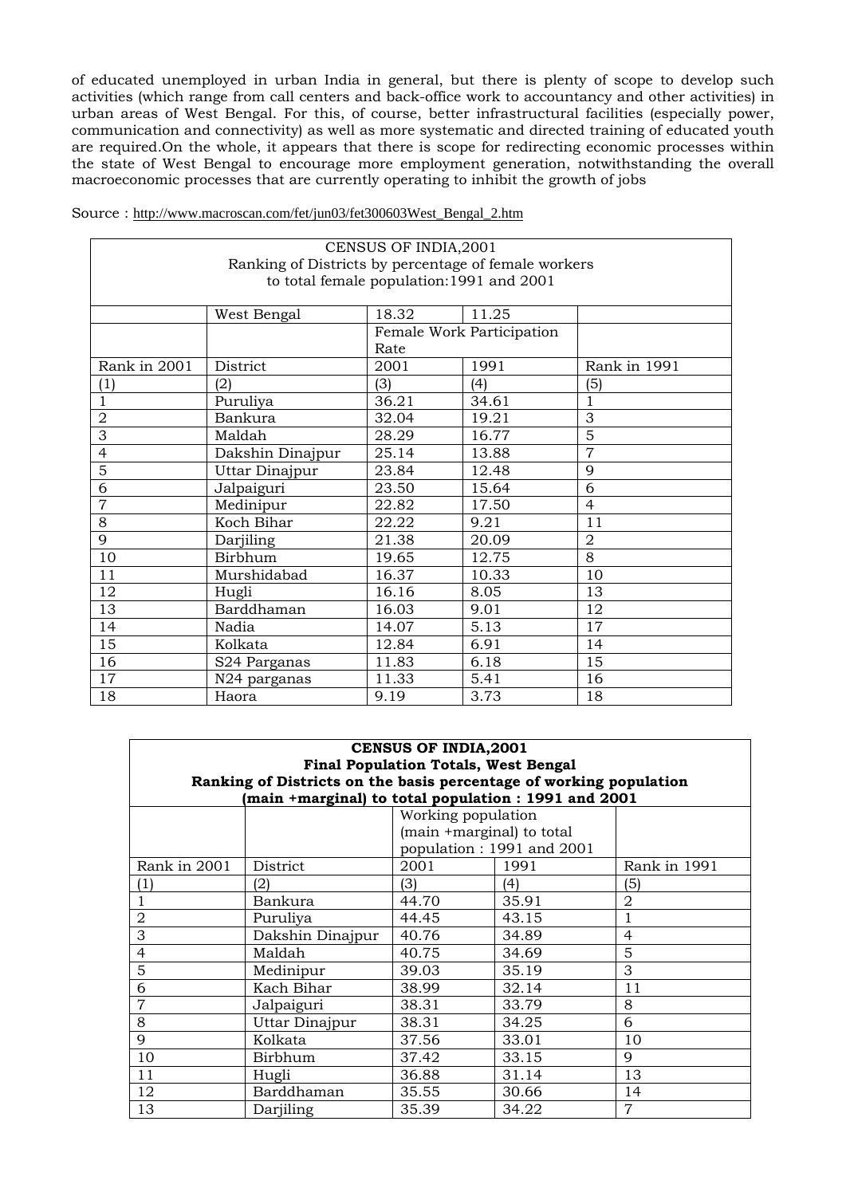of educated unemployed in urban India in general, but there is plenty of scope to develop such activities (which range from call centers and back-office work to accountancy and other activities) in urban areas of West Bengal. For this, of course, better infrastructural facilities (especially power, communication and connectivity) as well as more systematic and directed training of educated youth are required.On the whole, it appears that there is scope for redirecting economic processes within the state of West Bengal to encourage more employment generation, notwithstanding the overall macroeconomic processes that are currently operating to inhibit the growth of jobs

Source : http://www.macroscan.com/fet/jun03/fet300603West_Bengal_2.htm

| CENSUS OF INDIA,2001<br>Ranking of Districts by percentage of female workers to total female population:1991 and 2001 | | | | |
|---|---|---|---|---|
| | West Bengal | 18.32 | 11.25 | |
| | | Female Work Participation Rate | | |
| Rank in 2001 | District | 2001 | 1991 | Rank in 1991 |
| (1) | (2) | (3) | (4) | (5) |
| 1 | Puruliya | 36.21 | 34.61 | 1 |
| 2 | Bankura | 32.04 | 19.21 | 3 |
| 3 | Maldah | 28.29 | 16.77 | 5 |
| 4 | Dakshin Dinajpur | 25.14 | 13.88 | 7 |
| 5 | Uttar Dinajpur | 23.84 | 12.48 | 9 |
| 6 | Jalpaiguri | 23.50 | 15.64 | 6 |
| 7 | Medinipur | 22.82 | 17.50 | 4 |
| 8 | Koch Bihar | 22.22 | 9.21 | 11 |
| 9 | Darjiling | 21.38 | 20.09 | 2 |
| 10 | Birbhum | 19.65 | 12.75 | 8 |
| 11 | Murshidabad | 16.37 | 10.33 | 10 |
| 12 | Hugli | 16.16 | 8.05 | 13 |
| 13 | Barddhaman | 16.03 | 9.01 | 12 |
| 14 | Nadia | 14.07 | 5.13 | 17 |
| 15 | Kolkata | 12.84 | 6.91 | 14 |
| 16 | S24 Parganas | 11.83 | 6.18 | 15 |
| 17 | N24 parganas | 11.33 | 5.41 | 16 |
| 18 | Haora | 9.19 | 3.73 | 18 |

| **CENSUS OF INDIA,2001**<br>**Final Population Totals, West Bengal**<br>**Ranking of Districts on the basis percentage of working population (main +marginal) to total population : 1991 and 2001** | | | | |
|---|---|---|---|---|
| | | Working population (main +marginal) to total population : 1991 and 2001 | | |
| Rank in 2001 | District | 2001 | 1991 | Rank in 1991 |
| (1) | (2) | (3) | (4) | (5) |
| 1 | Bankura | 44.70 | 35.91 | 2 |
| 2 | Puruliya | 44.45 | 43.15 | 1 |
| 3 | Dakshin Dinajpur | 40.76 | 34.89 | 4 |
| 4 | Maldah | 40.75 | 34.69 | 5 |
| 5 | Medinipur | 39.03 | 35.19 | 3 |
| 6 | Kach Bihar | 38.99 | 32.14 | 11 |
| 7 | Jalpaiguri | 38.31 | 33.79 | 8 |
| 8 | Uttar Dinajpur | 38.31 | 34.25 | 6 |
| 9 | Kolkata | 37.56 | 33.01 | 10 |
| 10 | Birbhum | 37.42 | 33.15 | 9 |
| 11 | Hugli | 36.88 | 31.14 | 13 |
| 12 | Barddhaman | 35.55 | 30.66 | 14 |
| 13 | Darjiling | 35.39 | 34.22 | 7 |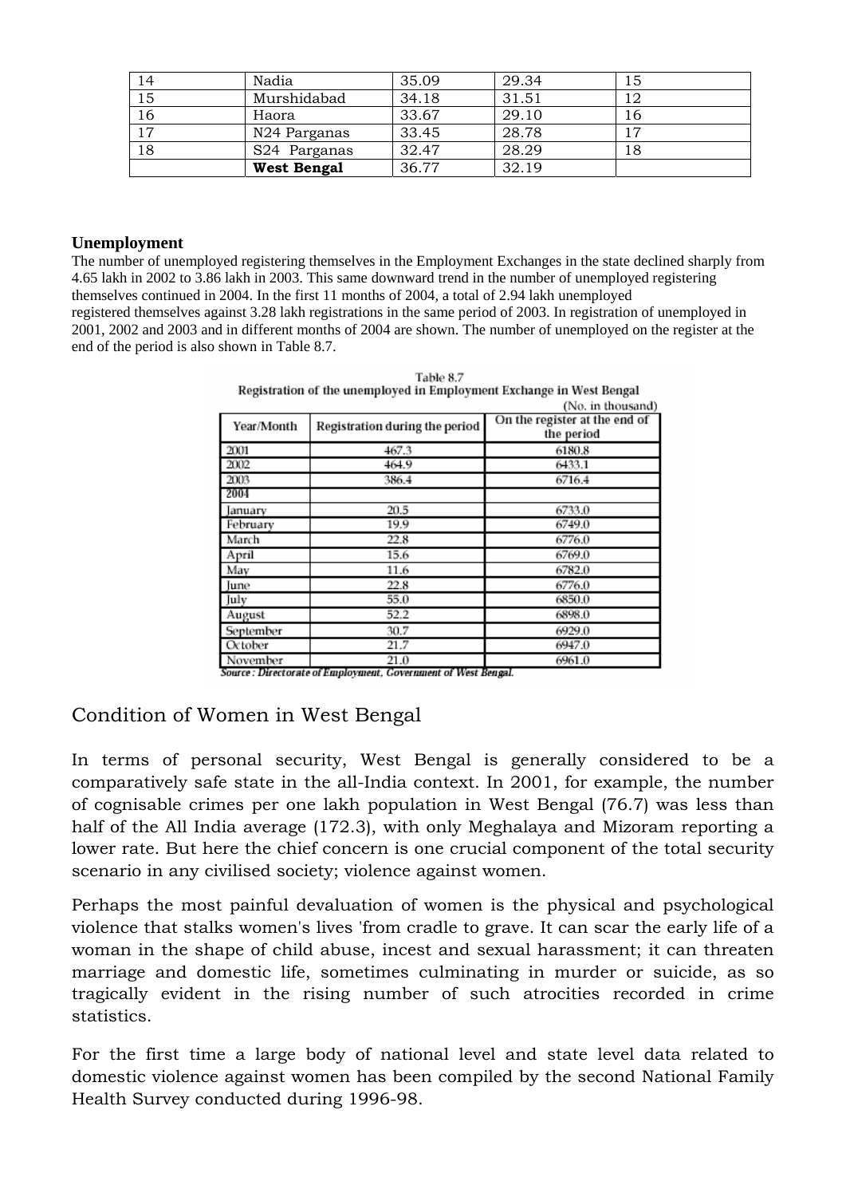| 14 | Nadia | 35.09 | 29.34 | 15 |
|---|---|---|---|---|
| 15 | Murshidabad | 34.18 | 31.51 | 12 |
| 16 | Haora | 33.67 | 29.10 | 16 |
| 17 | N24 Parganas | 33.45 | 28.78 | 17 |
| 18 | S24 Parganas | 32.47 | 28.29 | 18 |
| | **West Bengal** | 36.77 | 32.19 | |

**Unemployment**

The number of unemployed registering themselves in the Employment Exchanges in the state declined sharply from 4.65 lakh in 2002 to 3.86 lakh in 2003. This same downward trend in the number of unemployed registering themselves continued in 2004. In the first 11 months of 2004, a total of 2.94 lakh unemployed registered themselves against 3.28 lakh registrations in the same period of 2003. In registration of unemployed in 2001, 2002 and 2003 and in different months of 2004 are shown. The number of unemployed on the register at the end of the period is also shown in Table 8.7.

Table 8.7
Registration of the unemployed in Employment Exchange in West Bengal

(No. in thousand)

| Year/Month | Registration during the period | On the register at the end of the period |
|---|---|---|
| 2001 | 467.3 | 6180.8 |
| 2002 | 464.9 | 6433.1 |
| 2003 | 386.4 | 6716.4 |
| **2004** | | |
| January | 20.5 | 6733.0 |
| February | 19.9 | 6749.0 |
| March | 22.8 | 6776.0 |
| April | 15.6 | 6769.0 |
| May | 11.6 | 6782.0 |
| June | 22.8 | 6776.0 |
| July | 55.0 | 6850.0 |
| August | 52.2 | 6898.0 |
| September | 30.7 | 6929.0 |
| October | 21.7 | 6947.0 |
| November | 21.0 | 6961.0 |

*Source : Directorate of Employment, Government of West Bengal.*

## Condition of Women in West Bengal

In terms of personal security, West Bengal is generally considered to be a comparatively safe state in the all-India context. In 2001, for example, the number of cognisable crimes per one lakh population in West Bengal (76.7) was less than half of the All India average (172.3), with only Meghalaya and Mizoram reporting a lower rate. But here the chief concern is one crucial component of the total security scenario in any civilised society; violence against women.

Perhaps the most painful devaluation of women is the physical and psychological violence that stalks women's lives 'from cradle to grave. It can scar the early life of a woman in the shape of child abuse, incest and sexual harassment; it can threaten marriage and domestic life, sometimes culminating in murder or suicide, as so tragically evident in the rising number of such atrocities recorded in crime statistics.

For the first time a large body of national level and state level data related to domestic violence against women has been compiled by the second National Family Health Survey conducted during 1996-98.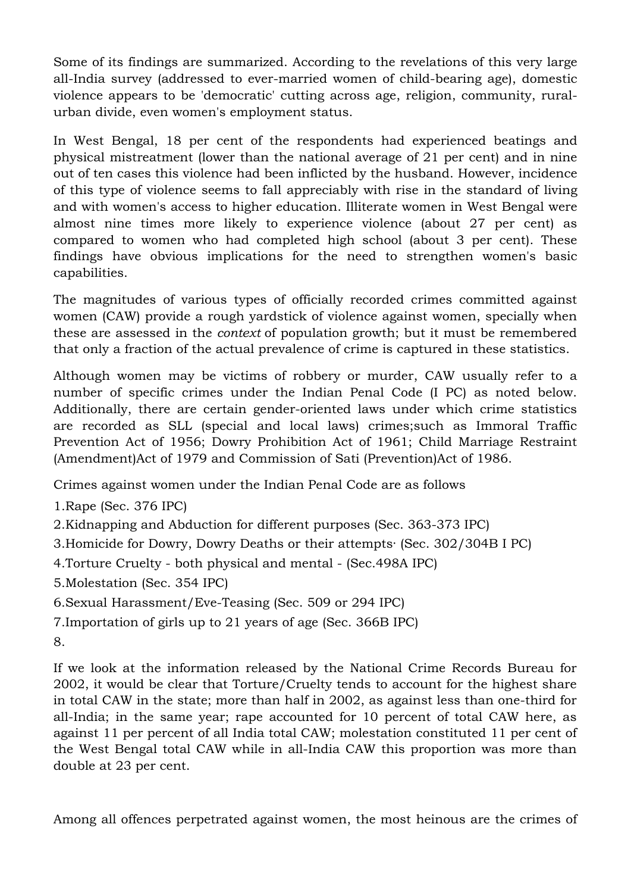Some of its findings are summarized. According to the revelations of this very large all-India survey (addressed to ever-married women of child-bearing age), domestic violence appears to be 'democratic' cutting across age, religion, community, rural-urban divide, even women's employment status.

In West Bengal, 18 per cent of the respondents had experienced beatings and physical mistreatment (lower than the national average of 21 per cent) and in nine out of ten cases this violence had been inflicted by the husband. However, incidence of this type of violence seems to fall appreciably with rise in the standard of living and with women's access to higher education. Illiterate women in West Bengal were almost nine times more likely to experience violence (about 27 per cent) as compared to women who had completed high school (about 3 per cent). These findings have obvious implications for the need to strengthen women's basic capabilities.

The magnitudes of various types of officially recorded crimes committed against women (CAW) provide a rough yardstick of violence against women, specially when these are assessed in the *context* of population growth; but it must be remembered that only a fraction of the actual prevalence of crime is captured in these statistics.

Although women may be victims of robbery or murder, CAW usually refer to a number of specific crimes under the Indian Penal Code (I PC) as noted below. Additionally, there are certain gender-oriented laws under which crime statistics are recorded as SLL (special and local laws) crimes;such as Immoral Traffic Prevention Act of 1956; Dowry Prohibition Act of 1961; Child Marriage Restraint (Amendment)Act of 1979 and Commission of Sati (Prevention)Act of 1986.

Crimes against women under the Indian Penal Code are as follows

1.Rape (Sec. 376 IPC)

2.Kidnapping and Abduction for different purposes (Sec. 363-373 IPC)

3.Homicide for Dowry, Dowry Deaths or their attempts· (Sec. 302/304B I PC)

4.Torture Cruelty - both physical and mental - (Sec.498A IPC)

5.Molestation (Sec. 354 IPC)

6.Sexual Harassment/Eve-Teasing (Sec. 509 or 294 IPC)

7.Importation of girls up to 21 years of age (Sec. 366B IPC)

8.

If we look at the information released by the National Crime Records Bureau for 2002, it would be clear that Torture/Cruelty tends to account for the highest share in total CAW in the state; more than half in 2002, as against less than one-third for all-India; in the same year; rape accounted for 10 percent of total CAW here, as against 11 per percent of all India total CAW; molestation constituted 11 per cent of the West Bengal total CAW while in all-India CAW this proportion was more than double at 23 per cent.

Among all offences perpetrated against women, the most heinous are the crimes of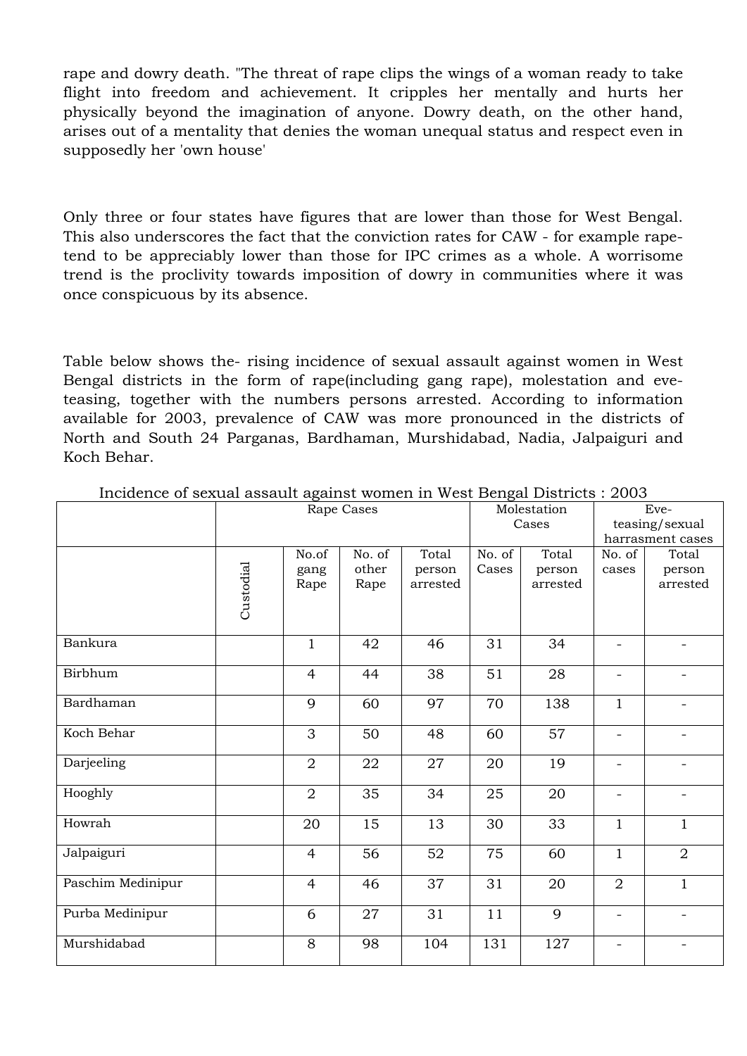rape and dowry death. "The threat of rape clips the wings of a woman ready to take flight into freedom and achievement. It cripples her mentally and hurts her physically beyond the imagination of anyone. Dowry death, on the other hand, arises out of a mentality that denies the woman unequal status and respect even in supposedly her 'own house'

Only three or four states have figures that are lower than those for West Bengal. This also underscores the fact that the conviction rates for CAW - for example rape- tend to be appreciably lower than those for IPC crimes as a whole. A worrisome trend is the proclivity towards imposition of dowry in communities where it was once conspicuous by its absence.

Table below shows the- rising incidence of sexual assault against women in West Bengal districts in the form of rape(including gang rape), molestation and eve-teasing, together with the numbers persons arrested. According to information available for 2003, prevalence of CAW was more pronounced in the districts of North and South 24 Parganas, Bardhaman, Murshidabad, Nadia, Jalpaiguri and Koch Behar.

Incidence of sexual assault against women in West Bengal Districts : 2003

| | Rape Cases | | | | Molestation Cases | | Eve-teasing/sexual harrasment cases | |
|---|---|---|---|---|---|---|---|---|
| | Custodial | No.of gang Rape | No. of other Rape | Total person arrested | No. of Cases | Total person arrested | No. of cases | Total person arrested |
| Bankura | | 1 | 42 | 46 | 31 | 34 | - | - |
| Birbhum | | 4 | 44 | 38 | 51 | 28 | - | - |
| Bardhaman | | 9 | 60 | 97 | 70 | 138 | 1 | - |
| Koch Behar | | 3 | 50 | 48 | 60 | 57 | - | - |
| Darjeeling | | 2 | 22 | 27 | 20 | 19 | - | - |
| Hooghly | | 2 | 35 | 34 | 25 | 20 | - | - |
| Howrah | | 20 | 15 | 13 | 30 | 33 | 1 | 1 |
| Jalpaiguri | | 4 | 56 | 52 | 75 | 60 | 1 | 2 |
| Paschim Medinipur | | 4 | 46 | 37 | 31 | 20 | 2 | 1 |
| Purba Medinipur | | 6 | 27 | 31 | 11 | 9 | - | - |
| Murshidabad | | 8 | 98 | 104 | 131 | 127 | - | - |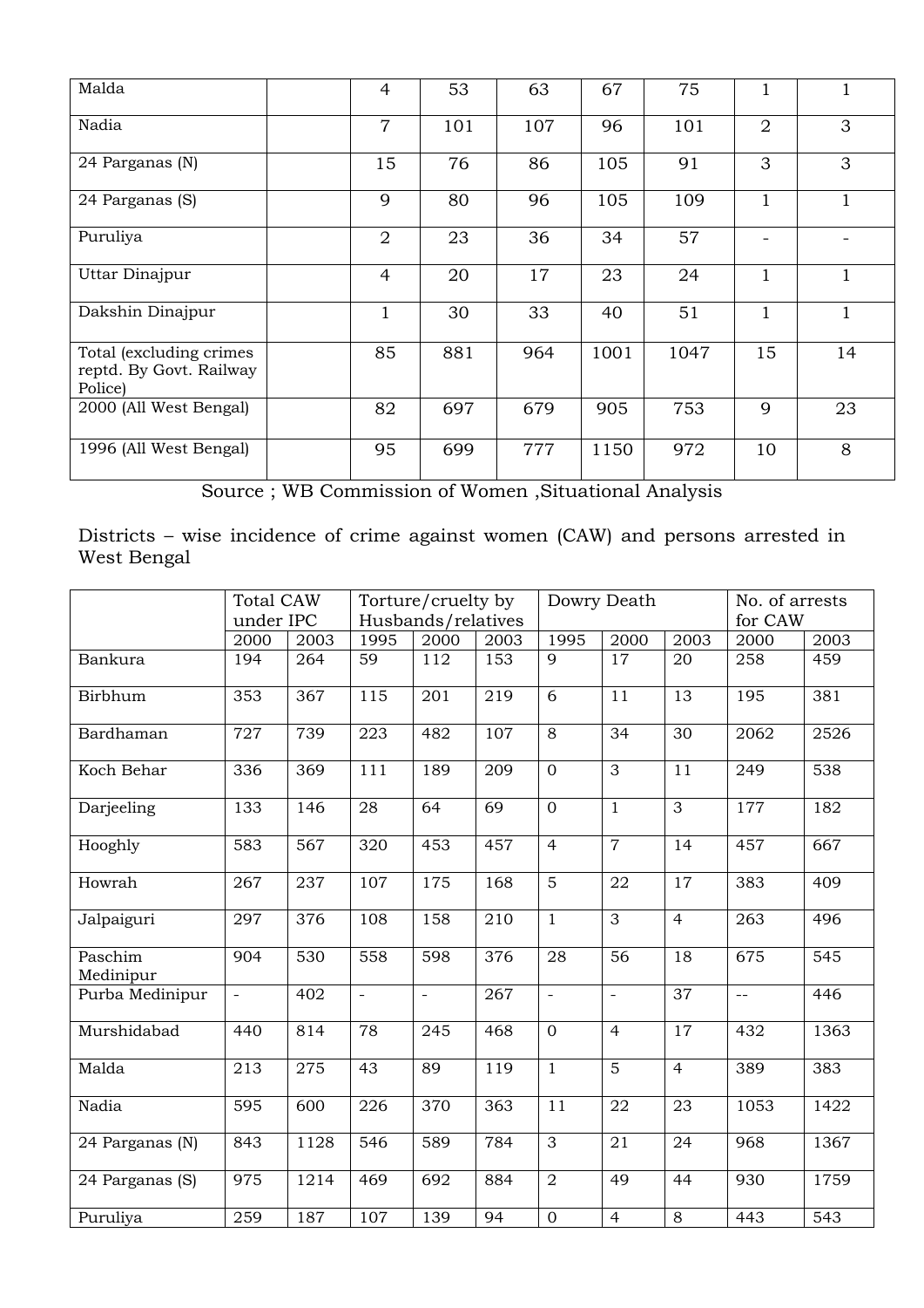| | | | | | | | |
|---|---|---|---|---|---|---|---|
| Malda | | 4 | 53 | 63 | 67 | 75 | 1 | 1 |
| Nadia | | 7 | 101 | 107 | 96 | 101 | 2 | 3 |
| 24 Parganas (N) | | 15 | 76 | 86 | 105 | 91 | 3 | 3 |
| 24 Parganas (S) | | 9 | 80 | 96 | 105 | 109 | 1 | 1 |
| Puruliya | | 2 | 23 | 36 | 34 | 57 | - | - |
| Uttar Dinajpur | | 4 | 20 | 17 | 23 | 24 | 1 | 1 |
| Dakshin Dinajpur | | 1 | 30 | 33 | 40 | 51 | 1 | 1 |
| Total (excluding crimes reptd. By Govt. Railway Police) | | 85 | 881 | 964 | 1001 | 1047 | 15 | 14 |
| 2000 (All West Bengal) | | 82 | 697 | 679 | 905 | 753 | 9 | 23 |
| 1996 (All West Bengal) | | 95 | 699 | 777 | 1150 | 972 | 10 | 8 |

Source ; WB Commission of Women ,Situational Analysis

Districts – wise incidence of crime against women (CAW) and persons arrested in West Bengal

| | Total CAW under IPC | | Torture/cruelty by Husbands/relatives | | | Dowry Death | | | No. of arrests for CAW | |
|---|---|---|---|---|---|---|---|---|---|---|
| | 2000 | 2003 | 1995 | 2000 | 2003 | 1995 | 2000 | 2003 | 2000 | 2003 |
| Bankura | 194 | 264 | 59 | 112 | 153 | 9 | 17 | 20 | 258 | 459 |
| Birbhum | 353 | 367 | 115 | 201 | 219 | 6 | 11 | 13 | 195 | 381 |
| Bardhaman | 727 | 739 | 223 | 482 | 107 | 8 | 34 | 30 | 2062 | 2526 |
| Koch Behar | 336 | 369 | 111 | 189 | 209 | 0 | 3 | 11 | 249 | 538 |
| Darjeeling | 133 | 146 | 28 | 64 | 69 | 0 | 1 | 3 | 177 | 182 |
| Hooghly | 583 | 567 | 320 | 453 | 457 | 4 | 7 | 14 | 457 | 667 |
| Howrah | 267 | 237 | 107 | 175 | 168 | 5 | 22 | 17 | 383 | 409 |
| Jalpaiguri | 297 | 376 | 108 | 158 | 210 | 1 | 3 | 4 | 263 | 496 |
| Paschim Medinipur | 904 | 530 | 558 | 598 | 376 | 28 | 56 | 18 | 675 | 545 |
| Purba Medinipur | - | 402 | - | - | 267 | - | - | 37 | -- | 446 |
| Murshidabad | 440 | 814 | 78 | 245 | 468 | 0 | 4 | 17 | 432 | 1363 |
| Malda | 213 | 275 | 43 | 89 | 119 | 1 | 5 | 4 | 389 | 383 |
| Nadia | 595 | 600 | 226 | 370 | 363 | 11 | 22 | 23 | 1053 | 1422 |
| 24 Parganas (N) | 843 | 1128 | 546 | 589 | 784 | 3 | 21 | 24 | 968 | 1367 |
| 24 Parganas (S) | 975 | 1214 | 469 | 692 | 884 | 2 | 49 | 44 | 930 | 1759 |
| Puruliya | 259 | 187 | 107 | 139 | 94 | 0 | 4 | 8 | 443 | 543 |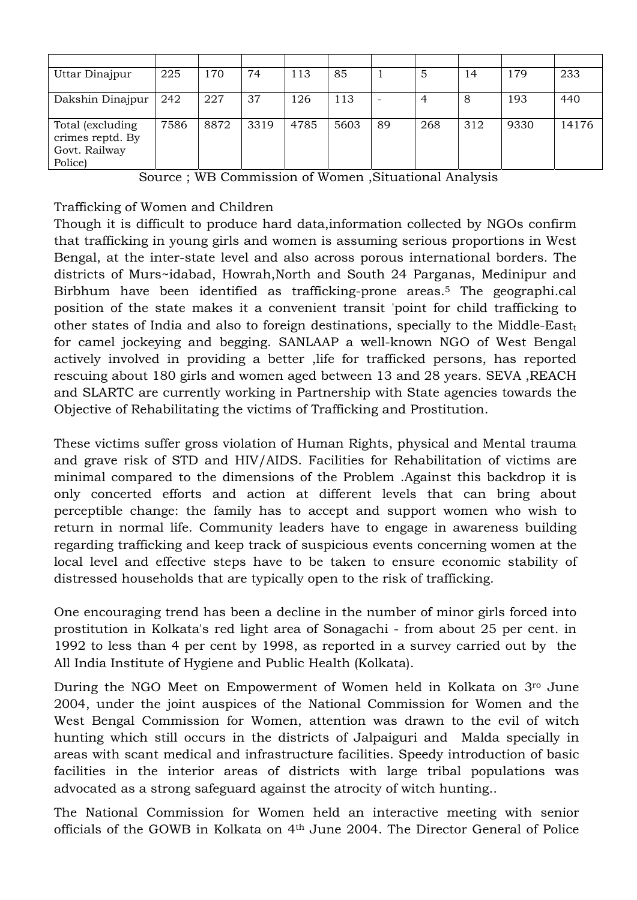| | | | | | | | | | | |
|---|---|---|---|---|---|---|---|---|---|---|
| Uttar Dinajpur | 225 | 170 | 74 | 113 | 85 | 1 | 5 | 14 | 179 | 233 |
| Dakshin Dinajpur | 242 | 227 | 37 | 126 | 113 | - | 4 | 8 | 193 | 440 |
| Total (excluding crimes reptd. By Govt. Railway Police) | 7586 | 8872 | 3319 | 4785 | 5603 | 89 | 268 | 312 | 9330 | 14176 |

Source ; WB Commission of Women ,Situational Analysis

Trafficking of Women and Children

Though it is difficult to produce hard data,information collected by NGOs confirm that trafficking in young girls and women is assuming serious proportions in West Bengal, at the inter-state level and also across porous international borders. The districts of Murs~idabad, Howrah,North and South 24 Parganas, Medinipur and Birbhum have been identified as trafficking-prone areas.[5] The geographi.cal position of the state makes it a convenient transit 'point for child trafficking to other states of India and also to foreign destinations, specially to the Middle-East for camel jockeying and begging. SANLAAP a well-known NGO of West Bengal actively involved in providing a better ,life for trafficked persons, has reported rescuing about 180 girls and women aged between 13 and 28 years. SEVA ,REACH and SLARTC are currently working in Partnership with State agencies towards the Objective of Rehabilitating the victims of Trafficking and Prostitution.

These victims suffer gross violation of Human Rights, physical and Mental trauma and grave risk of STD and HIV/AIDS. Facilities for Rehabilitation of victims are minimal compared to the dimensions of the Problem .Against this backdrop it is only concerted efforts and action at different levels that can bring about perceptible change: the family has to accept and support women who wish to return in normal life. Community leaders have to engage in awareness building regarding trafficking and keep track of suspicious events concerning women at the local level and effective steps have to be taken to ensure economic stability of distressed households that are typically open to the risk of trafficking.

One encouraging trend has been a decline in the number of minor girls forced into prostitution in Kolkata's red light area of Sonagachi - from about 25 per cent. in 1992 to less than 4 per cent by 1998, as reported in a survey carried out by the All India Institute of Hygiene and Public Health (Kolkata).

During the NGO Meet on Empowerment of Women held in Kolkata on 3ro June 2004, under the joint auspices of the National Commission for Women and the West Bengal Commission for Women, attention was drawn to the evil of witch hunting which still occurs in the districts of Jalpaiguri and Malda specially in areas with scant medical and infrastructure facilities. Speedy introduction of basic facilities in the interior areas of districts with large tribal populations was advocated as a strong safeguard against the atrocity of witch hunting..

The National Commission for Women held an interactive meeting with senior officials of the GOWB in Kolkata on 4th June 2004. The Director General of Police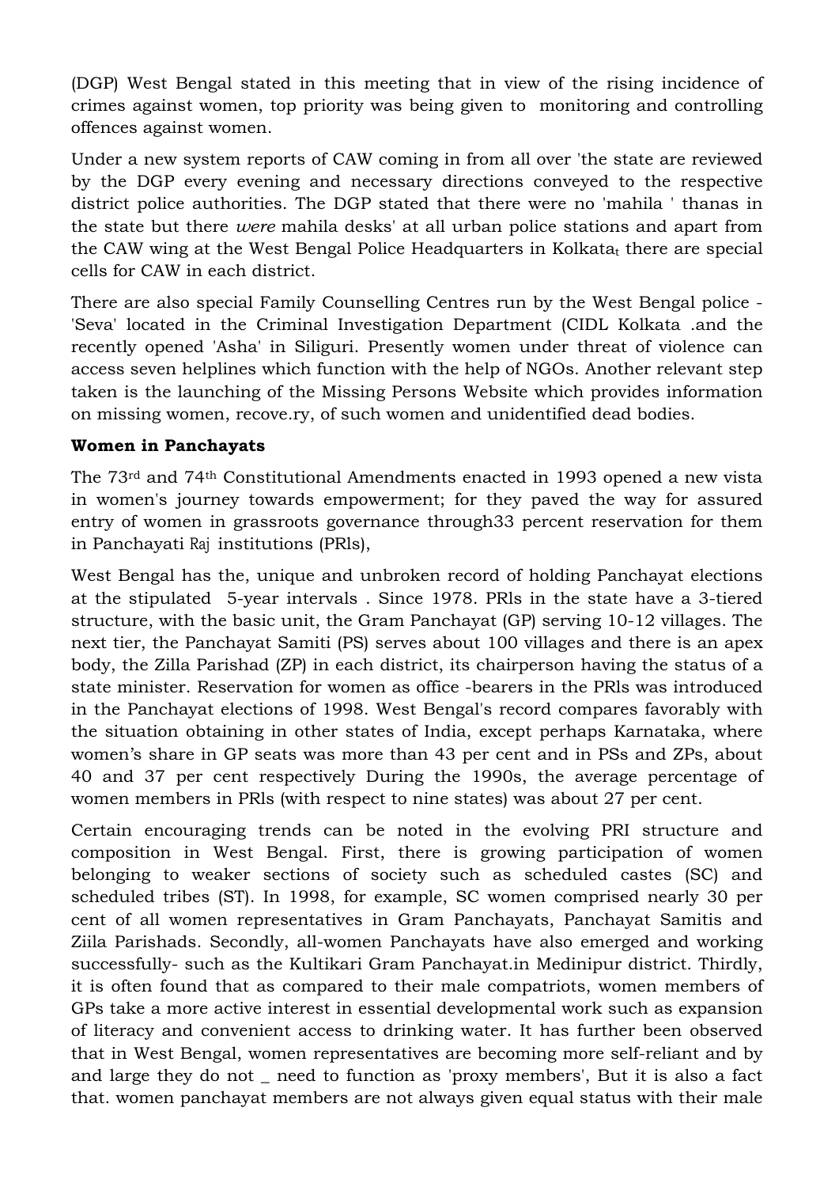(DGP) West Bengal stated in this meeting that in view of the rising incidence of crimes against women, top priority was being given to monitoring and controlling offences against women.

Under a new system reports of CAW coming in from all over 'the state are reviewed by the DGP every evening and necessary directions conveyed to the respective district police authorities. The DGP stated that there were no 'mahila ' thanas in the state but there *were* mahila desks' at all urban police stations and apart from the CAW wing at the West Bengal Police Headquarters in Kolkata, there are special cells for CAW in each district.

There are also special Family Counselling Centres run by the West Bengal police - 'Seva' located in the Criminal Investigation Department (CIDL Kolkata .and the recently opened 'Asha' in Siliguri. Presently women under threat of violence can access seven helplines which function with the help of NGOs. Another relevant step taken is the launching of the Missing Persons Website which provides information on missing women, recove.ry, of such women and unidentified dead bodies.

**Women in Panchayats**

The 73rd and 74th Constitutional Amendments enacted in 1993 opened a new vista in women's journey towards empowerment; for they paved the way for assured entry of women in grassroots governance through33 percent reservation for them in Panchayati Raj institutions (PRls),

West Bengal has the, unique and unbroken record of holding Panchayat elections at the stipulated 5-year intervals . Since 1978. PRls in the state have a 3-tiered structure, with the basic unit, the Gram Panchayat (GP) serving 10-12 villages. The next tier, the Panchayat Samiti (PS) serves about 100 villages and there is an apex body, the Zilla Parishad (ZP) in each district, its chairperson having the status of a state minister. Reservation for women as office -bearers in the PRls was introduced in the Panchayat elections of 1998. West Bengal's record compares favorably with the situation obtaining in other states of India, except perhaps Karnataka, where women's share in GP seats was more than 43 per cent and in PSs and ZPs, about 40 and 37 per cent respectively During the 1990s, the average percentage of women members in PRls (with respect to nine states) was about 27 per cent.

Certain encouraging trends can be noted in the evolving PRI structure and composition in West Bengal. First, there is growing participation of women belonging to weaker sections of society such as scheduled castes (SC) and scheduled tribes (ST). In 1998, for example, SC women comprised nearly 30 per cent of all women representatives in Gram Panchayats, Panchayat Samitis and Ziila Parishads. Secondly, all-women Panchayats have also emerged and working successfully- such as the Kultikari Gram Panchayat.in Medinipur district. Thirdly, it is often found that as compared to their male compatriots, women members of GPs take a more active interest in essential developmental work such as expansion of literacy and convenient access to drinking water. It has further been observed that in West Bengal, women representatives are becoming more self-reliant and by and large they do not _ need to function as 'proxy members', But it is also a fact that. women panchayat members are not always given equal status with their male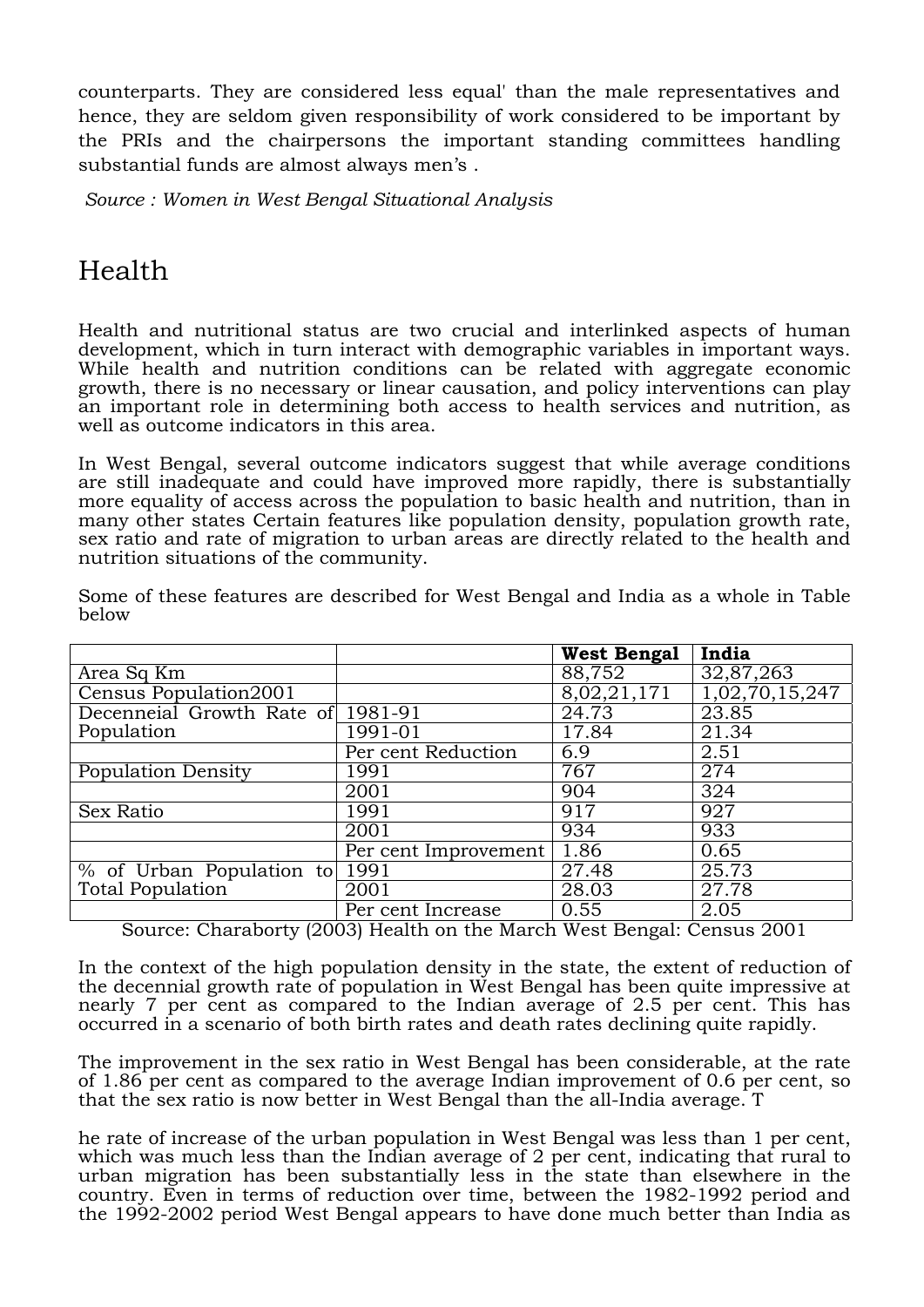counterparts. They are considered less equal' than the male representatives and hence, they are seldom given responsibility of work considered to be important by the PRIs and the chairpersons the important standing committees handling substantial funds are almost always men's .

*Source : Women in West Bengal Situational Analysis*

# Health

Health and nutritional status are two crucial and interlinked aspects of human development, which in turn interact with demographic variables in important ways. While health and nutrition conditions can be related with aggregate economic growth, there is no necessary or linear causation, and policy interventions can play an important role in determining both access to health services and nutrition, as well as outcome indicators in this area.

In West Bengal, several outcome indicators suggest that while average conditions are still inadequate and could have improved more rapidly, there is substantially more equality of access across the population to basic health and nutrition, than in many other states Certain features like population density, population growth rate, sex ratio and rate of migration to urban areas are directly related to the health and nutrition situations of the community.

Some of these features are described for West Bengal and India as a whole in Table below

| | | **West Bengal** | **India** |
|---|---|---|---|
| Area Sq Km | | 88,752 | 32,87,263 |
| Census Population2001 | | 8,02,21,171 | 1,02,70,15,247 |
| Decenneial Growth Rate of Population | 1981-91 | 24.73 | 23.85 |
| | 1991-01 | 17.84 | 21.34 |
| | Per cent Reduction | 6.9 | 2.51 |
| Population Density | 1991 | 767 | 274 |
| | 2001 | 904 | 324 |
| Sex Ratio | 1991 | 917 | 927 |
| | 2001 | 934 | 933 |
| | Per cent Improvement | 1.86 | 0.65 |
| % of Urban Population to Total Population | 1991 | 27.48 | 25.73 |
| | 2001 | 28.03 | 27.78 |
| | Per cent Increase | 0.55 | 2.05 |

Source: Charaborty (2003) Health on the March West Bengal: Census 2001

In the context of the high population density in the state, the extent of reduction of the decennial growth rate of population in West Bengal has been quite impressive at nearly 7 per cent as compared to the Indian average of 2.5 per cent. This has occurred in a scenario of both birth rates and death rates declining quite rapidly.

The improvement in the sex ratio in West Bengal has been considerable, at the rate of 1.86 per cent as compared to the average Indian improvement of 0.6 per cent, so that the sex ratio is now better in West Bengal than the all-India average. T

he rate of increase of the urban population in West Bengal was less than 1 per cent, which was much less than the Indian average of 2 per cent, indicating that rural to urban migration has been substantially less in the state than elsewhere in the country. Even in terms of reduction over time, between the 1982-1992 period and the 1992-2002 period West Bengal appears to have done much better than India as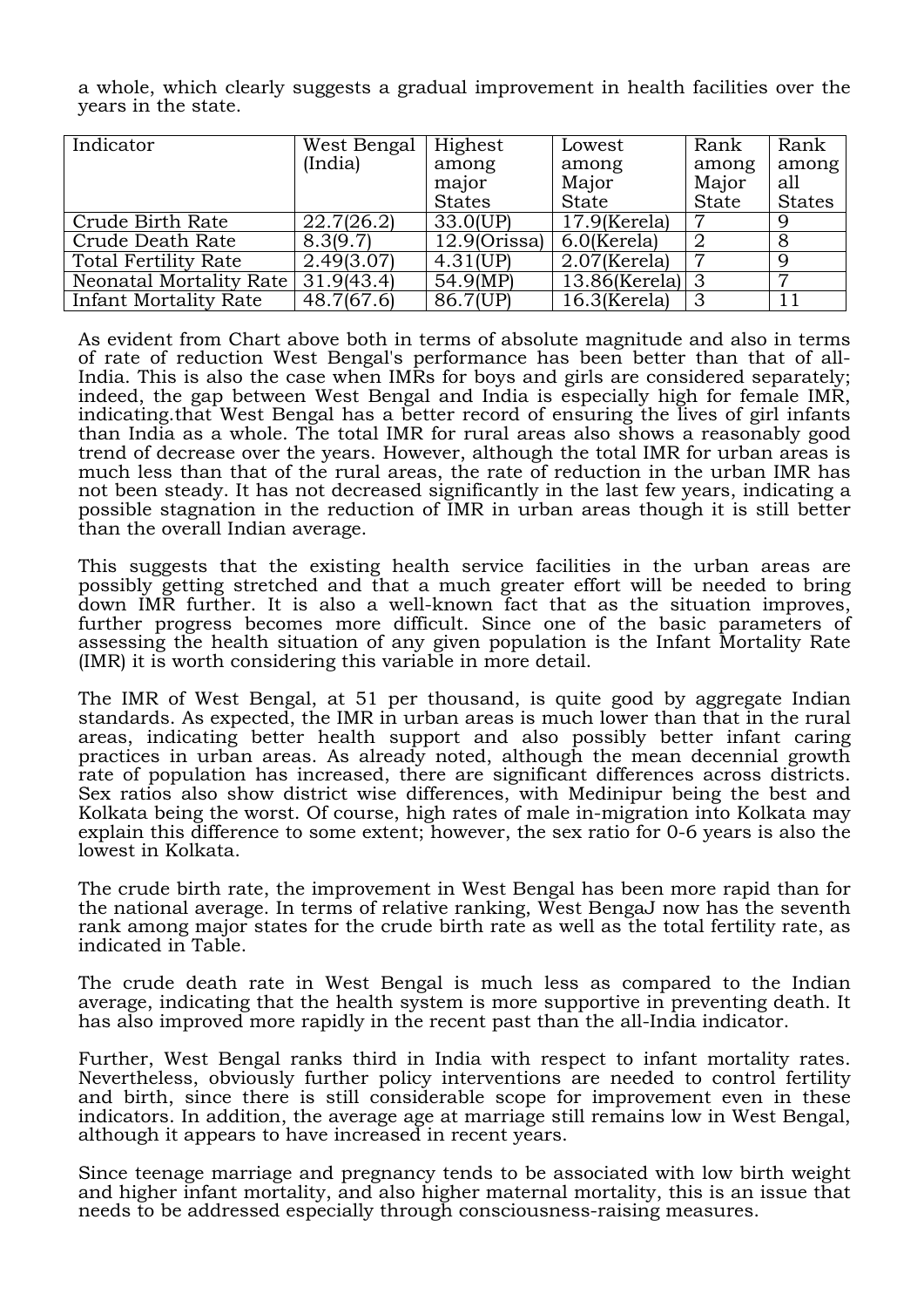a whole, which clearly suggests a gradual improvement in health facilities over the years in the state.

| Indicator | West Bengal (India) | Highest among major States | Lowest among Major State | Rank among Major State | Rank among all States |
|---|---|---|---|---|---|
| Crude Birth Rate | 22.7(26.2) | 33.0(UP) | 17.9(Kerela) | 7 | 9 |
| Crude Death Rate | 8.3(9.7) | 12.9(Orissa) | 6.0(Kerela) | 2 | 8 |
| Total Fertility Rate | 2.49(3.07) | 4.31(UP) | 2.07(Kerela) | 7 | 9 |
| Neonatal Mortality Rate | 31.9(43.4) | 54.9(MP) | 13.86(Kerela) | 3 | 7 |
| Infant Mortality Rate | 48.7(67.6) | 86.7(UP) | 16.3(Kerela) | 3 | 11 |

As evident from Chart above both in terms of absolute magnitude and also in terms of rate of reduction West Bengal's performance has been better than that of all-India. This is also the case when IMRs for boys and girls are considered separately; indeed, the gap between West Bengal and India is especially high for female IMR, indicating.that West Bengal has a better record of ensuring the lives of girl infants than India as a whole. The total IMR for rural areas also shows a reasonably good trend of decrease over the years. However, although the total IMR for urban areas is much less than that of the rural areas, the rate of reduction in the urban IMR has not been steady. It has not decreased significantly in the last few years, indicating a possible stagnation in the reduction of IMR in urban areas though it is still better than the overall Indian average.

This suggests that the existing health service facilities in the urban areas are possibly getting stretched and that a much greater effort will be needed to bring down IMR further. It is also a well-known fact that as the situation improves, further progress becomes more difficult. Since one of the basic parameters of assessing the health situation of any given population is the Infant Mortality Rate (IMR) it is worth considering this variable in more detail.

The IMR of West Bengal, at 51 per thousand, is quite good by aggregate Indian standards. As expected, the IMR in urban areas is much lower than that in the rural areas, indicating better health support and also possibly better infant caring practices in urban areas. As already noted, although the mean decennial growth rate of population has increased, there are significant differences across districts. Sex ratios also show district wise differences, with Medinipur being the best and Kolkata being the worst. Of course, high rates of male in-migration into Kolkata may explain this difference to some extent; however, the sex ratio for 0-6 years is also the lowest in Kolkata.

The crude birth rate, the improvement in West Bengal has been more rapid than for the national average. In terms of relative ranking, West BengaJ now has the seventh rank among major states for the crude birth rate as well as the total fertility rate, as indicated in Table.

The crude death rate in West Bengal is much less as compared to the Indian average, indicating that the health system is more supportive in preventing death. It has also improved more rapidly in the recent past than the all-India indicator.

Further, West Bengal ranks third in India with respect to infant mortality rates. Nevertheless, obviously further policy interventions are needed to control fertility and birth, since there is still considerable scope for improvement even in these indicators. In addition, the average age at marriage still remains low in West Bengal, although it appears to have increased in recent years.

Since teenage marriage and pregnancy tends to be associated with low birth weight and higher infant mortality, and also higher maternal mortality, this is an issue that needs to be addressed especially through consciousness-raising measures.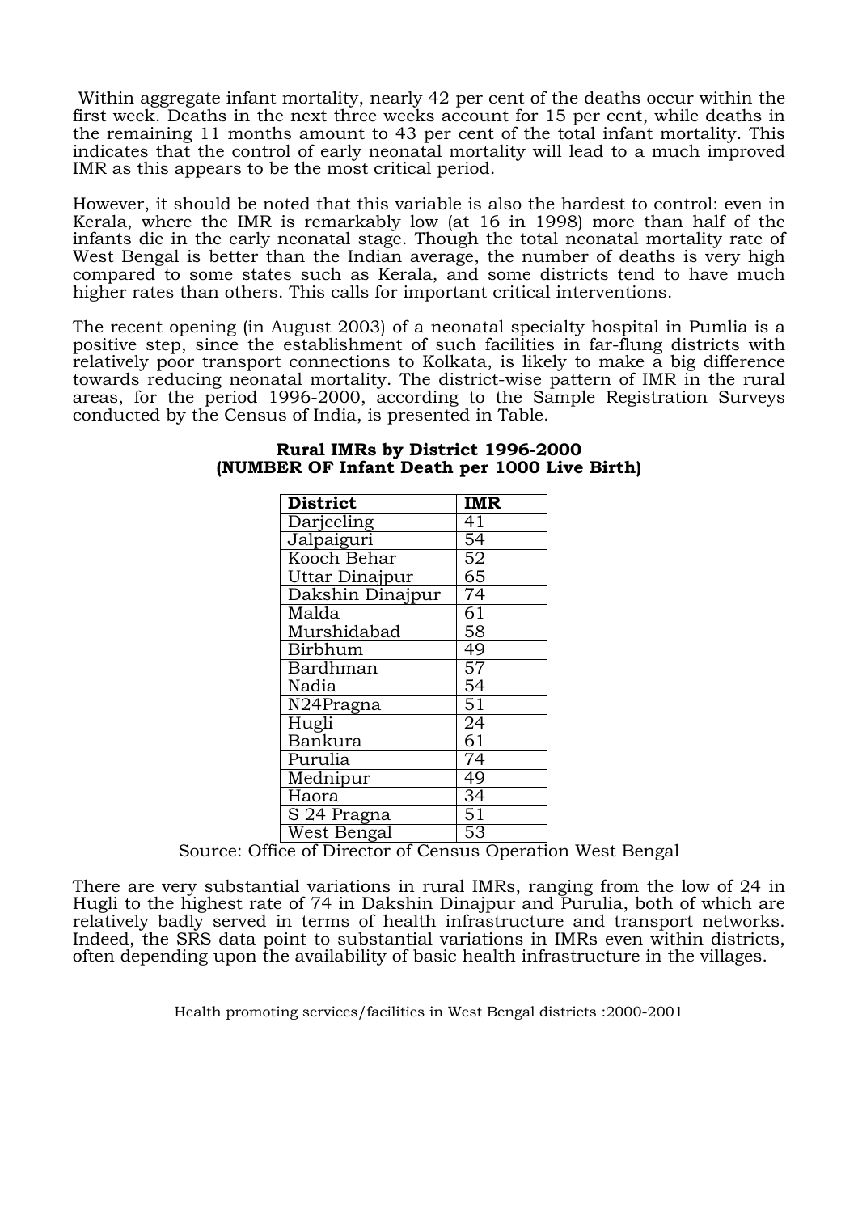Within aggregate infant mortality, nearly 42 per cent of the deaths occur within the first week. Deaths in the next three weeks account for 15 per cent, while deaths in the remaining 11 months amount to 43 per cent of the total infant mortality. This indicates that the control of early neonatal mortality will lead to a much improved IMR as this appears to be the most critical period.

However, it should be noted that this variable is also the hardest to control: even in Kerala, where the IMR is remarkably low (at 16 in 1998) more than half of the infants die in the early neonatal stage. Though the total neonatal mortality rate of West Bengal is better than the Indian average, the number of deaths is very high compared to some states such as Kerala, and some districts tend to have much higher rates than others. This calls for important critical interventions.

The recent opening (in August 2003) of a neonatal specialty hospital in Pumlia is a positive step, since the establishment of such facilities in far-flung districts with relatively poor transport connections to Kolkata, is likely to make a big difference towards reducing neonatal mortality. The district-wise pattern of IMR in the rural areas, for the period 1996-2000, according to the Sample Registration Surveys conducted by the Census of India, is presented in Table.

**Rural IMRs by District 1996-2000**
**(NUMBER OF Infant Death per 1000 Live Birth)**

| District | IMR |
|---|---|
| Darjeeling | 41 |
| Jalpaiguri | 54 |
| Kooch Behar | 52 |
| Uttar Dinajpur | 65 |
| Dakshin Dinajpur | 74 |
| Malda | 61 |
| Murshidabad | 58 |
| Birbhum | 49 |
| Bardhman | 57 |
| Nadia | 54 |
| N24Pragna | 51 |
| Hugli | 24 |
| Bankura | 61 |
| Purulia | 74 |
| Mednipur | 49 |
| Haora | 34 |
| S 24 Pragna | 51 |
| West Bengal | 53 |

Source: Office of Director of Census Operation West Bengal

There are very substantial variations in rural IMRs, ranging from the low of 24 in Hugli to the highest rate of 74 in Dakshin Dinajpur and Purulia, both of which are relatively badly served in terms of health infrastructure and transport networks. Indeed, the SRS data point to substantial variations in IMRs even within districts, often depending upon the availability of basic health infrastructure in the villages.

Health promoting services/facilities in West Bengal districts :2000-2001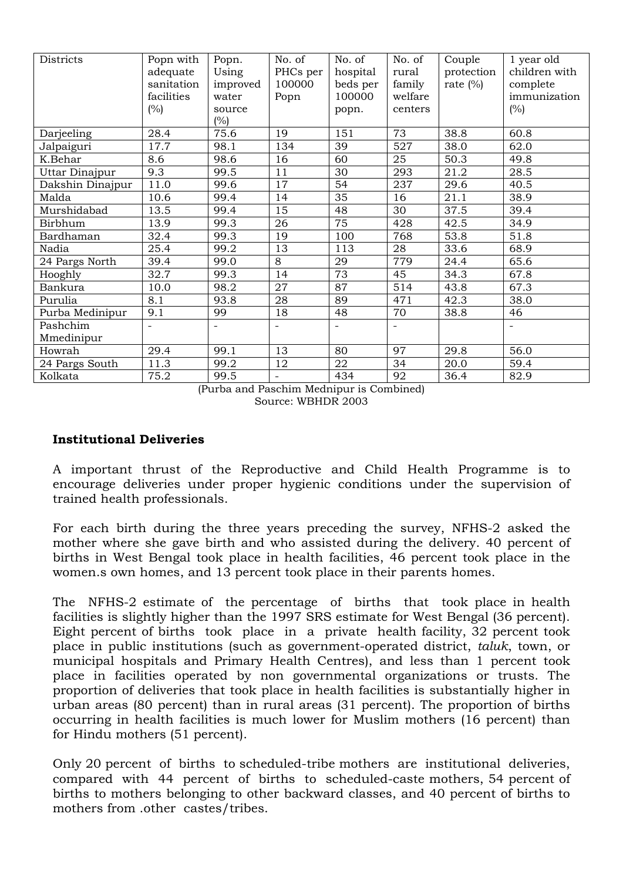| Districts | Popn with adequate sanitation facilities (%) | Popn. Using improved water source (%) | No. of PHCs per 100000 Popn | No. of hospital beds per 100000 popn. | No. of rural family welfare centers | Couple protection rate (%) | 1 year old children with complete immunization (%) |
|---|---|---|---|---|---|---|---|
| Darjeeling | 28.4 | 75.6 | 19 | 151 | 73 | 38.8 | 60.8 |
| Jalpaiguri | 17.7 | 98.1 | 134 | 39 | 527 | 38.0 | 62.0 |
| K.Behar | 8.6 | 98.6 | 16 | 60 | 25 | 50.3 | 49.8 |
| Uttar Dinajpur | 9.3 | 99.5 | 11 | 30 | 293 | 21.2 | 28.5 |
| Dakshin Dinajpur | 11.0 | 99.6 | 17 | 54 | 237 | 29.6 | 40.5 |
| Malda | 10.6 | 99.4 | 14 | 35 | 16 | 21.1 | 38.9 |
| Murshidabad | 13.5 | 99.4 | 15 | 48 | 30 | 37.5 | 39.4 |
| Birbhum | 13.9 | 99.3 | 26 | 75 | 428 | 42.5 | 34.9 |
| Bardhaman | 32.4 | 99.3 | 19 | 100 | 768 | 53.8 | 51.8 |
| Nadia | 25.4 | 99.2 | 13 | 113 | 28 | 33.6 | 68.9 |
| 24 Pargs North | 39.4 | 99.0 | 8 | 29 | 779 | 24.4 | 65.6 |
| Hooghly | 32.7 | 99.3 | 14 | 73 | 45 | 34.3 | 67.8 |
| Bankura | 10.0 | 98.2 | 27 | 87 | 514 | 43.8 | 67.3 |
| Purulia | 8.1 | 93.8 | 28 | 89 | 471 | 42.3 | 38.0 |
| Purba Medinipur | 9.1 | 99 | 18 | 48 | 70 | 38.8 | 46 |
| Pashchim Mmedinipur | - | - | - | - | - | | - |
| Howrah | 29.4 | 99.1 | 13 | 80 | 97 | 29.8 | 56.0 |
| 24 Pargs South | 11.3 | 99.2 | 12 | 22 | 34 | 20.0 | 59.4 |
| Kolkata | 75.2 | 99.5 | - | 434 | 92 | 36.4 | 82.9 |

(Purba and Paschim Mednipur is Combined)
Source: WBHDR 2003

**Institutional Deliveries**

A important thrust of the Reproductive and Child Health Programme is to encourage deliveries under proper hygienic conditions under the supervision of trained health professionals.

For each birth during the three years preceding the survey, NFHS-2 asked the mother where she gave birth and who assisted during the delivery. 40 percent of births in West Bengal took place in health facilities, 46 percent took place in the women.s own homes, and 13 percent took place in their parents homes.

The NFHS-2 estimate of the percentage of births that took place in health facilities is slightly higher than the 1997 SRS estimate for West Bengal (36 percent). Eight percent of births took place in a private health facility, 32 percent took place in public institutions (such as government-operated district, *taluk*, town, or municipal hospitals and Primary Health Centres), and less than 1 percent took place in facilities operated by non governmental organizations or trusts. The proportion of deliveries that took place in health facilities is substantially higher in urban areas (80 percent) than in rural areas (31 percent). The proportion of births occurring in health facilities is much lower for Muslim mothers (16 percent) than for Hindu mothers (51 percent).

Only 20 percent of births to scheduled-tribe mothers are institutional deliveries, compared with 44 percent of births to scheduled-caste mothers, 54 percent of births to mothers belonging to other backward classes, and 40 percent of births to mothers from .other castes/tribes.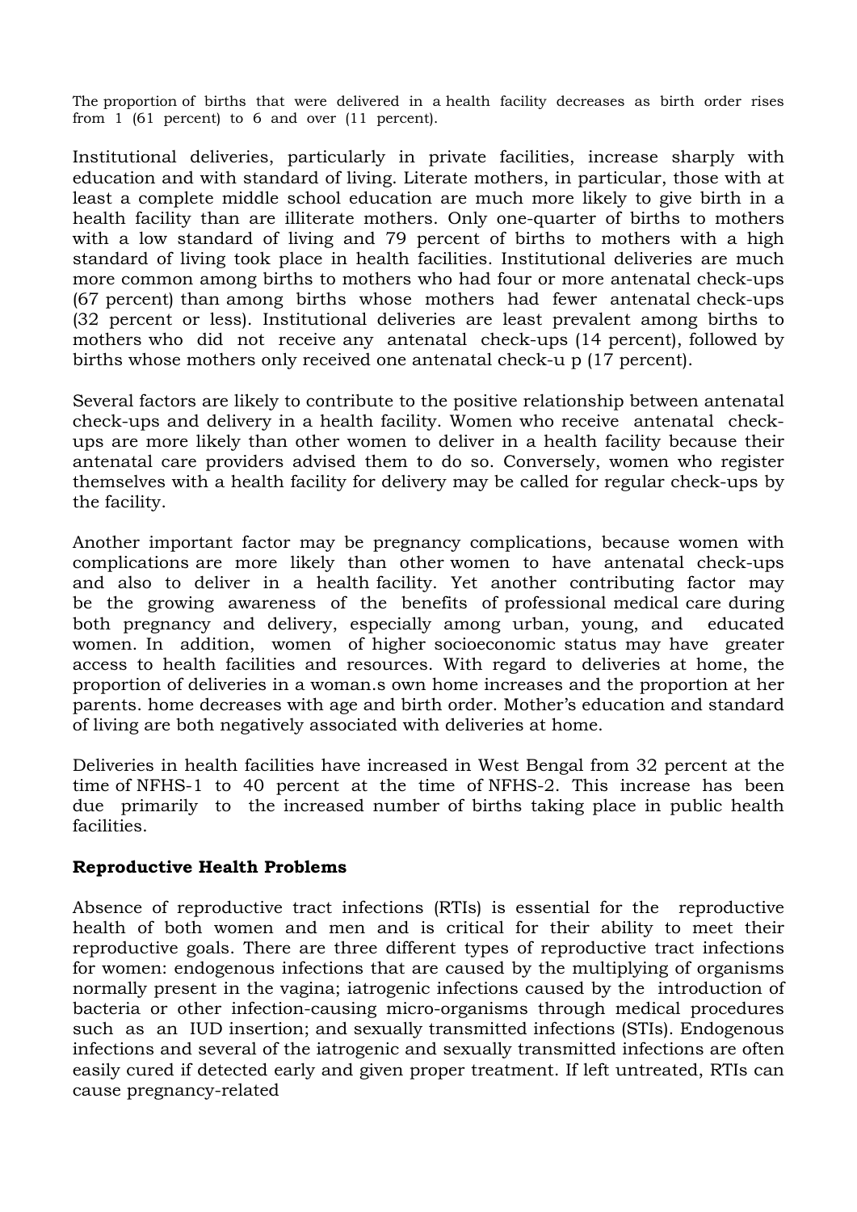The proportion of births that were delivered in a health facility decreases as birth order rises from 1 (61 percent) to 6 and over (11 percent).

Institutional deliveries, particularly in private facilities, increase sharply with education and with standard of living. Literate mothers, in particular, those with at least a complete middle school education are much more likely to give birth in a health facility than are illiterate mothers. Only one-quarter of births to mothers with a low standard of living and 79 percent of births to mothers with a high standard of living took place in health facilities. Institutional deliveries are much more common among births to mothers who had four or more antenatal check-ups (67 percent) than among births whose mothers had fewer antenatal check-ups (32 percent or less). Institutional deliveries are least prevalent among births to mothers who did not receive any antenatal check-ups (14 percent), followed by births whose mothers only received one antenatal check-u p (17 percent).

Several factors are likely to contribute to the positive relationship between antenatal check-ups and delivery in a health facility. Women who receive antenatal check-ups are more likely than other women to deliver in a health facility because their antenatal care providers advised them to do so. Conversely, women who register themselves with a health facility for delivery may be called for regular check-ups by the facility.

Another important factor may be pregnancy complications, because women with complications are more likely than other women to have antenatal check-ups and also to deliver in a health facility. Yet another contributing factor may be the growing awareness of the benefits of professional medical care during both pregnancy and delivery, especially among urban, young, and educated women. In addition, women of higher socioeconomic status may have greater access to health facilities and resources. With regard to deliveries at home, the proportion of deliveries in a woman.s own home increases and the proportion at her parents. home decreases with age and birth order. Mother's education and standard of living are both negatively associated with deliveries at home.

Deliveries in health facilities have increased in West Bengal from 32 percent at the time of NFHS-1 to 40 percent at the time of NFHS-2. This increase has been due primarily to the increased number of births taking place in public health facilities.

**Reproductive Health Problems**

Absence of reproductive tract infections (RTIs) is essential for the reproductive health of both women and men and is critical for their ability to meet their reproductive goals. There are three different types of reproductive tract infections for women: endogenous infections that are caused by the multiplying of organisms normally present in the vagina; iatrogenic infections caused by the introduction of bacteria or other infection-causing micro-organisms through medical procedures such as an IUD insertion; and sexually transmitted infections (STIs). Endogenous infections and several of the iatrogenic and sexually transmitted infections are often easily cured if detected early and given proper treatment. If left untreated, RTIs can cause pregnancy-related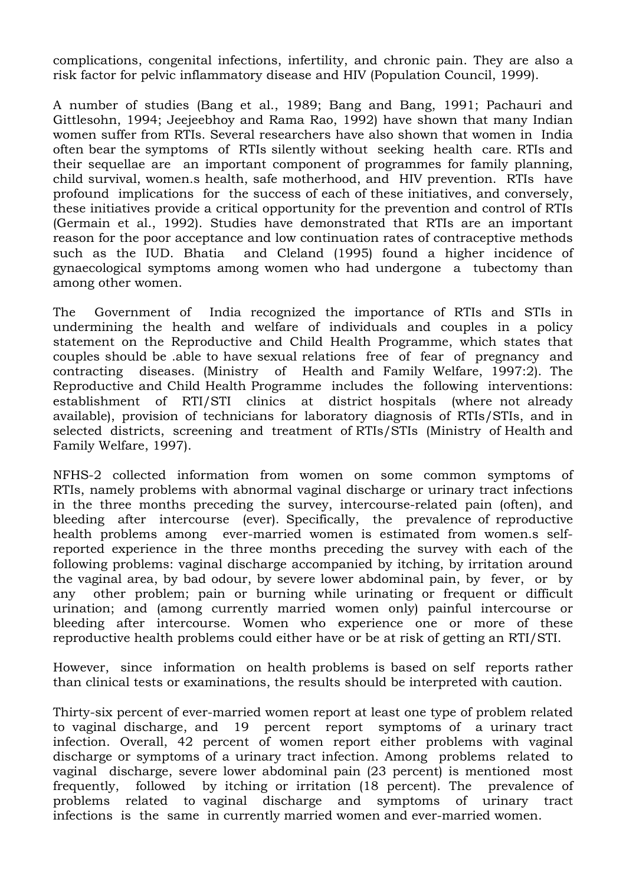complications, congenital infections, infertility, and chronic pain. They are also a risk factor for pelvic inflammatory disease and HIV (Population Council, 1999).

A number of studies (Bang et al., 1989; Bang and Bang, 1991; Pachauri and Gittlesohn, 1994; Jeejeebhoy and Rama Rao, 1992) have shown that many Indian women suffer from RTIs. Several researchers have also shown that women in India often bear the symptoms of RTIs silently without seeking health care. RTIs and their sequellae are an important component of programmes for family planning, child survival, women.s health, safe motherhood, and HIV prevention. RTIs have profound implications for the success of each of these initiatives, and conversely, these initiatives provide a critical opportunity for the prevention and control of RTIs (Germain et al., 1992). Studies have demonstrated that RTIs are an important reason for the poor acceptance and low continuation rates of contraceptive methods such as the IUD. Bhatia and Cleland (1995) found a higher incidence of gynaecological symptoms among women who had undergone a tubectomy than among other women.

The Government of India recognized the importance of RTIs and STIs in undermining the health and welfare of individuals and couples in a policy statement on the Reproductive and Child Health Programme, which states that couples should be .able to have sexual relations free of fear of pregnancy and contracting diseases. (Ministry of Health and Family Welfare, 1997:2). The Reproductive and Child Health Programme includes the following interventions: establishment of RTI/STI clinics at district hospitals (where not already available), provision of technicians for laboratory diagnosis of RTIs/STIs, and in selected districts, screening and treatment of RTIs/STIs (Ministry of Health and Family Welfare, 1997).

NFHS-2 collected information from women on some common symptoms of RTIs, namely problems with abnormal vaginal discharge or urinary tract infections in the three months preceding the survey, intercourse-related pain (often), and bleeding after intercourse (ever). Specifically, the prevalence of reproductive health problems among ever-married women is estimated from women.s self-reported experience in the three months preceding the survey with each of the following problems: vaginal discharge accompanied by itching, by irritation around the vaginal area, by bad odour, by severe lower abdominal pain, by fever, or by any other problem; pain or burning while urinating or frequent or difficult urination; and (among currently married women only) painful intercourse or bleeding after intercourse. Women who experience one or more of these reproductive health problems could either have or be at risk of getting an RTI/STI.

However, since information on health problems is based on self reports rather than clinical tests or examinations, the results should be interpreted with caution.

Thirty-six percent of ever-married women report at least one type of problem related to vaginal discharge, and 19 percent report symptoms of a urinary tract infection. Overall, 42 percent of women report either problems with vaginal discharge or symptoms of a urinary tract infection. Among problems related to vaginal discharge, severe lower abdominal pain (23 percent) is mentioned most frequently, followed by itching or irritation (18 percent). The prevalence of problems related to vaginal discharge and symptoms of urinary tract infections is the same in currently married women and ever-married women.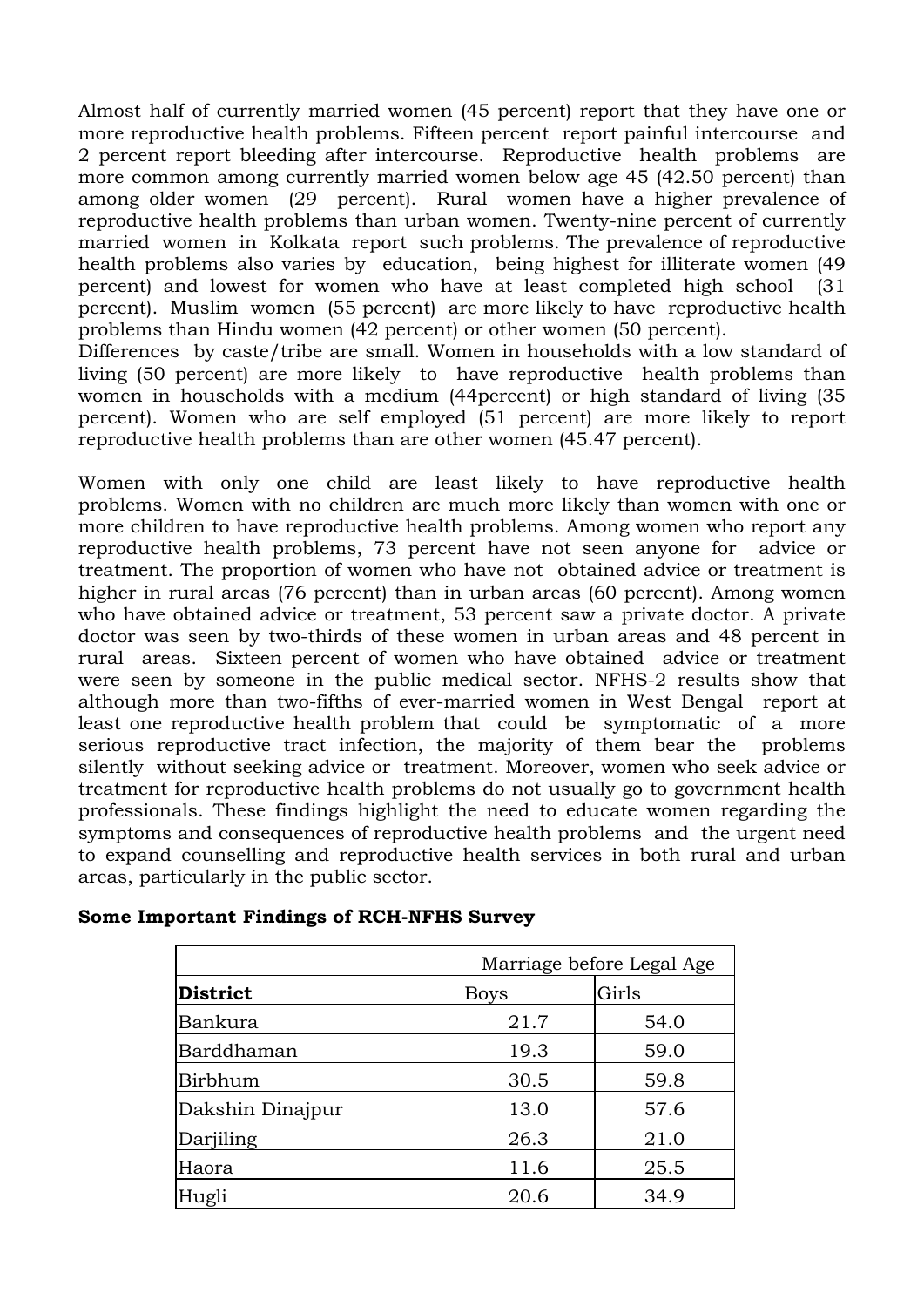Almost half of currently married women (45 percent) report that they have one or more reproductive health problems. Fifteen percent report painful intercourse and 2 percent report bleeding after intercourse. Reproductive health problems are more common among currently married women below age 45 (42.50 percent) than among older women (29 percent). Rural women have a higher prevalence of reproductive health problems than urban women. Twenty-nine percent of currently married women in Kolkata report such problems. The prevalence of reproductive health problems also varies by education, being highest for illiterate women (49 percent) and lowest for women who have at least completed high school (31 percent). Muslim women (55 percent) are more likely to have reproductive health problems than Hindu women (42 percent) or other women (50 percent). Differences by caste/tribe are small. Women in households with a low standard of living (50 percent) are more likely to have reproductive health problems than women in households with a medium (44percent) or high standard of living (35 percent). Women who are self employed (51 percent) are more likely to report reproductive health problems than are other women (45.47 percent).

Women with only one child are least likely to have reproductive health problems. Women with no children are much more likely than women with one or more children to have reproductive health problems. Among women who report any reproductive health problems, 73 percent have not seen anyone for advice or treatment. The proportion of women who have not obtained advice or treatment is higher in rural areas (76 percent) than in urban areas (60 percent). Among women who have obtained advice or treatment, 53 percent saw a private doctor. A private doctor was seen by two-thirds of these women in urban areas and 48 percent in rural areas. Sixteen percent of women who have obtained advice or treatment were seen by someone in the public medical sector. NFHS-2 results show that although more than two-fifths of ever-married women in West Bengal report at least one reproductive health problem that could be symptomatic of a more serious reproductive tract infection, the majority of them bear the problems silently without seeking advice or treatment. Moreover, women who seek advice or treatment for reproductive health problems do not usually go to government health professionals. These findings highlight the need to educate women regarding the symptoms and consequences of reproductive health problems and the urgent need to expand counselling and reproductive health services in both rural and urban areas, particularly in the public sector.

**Some Important Findings of RCH-NFHS Survey**

| | Marriage before Legal Age | |
|---|---|---|
| **District** | Boys | Girls |
| Bankura | 21.7 | 54.0 |
| Barddhaman | 19.3 | 59.0 |
| Birbhum | 30.5 | 59.8 |
| Dakshin Dinajpur | 13.0 | 57.6 |
| Darjiling | 26.3 | 21.0 |
| Haora | 11.6 | 25.5 |
| Hugli | 20.6 | 34.9 |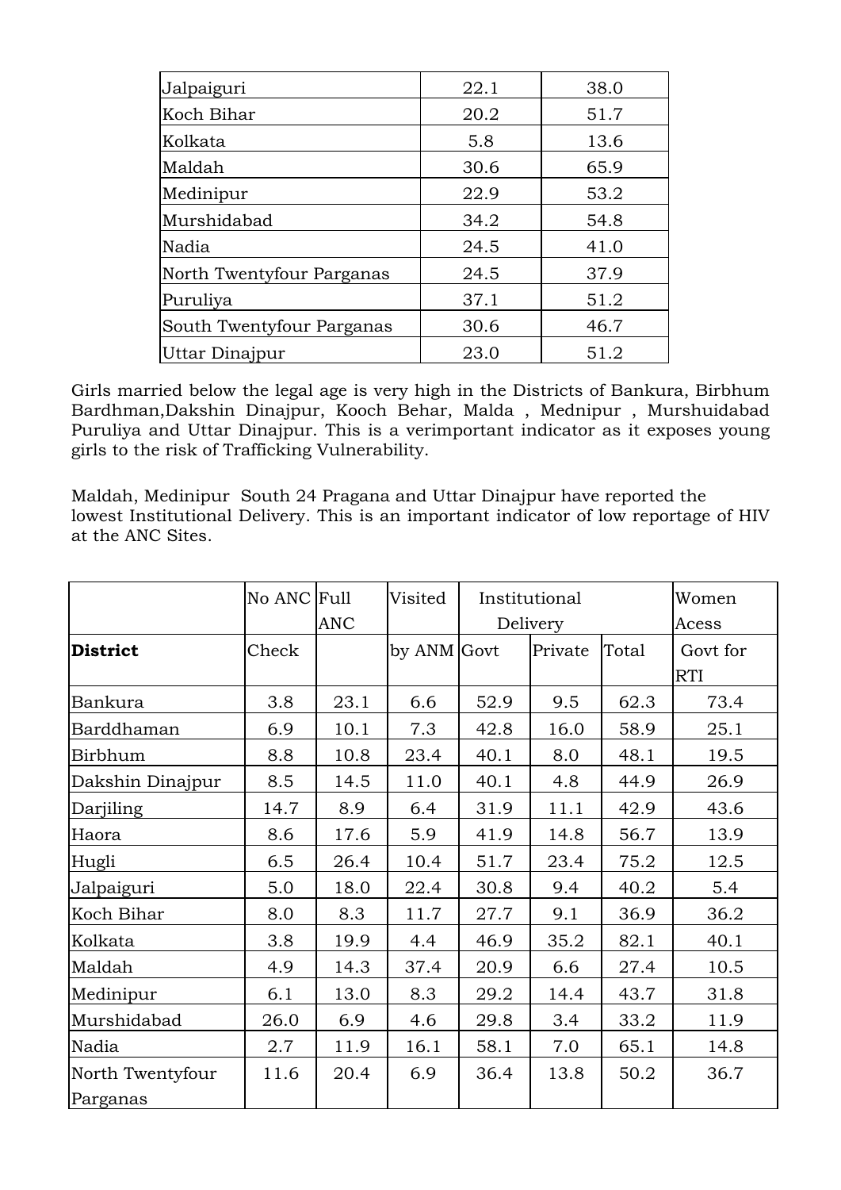| | | |
|---|---|---|
| Jalpaiguri | 22.1 | 38.0 |
| Koch Bihar | 20.2 | 51.7 |
| Kolkata | 5.8 | 13.6 |
| Maldah | 30.6 | 65.9 |
| Medinipur | 22.9 | 53.2 |
| Murshidabad | 34.2 | 54.8 |
| Nadia | 24.5 | 41.0 |
| North Twentyfour Parganas | 24.5 | 37.9 |
| Puruliya | 37.1 | 51.2 |
| South Twentyfour Parganas | 30.6 | 46.7 |
| Uttar Dinajpur | 23.0 | 51.2 |

Girls married below the legal age is very high in the Districts of Bankura, Birbhum Bardhman,Dakshin Dinajpur, Kooch Behar, Malda , Mednipur , Murshuidabad Puruliya and Uttar Dinajpur. This is a verimportant indicator as it exposes young girls to the risk of Trafficking Vulnerability.

Maldah, Medinipur South 24 Pragana and Uttar Dinajpur have reported the lowest Institutional Delivery. This is an important indicator of low reportage of HIV at the ANC Sites.

| | No ANC | Full ANC | Visited | Institutional Delivery | | | Women Acess |
|---|---|---|---|---|---|---|---|
| **District** | Check | | by ANM | Govt | Private | Total | Govt for RTI |
| Bankura | 3.8 | 23.1 | 6.6 | 52.9 | 9.5 | 62.3 | 73.4 |
| Barddhaman | 6.9 | 10.1 | 7.3 | 42.8 | 16.0 | 58.9 | 25.1 |
| Birbhum | 8.8 | 10.8 | 23.4 | 40.1 | 8.0 | 48.1 | 19.5 |
| Dakshin Dinajpur | 8.5 | 14.5 | 11.0 | 40.1 | 4.8 | 44.9 | 26.9 |
| Darjiling | 14.7 | 8.9 | 6.4 | 31.9 | 11.1 | 42.9 | 43.6 |
| Haora | 8.6 | 17.6 | 5.9 | 41.9 | 14.8 | 56.7 | 13.9 |
| Hugli | 6.5 | 26.4 | 10.4 | 51.7 | 23.4 | 75.2 | 12.5 |
| Jalpaiguri | 5.0 | 18.0 | 22.4 | 30.8 | 9.4 | 40.2 | 5.4 |
| Koch Bihar | 8.0 | 8.3 | 11.7 | 27.7 | 9.1 | 36.9 | 36.2 |
| Kolkata | 3.8 | 19.9 | 4.4 | 46.9 | 35.2 | 82.1 | 40.1 |
| Maldah | 4.9 | 14.3 | 37.4 | 20.9 | 6.6 | 27.4 | 10.5 |
| Medinipur | 6.1 | 13.0 | 8.3 | 29.2 | 14.4 | 43.7 | 31.8 |
| Murshidabad | 26.0 | 6.9 | 4.6 | 29.8 | 3.4 | 33.2 | 11.9 |
| Nadia | 2.7 | 11.9 | 16.1 | 58.1 | 7.0 | 65.1 | 14.8 |
| North Twentyfour Parganas | 11.6 | 20.4 | 6.9 | 36.4 | 13.8 | 50.2 | 36.7 |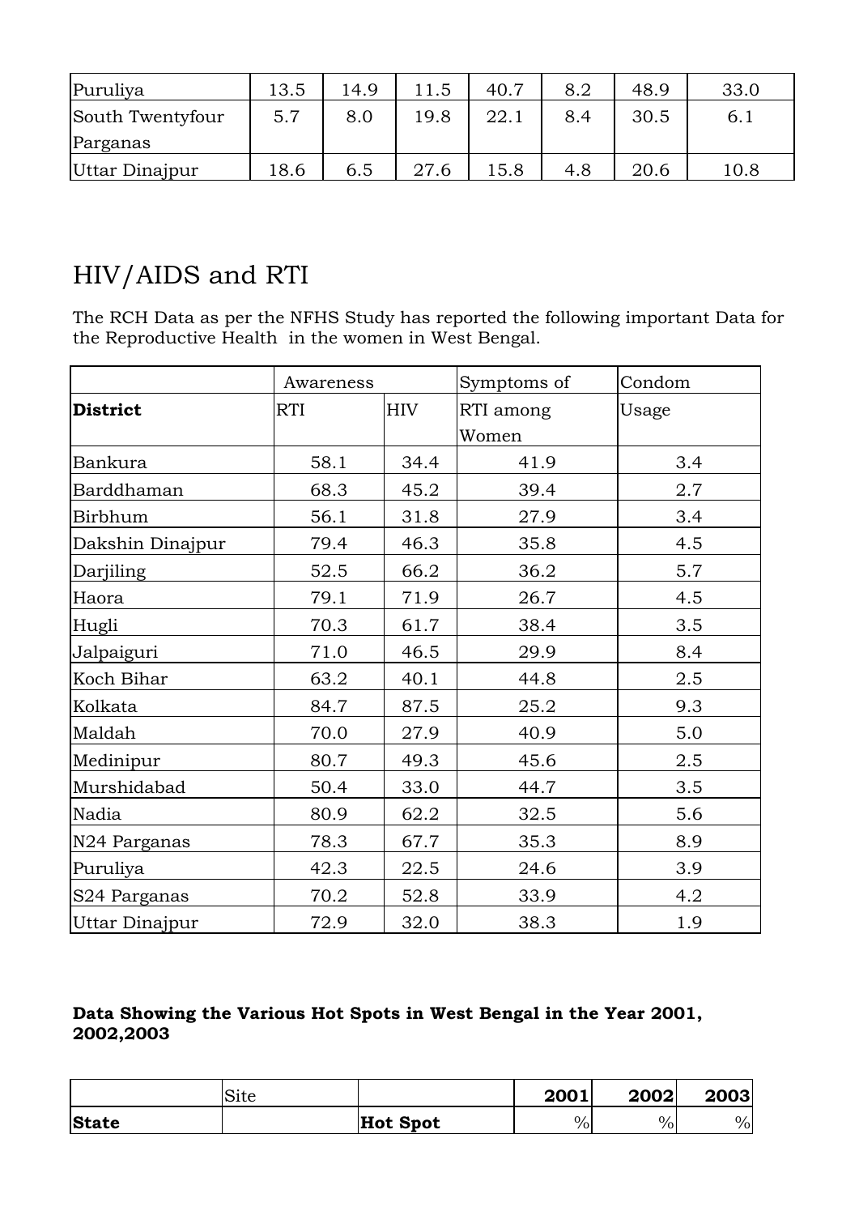| Puruliya | 13.5 | 14.9 | 11.5 | 40.7 | 8.2 | 48.9 | 33.0 |
|---|---|---|---|---|---|---|---|
| South Twentyfour Parganas | 5.7 | 8.0 | 19.8 | 22.1 | 8.4 | 30.5 | 6.1 |
| Uttar Dinajpur | 18.6 | 6.5 | 27.6 | 15.8 | 4.8 | 20.6 | 10.8 |

## HIV/AIDS and RTI

The RCH Data as per the NFHS Study has reported the following important Data for the Reproductive Health in the women in West Bengal.

| | Awareness | | Symptoms of | Condom |
|---|---|---|---|---|
| **District** | RTI | HIV | RTI among Women | Usage |
| Bankura | 58.1 | 34.4 | 41.9 | 3.4 |
| Barddhaman | 68.3 | 45.2 | 39.4 | 2.7 |
| Birbhum | 56.1 | 31.8 | 27.9 | 3.4 |
| Dakshin Dinajpur | 79.4 | 46.3 | 35.8 | 4.5 |
| Darjiling | 52.5 | 66.2 | 36.2 | 5.7 |
| Haora | 79.1 | 71.9 | 26.7 | 4.5 |
| Hugli | 70.3 | 61.7 | 38.4 | 3.5 |
| Jalpaiguri | 71.0 | 46.5 | 29.9 | 8.4 |
| Koch Bihar | 63.2 | 40.1 | 44.8 | 2.5 |
| Kolkata | 84.7 | 87.5 | 25.2 | 9.3 |
| Maldah | 70.0 | 27.9 | 40.9 | 5.0 |
| Medinipur | 80.7 | 49.3 | 45.6 | 2.5 |
| Murshidabad | 50.4 | 33.0 | 44.7 | 3.5 |
| Nadia | 80.9 | 62.2 | 32.5 | 5.6 |
| N24 Parganas | 78.3 | 67.7 | 35.3 | 8.9 |
| Puruliya | 42.3 | 22.5 | 24.6 | 3.9 |
| S24 Parganas | 70.2 | 52.8 | 33.9 | 4.2 |
| Uttar Dinajpur | 72.9 | 32.0 | 38.3 | 1.9 |

**Data Showing the Various Hot Spots in West Bengal in the Year 2001, 2002,2003**

| | Site | | **2001** | **2002** | **2003** |
|---|---|---|---|---|---|
| **State** | | **Hot Spot** | % | % | % |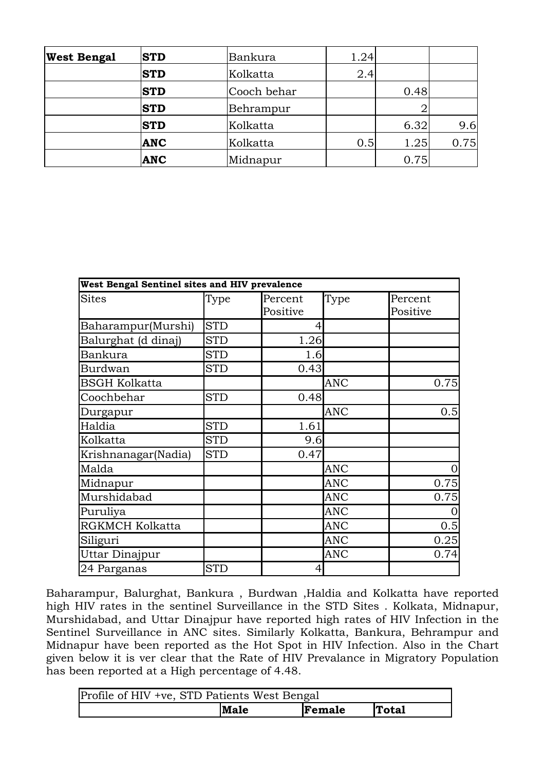| **West Bengal** | **STD** | Bankura | 1.24 | | |
|---|---|---|---|---|---|
| | **STD** | Kolkatta | 2.4 | | |
| | **STD** | Cooch behar | | 0.48 | |
| | **STD** | Behrampur | | 2 | |
| | **STD** | Kolkatta | | 6.32 | 9.6 |
| | **ANC** | Kolkatta | 0.5 | 1.25 | 0.75 |
| | **ANC** | Midnapur | | 0.75 | |

| **West Bengal Sentinel sites and HIV prevalence** | | | | |
|---|---|---|---|---|
| Sites | Type | Percent Positive | Type | Percent Positive |
| Baharampur(Murshi) | STD | 4 | | |
| Balurghat (d dinaj) | STD | 1.26 | | |
| Bankura | STD | 1.6 | | |
| Burdwan | STD | 0.43 | | |
| BSGH Kolkatta | | | ANC | 0.75 |
| Coochbehar | STD | 0.48 | | |
| Durgapur | | | ANC | 0.5 |
| Haldia | STD | 1.61 | | |
| Kolkatta | STD | 9.6 | | |
| Krishnanagar(Nadia) | STD | 0.47 | | |
| Malda | | | ANC | 0 |
| Midnapur | | | ANC | 0.75 |
| Murshidabad | | | ANC | 0.75 |
| Puruliya | | | ANC | 0 |
| RGKMCH Kolkatta | | | ANC | 0.5 |
| Siliguri | | | ANC | 0.25 |
| Uttar Dinajpur | | | ANC | 0.74 |
| 24 Parganas | STD | 4 | | |

Baharampur, Balurghat, Bankura , Burdwan ,Haldia and Kolkatta have reported high HIV rates in the sentinel Surveillance in the STD Sites . Kolkata, Midnapur, Murshidabad, and Uttar Dinajpur have reported high rates of HIV Infection in the Sentinel Surveillance in ANC sites. Similarly Kolkatta, Bankura, Behrampur and Midnapur have been reported as the Hot Spot in HIV Infection. Also in the Chart given below it is ver clear that the Rate of HIV Prevalance in Migratory Population has been reported at a High percentage of 4.48.

| Profile of HIV +ve, STD Patients West Bengal | | | |
|---|---|---|---|
| | **Male** | **Female** | **Total** |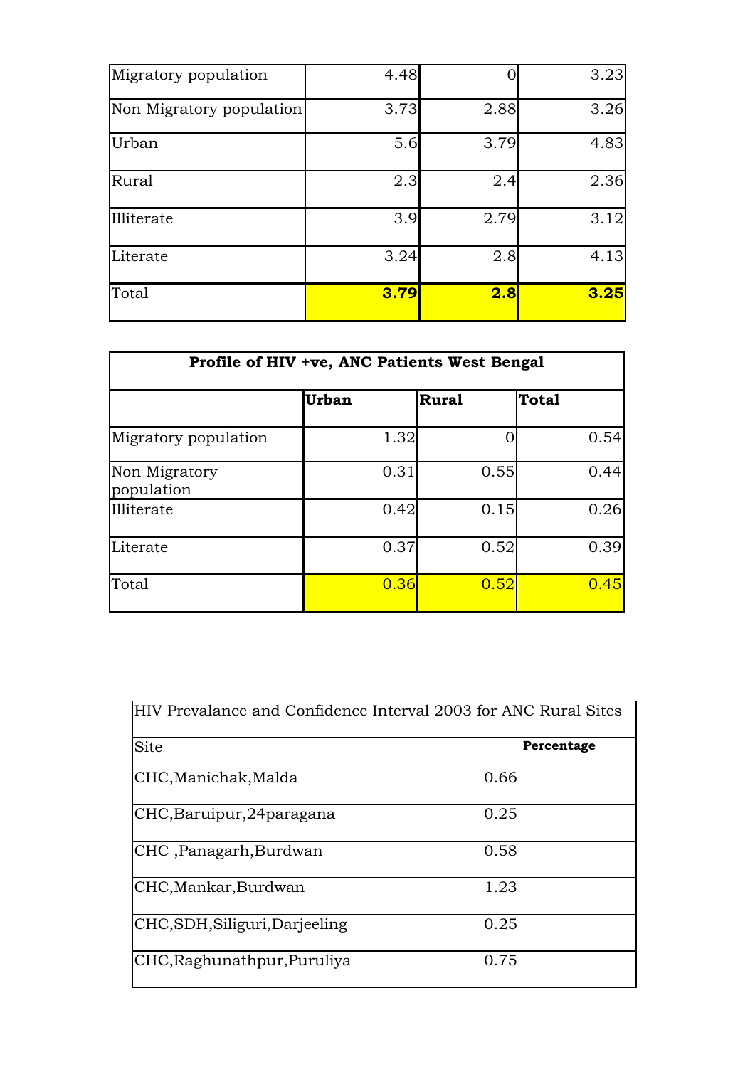| | | | |
|---|---|---|---|
| Migratory population | 4.48 | 0 | 3.23 |
| Non Migratory population | 3.73 | 2.88 | 3.26 |
| Urban | 5.6 | 3.79 | 4.83 |
| Rural | 2.3 | 2.4 | 2.36 |
| Illiterate | 3.9 | 2.79 | 3.12 |
| Literate | 3.24 | 2.8 | 4.13 |
| Total | **3.79** | **2.8** | **3.25** |

| Profile of HIV +ve, ANC Patients West Bengal | | | |
|---|---|---|---|
| | **Urban** | **Rural** | **Total** |
| Migratory population | 1.32 | 0 | 0.54 |
| Non Migratory population | 0.31 | 0.55 | 0.44 |
| Illiterate | 0.42 | 0.15 | 0.26 |
| Literate | 0.37 | 0.52 | 0.39 |
| Total | 0.36 | 0.52 | 0.45 |

| HIV Prevalance and Confidence Interval 2003 for ANC Rural Sites | |
|---|---|
| Site | **Percentage** |
| CHC,Manichak,Malda | 0.66 |
| CHC,Baruipur,24paragana | 0.25 |
| CHC ,Panagarh,Burdwan | 0.58 |
| CHC,Mankar,Burdwan | 1.23 |
| CHC,SDH,Siliguri,Darjeeling | 0.25 |
| CHC,Raghunathpur,Puruliya | 0.75 |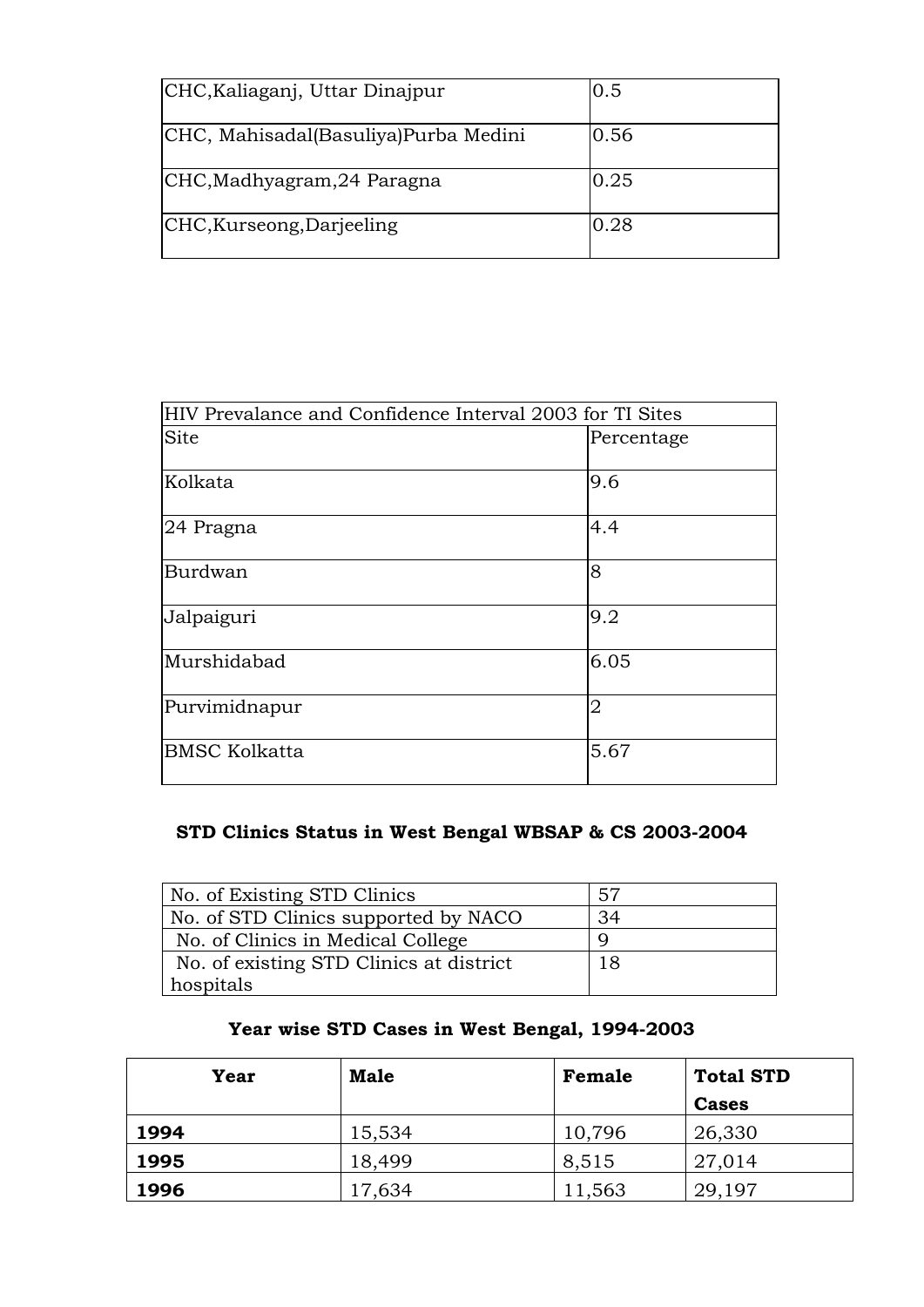| CHC,Kaliaganj, Uttar Dinajpur | 0.5 |
|---|---|
| CHC, Mahisadal(Basuliya)Purba Medini | 0.56 |
| CHC,Madhyagram,24 Paragna | 0.25 |
| CHC,Kurseong,Darjeeling | 0.28 |

| HIV Prevalance and Confidence Interval 2003 for TI Sites | |
|---|---|
| Site | Percentage |
| Kolkata | 9.6 |
| 24 Pragna | 4.4 |
| Burdwan | 8 |
| Jalpaiguri | 9.2 |
| Murshidabad | 6.05 |
| Purvimidnapur | 2 |
| BMSC Kolkatta | 5.67 |

**STD Clinics Status in West Bengal WBSAP & CS 2003-2004**

| No. of Existing STD Clinics | 57 |
|---|---|
| No. of STD Clinics supported by NACO | 34 |
| No. of Clinics in Medical College | 9 |
| No. of existing STD Clinics at district hospitals | 18 |

**Year wise STD Cases in West Bengal, 1994-2003**

| Year | Male | Female | Total STD Cases |
|---|---|---|---|
| **1994** | 15,534 | 10,796 | 26,330 |
| **1995** | 18,499 | 8,515 | 27,014 |
| **1996** | 17,634 | 11,563 | 29,197 |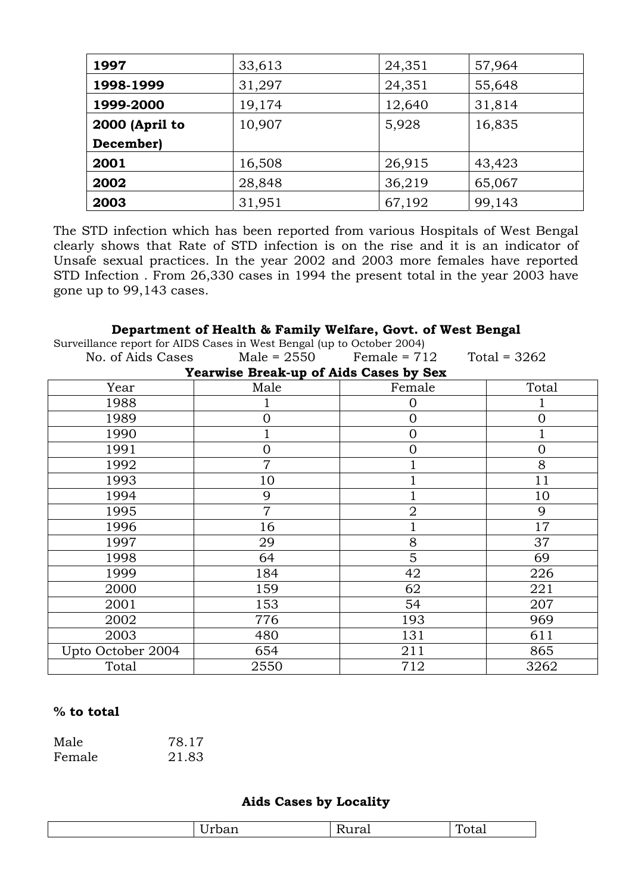| | | | |
|---|---|---|---|
| **1997** | 33,613 | 24,351 | 57,964 |
| **1998-1999** | 31,297 | 24,351 | 55,648 |
| **1999-2000** | 19,174 | 12,640 | 31,814 |
| **2000 (April to December)** | 10,907 | 5,928 | 16,835 |
| **2001** | 16,508 | 26,915 | 43,423 |
| **2002** | 28,848 | 36,219 | 65,067 |
| **2003** | 31,951 | 67,192 | 99,143 |

The STD infection which has been reported from various Hospitals of West Bengal clearly shows that Rate of STD infection is on the rise and it is an indicator of Unsafe sexual practices. In the year 2002 and 2003 more females have reported STD Infection . From 26,330 cases in 1994 the present total in the year 2003 have gone up to 99,143 cases.

**Department of Health & Family Welfare, Govt. of West Bengal**

Surveillance report for AIDS Cases in West Bengal (up to October 2004)

No. of Aids Cases Male = 2550 Female = 712 Total = 3262

**Yearwise Break-up of Aids Cases by Sex**

| Year | Male | Female | Total |
|---|---|---|---|
| 1988 | 1 | 0 | 1 |
| 1989 | 0 | 0 | 0 |
| 1990 | 1 | 0 | 1 |
| 1991 | 0 | 0 | 0 |
| 1992 | 7 | 1 | 8 |
| 1993 | 10 | 1 | 11 |
| 1994 | 9 | 1 | 10 |
| 1995 | 7 | 2 | 9 |
| 1996 | 16 | 1 | 17 |
| 1997 | 29 | 8 | 37 |
| 1998 | 64 | 5 | 69 |
| 1999 | 184 | 42 | 226 |
| 2000 | 159 | 62 | 221 |
| 2001 | 153 | 54 | 207 |
| 2002 | 776 | 193 | 969 |
| 2003 | 480 | 131 | 611 |
| Upto October 2004 | 654 | 211 | 865 |
| Total | 2550 | 712 | 3262 |

**% to total**

Male 78.17
Female 21.83

**Aids Cases by Locality**

| | Urban | Rural | Total |
|---|---|---|---|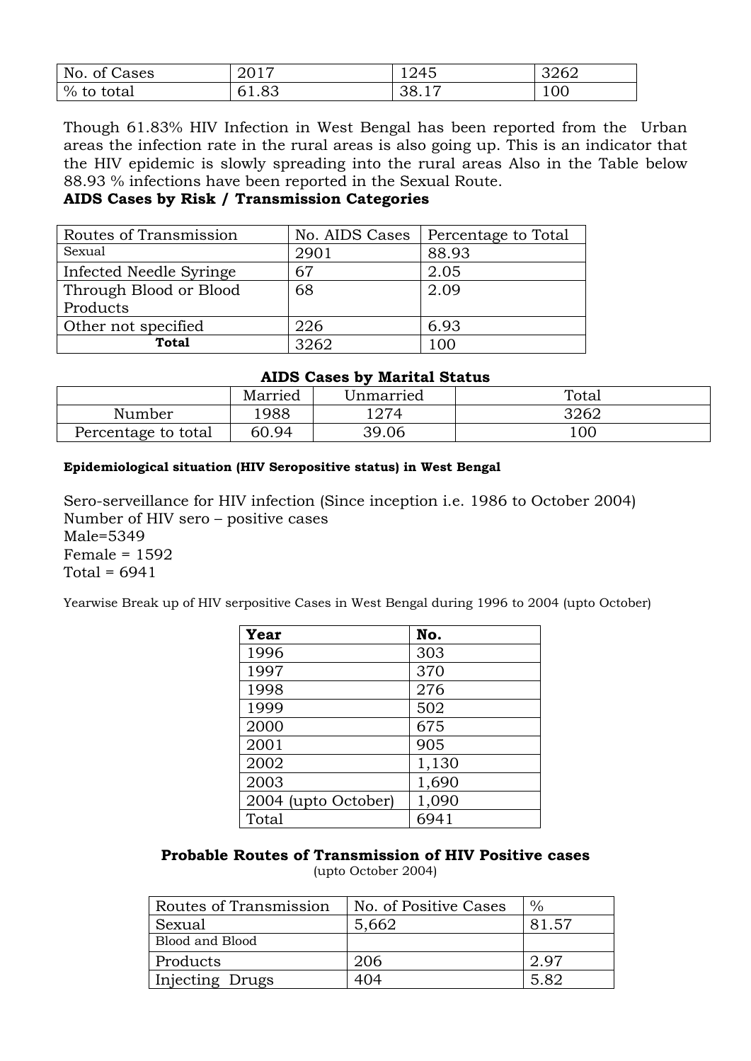| No. of Cases | 2017 | 1245 | 3262 |
|---|---|---|---|
| % to total | 61.83 | 38.17 | 100 |

Though 61.83% HIV Infection in West Bengal has been reported from the Urban areas the infection rate in the rural areas is also going up. This is an indicator that the HIV epidemic is slowly spreading into the rural areas Also in the Table below 88.93 % infections have been reported in the Sexual Route.

**AIDS Cases by Risk / Transmission Categories**

| Routes of Transmission | No. AIDS Cases | Percentage to Total |
|---|---|---|
| Sexual | 2901 | 88.93 |
| Infected Needle Syringe | 67 | 2.05 |
| Through Blood or Blood Products | 68 | 2.09 |
| Other not specified | 226 | 6.93 |
| **Total** | 3262 | 100 |

**AIDS Cases by Marital Status**

| | Married | Unmarried | Total |
|---|---|---|---|
| Number | 1988 | 1274 | 3262 |
| Percentage to total | 60.94 | 39.06 | 100 |

**Epidemiological situation (HIV Seropositive status) in West Bengal**

Sero-serveillance for HIV infection (Since inception i.e. 1986 to October 2004)
Number of HIV sero – positive cases
Male=5349
Female = 1592
Total = 6941

Yearwise Break up of HIV serpositive Cases in West Bengal during 1996 to 2004 (upto October)

| **Year** | **No.** |
|---|---|
| 1996 | 303 |
| 1997 | 370 |
| 1998 | 276 |
| 1999 | 502 |
| 2000 | 675 |
| 2001 | 905 |
| 2002 | 1,130 |
| 2003 | 1,690 |
| 2004 (upto October) | 1,090 |
| Total | 6941 |

**Probable Routes of Transmission of HIV Positive cases**
(upto October 2004)

| Routes of Transmission | No. of Positive Cases | % |
|---|---|---|
| Sexual | 5,662 | 81.57 |
| Blood and Blood | | |
| Products | 206 | 2.97 |
| Injecting Drugs | 404 | 5.82 |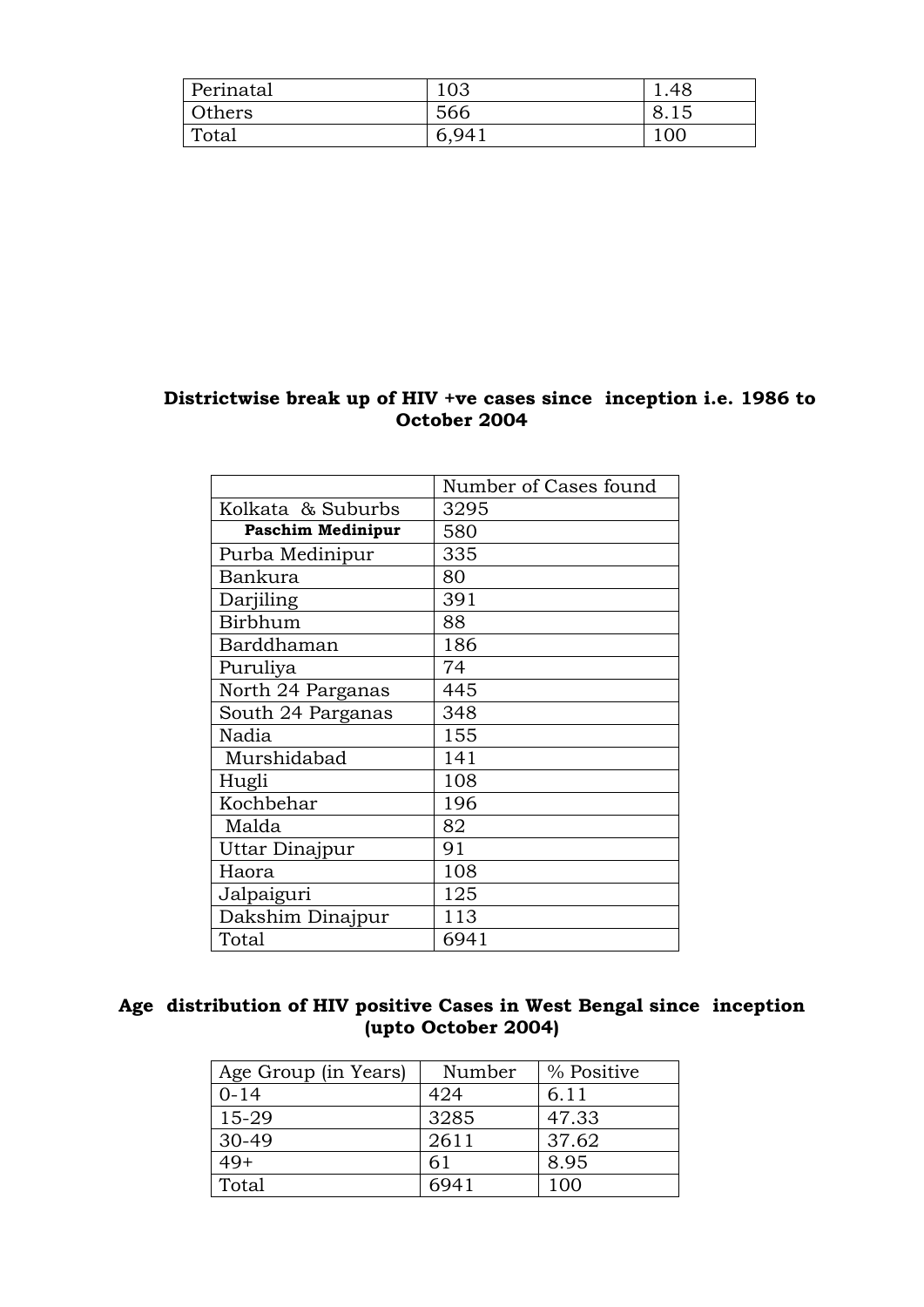| Perinatal | 103 | 1.48 |
|---|---|---|
| Others | 566 | 8.15 |
| Total | 6,941 | 100 |

**Districtwise break up of HIV +ve cases since inception i.e. 1986 to October 2004**

| | Number of Cases found |
|---|---|
| Kolkata & Suburbs | 3295 |
| **Paschim Medinipur** | 580 |
| Purba Medinipur | 335 |
| Bankura | 80 |
| Darjiling | 391 |
| Birbhum | 88 |
| Barddhaman | 186 |
| Puruliya | 74 |
| North 24 Parganas | 445 |
| South 24 Parganas | 348 |
| Nadia | 155 |
| Murshidabad | 141 |
| Hugli | 108 |
| Kochbehar | 196 |
| Malda | 82 |
| Uttar Dinajpur | 91 |
| Haora | 108 |
| Jalpaiguri | 125 |
| Dakshim Dinajpur | 113 |
| Total | 6941 |

**Age distribution of HIV positive Cases in West Bengal since inception (upto October 2004)**

| Age Group (in Years) | Number | % Positive |
|---|---|---|
| 0-14 | 424 | 6.11 |
| 15-29 | 3285 | 47.33 |
| 30-49 | 2611 | 37.62 |
| 49+ | 61 | 8.95 |
| Total | 6941 | 100 |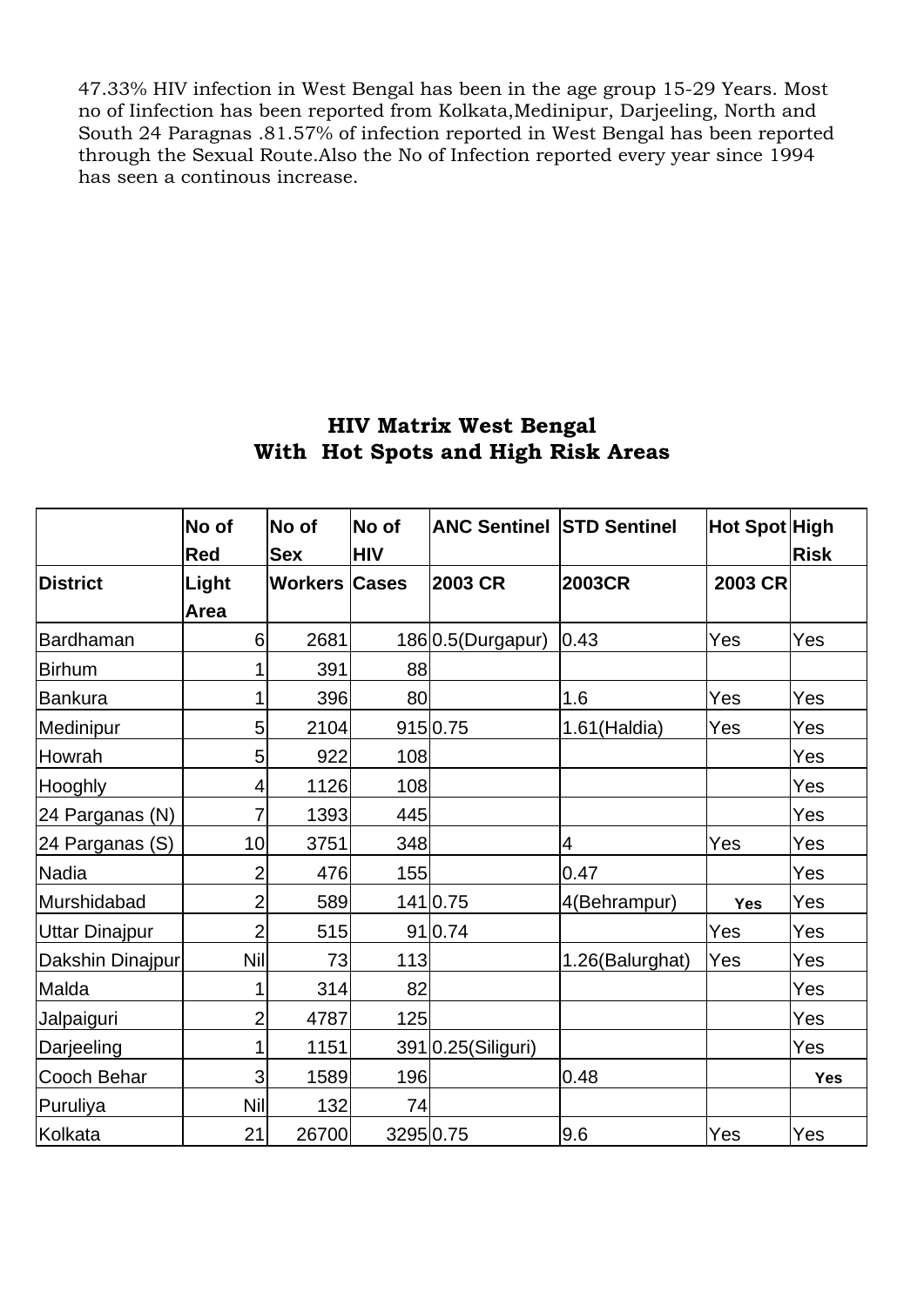47.33% HIV infection in West Bengal has been in the age group 15-29 Years. Most no of Iinfection has been reported from Kolkata,Medinipur, Darjeeling, North and South 24 Paragnas .81.57% of infection reported in West Bengal has been reported through the Sexual Route.Also the No of Infection reported every year since 1994 has seen a continous increase.

## HIV Matrix West Bengal With Hot Spots and High Risk Areas

| District | No of Red Light Area | No of Sex Workers | No of HIV Cases | ANC Sentinel 2003 CR | STD Sentinel 2003CR | Hot Spot 2003 CR | High Risk |
|---|---|---|---|---|---|---|---|
| Bardhaman | 6 | 2681 | 186 | 0.5(Durgapur) | 0.43 | Yes | Yes |
| Birhum | 1 | 391 | 88 | | | | |
| Bankura | 1 | 396 | 80 | | 1.6 | Yes | Yes |
| Medinipur | 5 | 2104 | 915 | 0.75 | 1.61(Haldia) | Yes | Yes |
| Howrah | 5 | 922 | 108 | | | | Yes |
| Hooghly | 4 | 1126 | 108 | | | | Yes |
| 24 Parganas (N) | 7 | 1393 | 445 | | | | Yes |
| 24 Parganas (S) | 10 | 3751 | 348 | | 4 | Yes | Yes |
| Nadia | 2 | 476 | 155 | | 0.47 | | Yes |
| Murshidabad | 2 | 589 | 141 | 0.75 | 4(Behrampur) | **Yes** | Yes |
| Uttar Dinajpur | 2 | 515 | 91 | 0.74 | | Yes | Yes |
| Dakshin Dinajpur | Nil | 73 | 113 | | 1.26(Balurghat) | Yes | Yes |
| Malda | 1 | 314 | 82 | | | | Yes |
| Jalpaiguri | 2 | 4787 | 125 | | | | Yes |
| Darjeeling | 1 | 1151 | 391 | 0.25(Siliguri) | | | Yes |
| Cooch Behar | 3 | 1589 | 196 | | 0.48 | | **Yes** |
| Puruliya | Nil | 132 | 74 | | | | |
| Kolkata | 21 | 26700 | 3295 | 0.75 | 9.6 | Yes | Yes |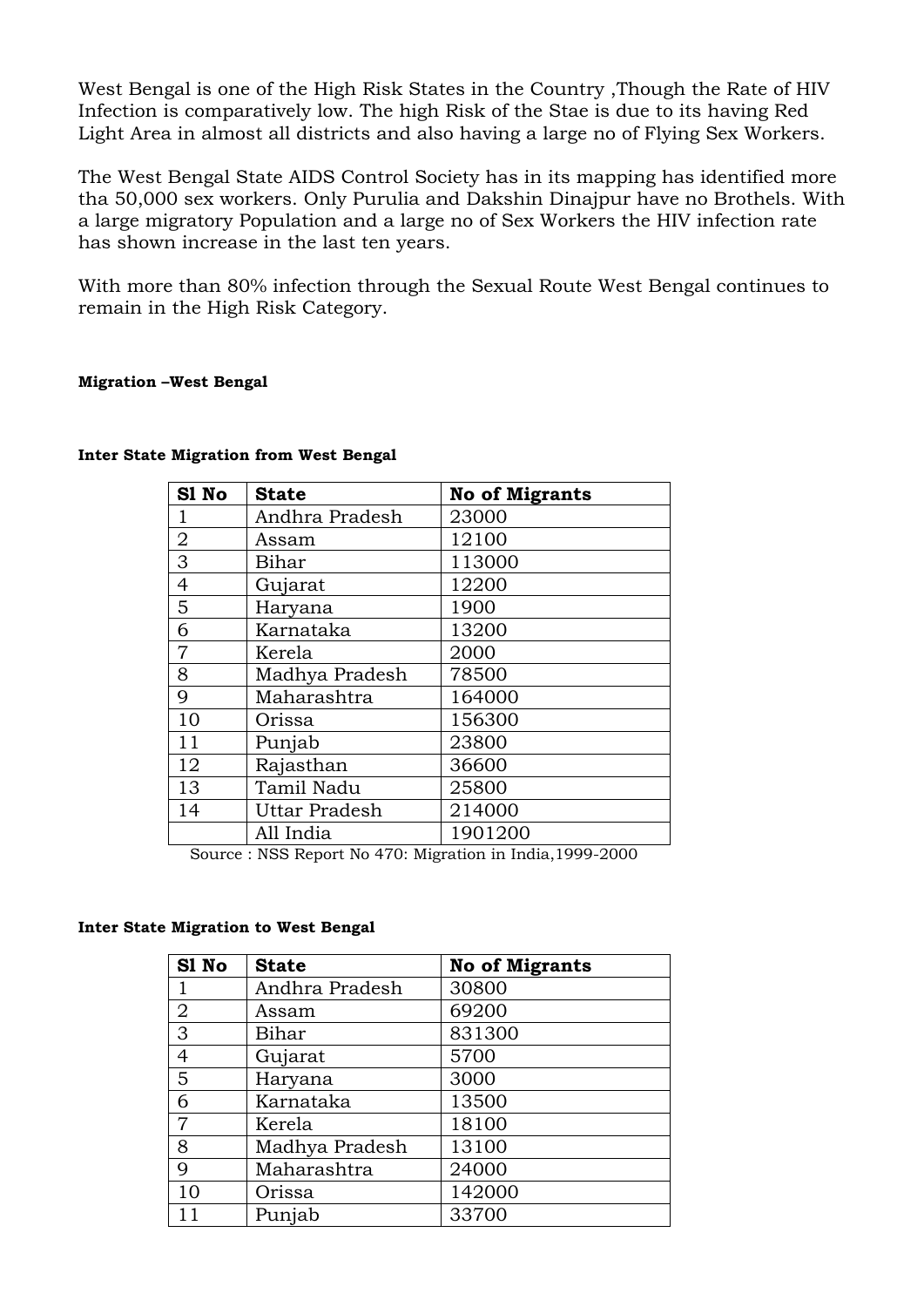West Bengal is one of the High Risk States in the Country ,Though the Rate of HIV Infection is comparatively low. The high Risk of the Stae is due to its having Red Light Area in almost all districts and also having a large no of Flying Sex Workers.

The West Bengal State AIDS Control Society has in its mapping has identified more tha 50,000 sex workers. Only Purulia and Dakshin Dinajpur have no Brothels. With a large migratory Population and a large no of Sex Workers the HIV infection rate has shown increase in the last ten years.

With more than 80% infection through the Sexual Route West Bengal continues to remain in the High Risk Category.

**Migration –West Bengal**

**Inter State Migration from West Bengal**

| Sl No | State | No of Migrants |
|---|---|---|
| 1 | Andhra Pradesh | 23000 |
| 2 | Assam | 12100 |
| 3 | Bihar | 113000 |
| 4 | Gujarat | 12200 |
| 5 | Haryana | 1900 |
| 6 | Karnataka | 13200 |
| 7 | Kerela | 2000 |
| 8 | Madhya Pradesh | 78500 |
| 9 | Maharashtra | 164000 |
| 10 | Orissa | 156300 |
| 11 | Punjab | 23800 |
| 12 | Rajasthan | 36600 |
| 13 | Tamil Nadu | 25800 |
| 14 | Uttar Pradesh | 214000 |
| | All India | 1901200 |

Source : NSS Report No 470: Migration in India,1999-2000

**Inter State Migration to West Bengal**

| Sl No | State | No of Migrants |
|---|---|---|
| 1 | Andhra Pradesh | 30800 |
| 2 | Assam | 69200 |
| 3 | Bihar | 831300 |
| 4 | Gujarat | 5700 |
| 5 | Haryana | 3000 |
| 6 | Karnataka | 13500 |
| 7 | Kerela | 18100 |
| 8 | Madhya Pradesh | 13100 |
| 9 | Maharashtra | 24000 |
| 10 | Orissa | 142000 |
| 11 | Punjab | 33700 |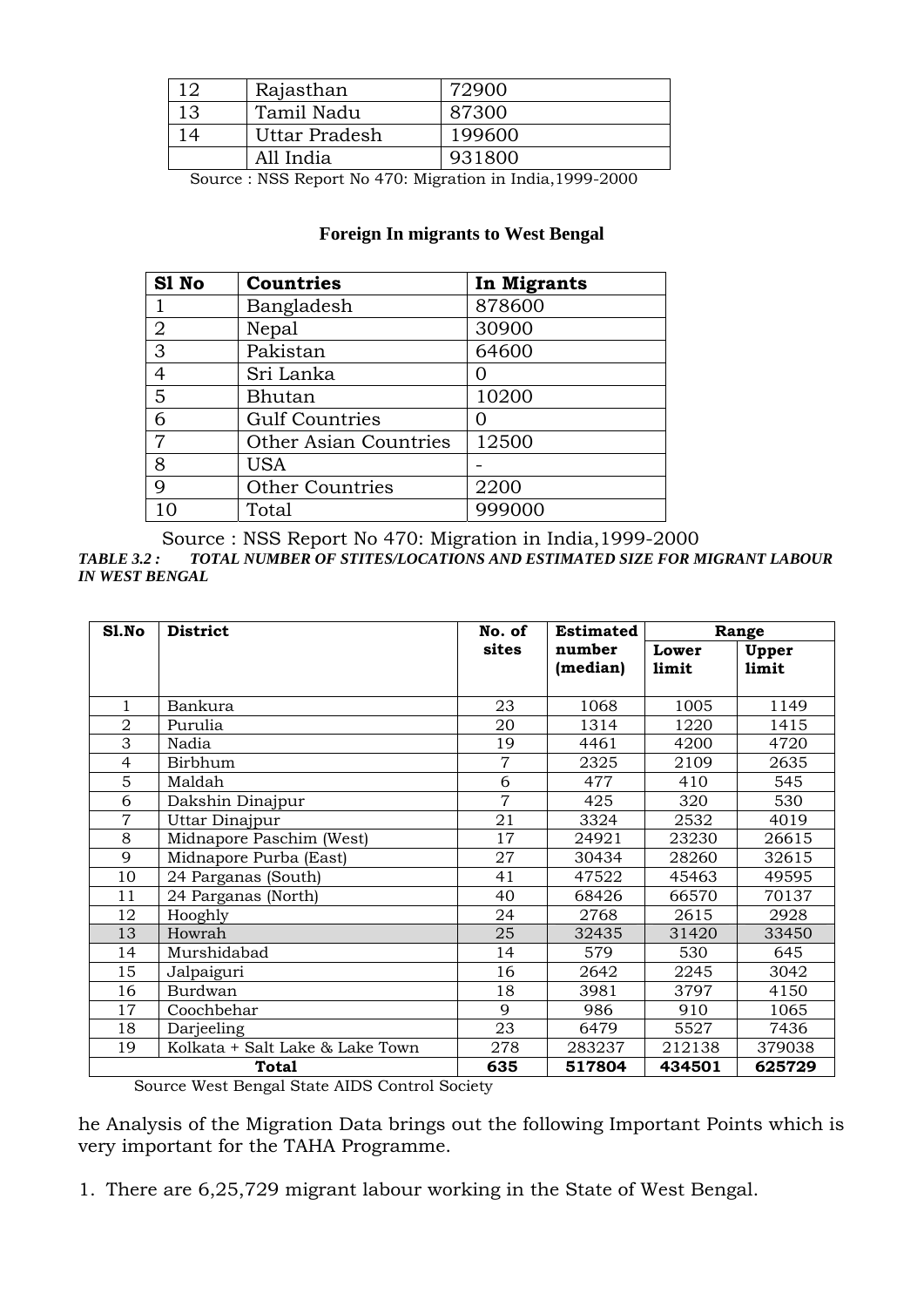| 12 | Rajasthan | 72900 |
|---|---|---|
| 13 | Tamil Nadu | 87300 |
| 14 | Uttar Pradesh | 199600 |
| | All India | 931800 |

Source : NSS Report No 470: Migration in India,1999-2000

**Foreign In migrants to West Bengal**

| Sl No | Countries | In Migrants |
|---|---|---|
| 1 | Bangladesh | 878600 |
| 2 | Nepal | 30900 |
| 3 | Pakistan | 64600 |
| 4 | Sri Lanka | 0 |
| 5 | Bhutan | 10200 |
| 6 | Gulf Countries | 0 |
| 7 | Other Asian Countries | 12500 |
| 8 | USA | - |
| 9 | Other Countries | 2200 |
| 10 | Total | 999000 |

Source : NSS Report No 470: Migration in India,1999-2000

***TABLE 3.2 : TOTAL NUMBER OF STITES/LOCATIONS AND ESTIMATED SIZE FOR MIGRANT LABOUR IN WEST BENGAL***

| Sl.No | District | No. of sites | Estimated number (median) | Range | |
|---|---|---|---|---|---|
| | | | | Lower limit | Upper limit |
| 1 | Bankura | 23 | 1068 | 1005 | 1149 |
| 2 | Purulia | 20 | 1314 | 1220 | 1415 |
| 3 | Nadia | 19 | 4461 | 4200 | 4720 |
| 4 | Birbhum | 7 | 2325 | 2109 | 2635 |
| 5 | Maldah | 6 | 477 | 410 | 545 |
| 6 | Dakshin Dinajpur | 7 | 425 | 320 | 530 |
| 7 | Uttar Dinajpur | 21 | 3324 | 2532 | 4019 |
| 8 | Midnapore Paschim (West) | 17 | 24921 | 23230 | 26615 |
| 9 | Midnapore Purba (East) | 27 | 30434 | 28260 | 32615 |
| 10 | 24 Parganas (South) | 41 | 47522 | 45463 | 49595 |
| 11 | 24 Parganas (North) | 40 | 68426 | 66570 | 70137 |
| 12 | Hooghly | 24 | 2768 | 2615 | 2928 |
| 13 | Howrah | 25 | 32435 | 31420 | 33450 |
| 14 | Murshidabad | 14 | 579 | 530 | 645 |
| 15 | Jalpaiguri | 16 | 2642 | 2245 | 3042 |
| 16 | Burdwan | 18 | 3981 | 3797 | 4150 |
| 17 | Coochbehar | 9 | 986 | 910 | 1065 |
| 18 | Darjeeling | 23 | 6479 | 5527 | 7436 |
| 19 | Kolkata + Salt Lake & Lake Town | 278 | 283237 | 212138 | 379038 |
| **Total** | | **635** | **517804** | **434501** | **625729** |

Source West Bengal State AIDS Control Society

he Analysis of the Migration Data brings out the following Important Points which is very important for the TAHA Programme.

1. There are 6,25,729 migrant labour working in the State of West Bengal.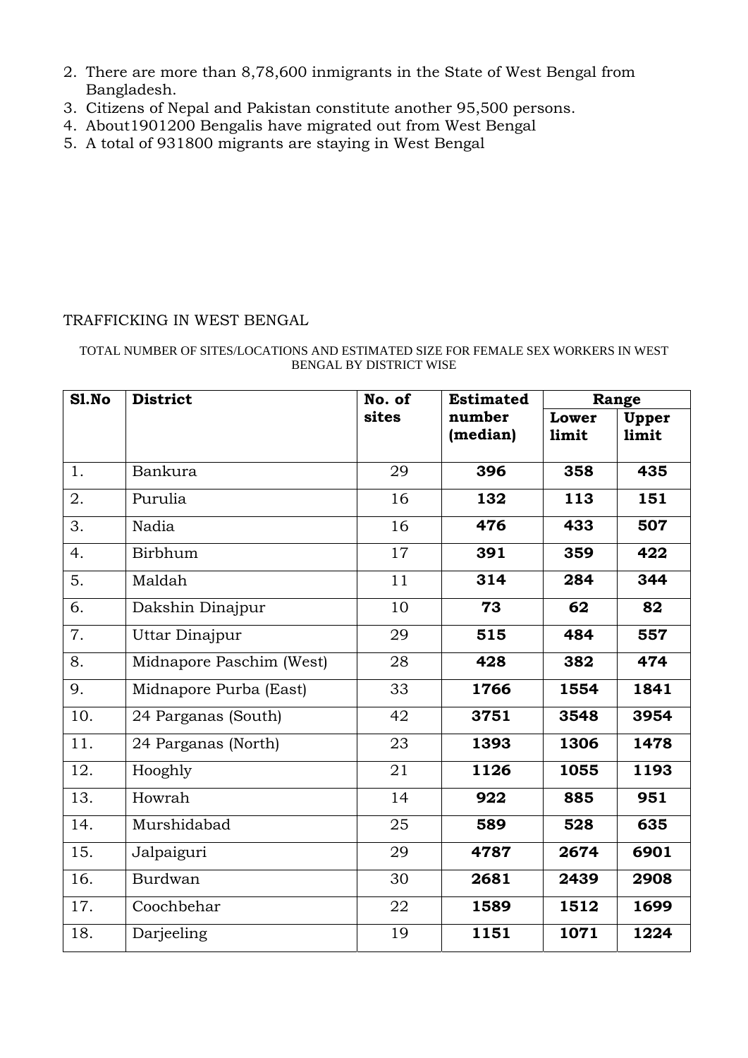2. There are more than 8,78,600 inmigrants in the State of West Bengal from Bangladesh.
3. Citizens of Nepal and Pakistan constitute another 95,500 persons.
4. About1901200 Bengalis have migrated out from West Bengal
5. A total of 931800 migrants are staying in West Bengal

TRAFFICKING IN WEST BENGAL

TOTAL NUMBER OF SITES/LOCATIONS AND ESTIMATED SIZE FOR FEMALE SEX WORKERS IN WEST BENGAL BY DISTRICT WISE

| Sl.No | District | No. of sites | Estimated number (median) | Range | |
|---|---|---|---|---|---|
| | | | | Lower limit | Upper limit |
| 1. | Bankura | 29 | **396** | **358** | **435** |
| 2. | Purulia | 16 | **132** | **113** | **151** |
| 3. | Nadia | 16 | **476** | **433** | **507** |
| 4. | Birbhum | 17 | **391** | **359** | **422** |
| 5. | Maldah | 11 | **314** | **284** | **344** |
| 6. | Dakshin Dinajpur | 10 | **73** | **62** | **82** |
| 7. | Uttar Dinajpur | 29 | **515** | **484** | **557** |
| 8. | Midnapore Paschim (West) | 28 | **428** | **382** | **474** |
| 9. | Midnapore Purba (East) | 33 | **1766** | **1554** | **1841** |
| 10. | 24 Parganas (South) | 42 | **3751** | **3548** | **3954** |
| 11. | 24 Parganas (North) | 23 | **1393** | **1306** | **1478** |
| 12. | Hooghly | 21 | **1126** | **1055** | **1193** |
| 13. | Howrah | 14 | **922** | **885** | **951** |
| 14. | Murshidabad | 25 | **589** | **528** | **635** |
| 15. | Jalpaiguri | 29 | **4787** | **2674** | **6901** |
| 16. | Burdwan | 30 | **2681** | **2439** | **2908** |
| 17. | Coochbehar | 22 | **1589** | **1512** | **1699** |
| 18. | Darjeeling | 19 | **1151** | **1071** | **1224** |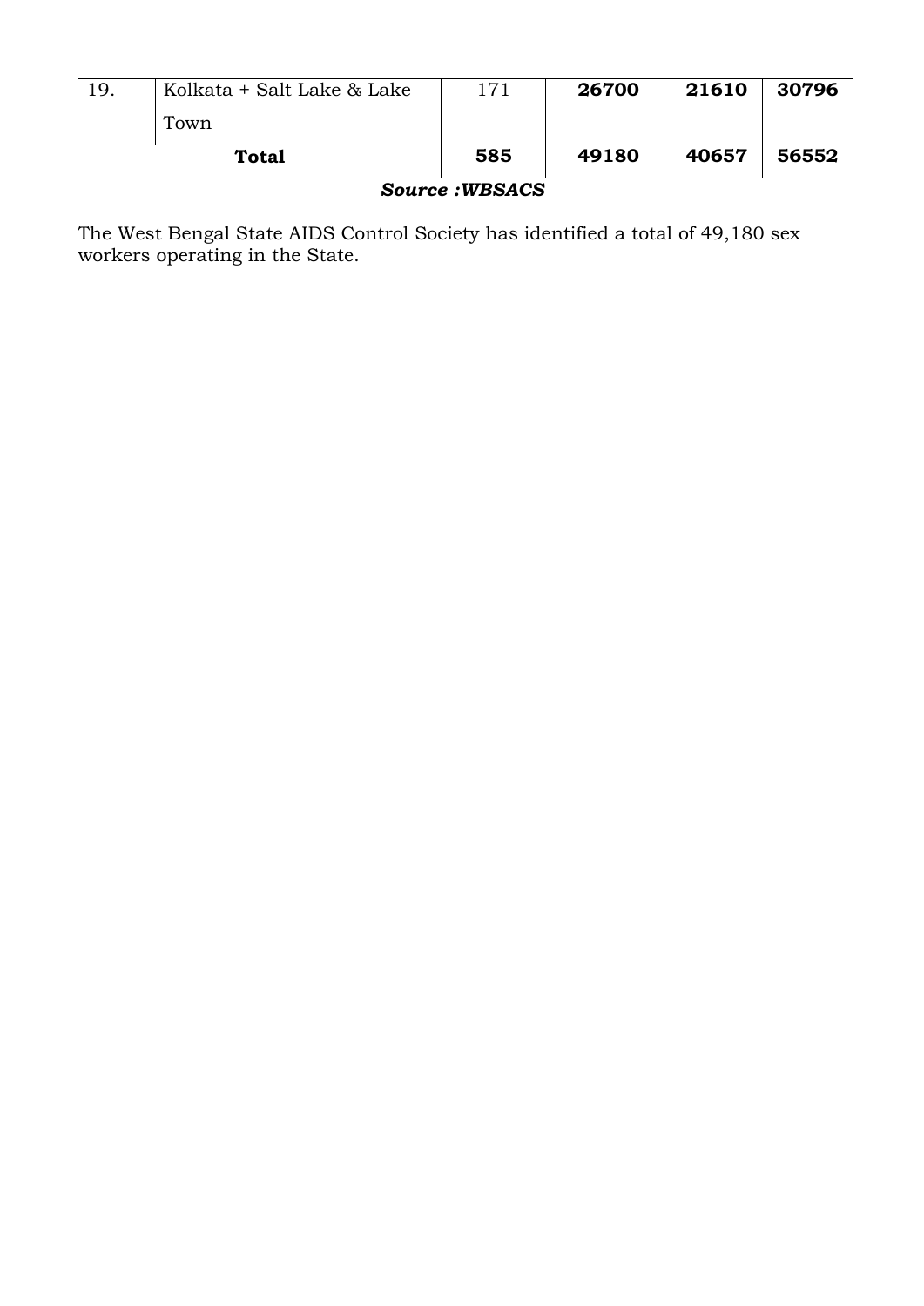| 19. | Kolkata + Salt Lake & Lake Town | 171 | **26700** | **21610** | **30796** |
|---|---|---|---|---|---|
| **Total** | | **585** | **49180** | **40657** | **56552** |

***Source :WBSACS***

The West Bengal State AIDS Control Society has identified a total of 49,180 sex workers operating in the State.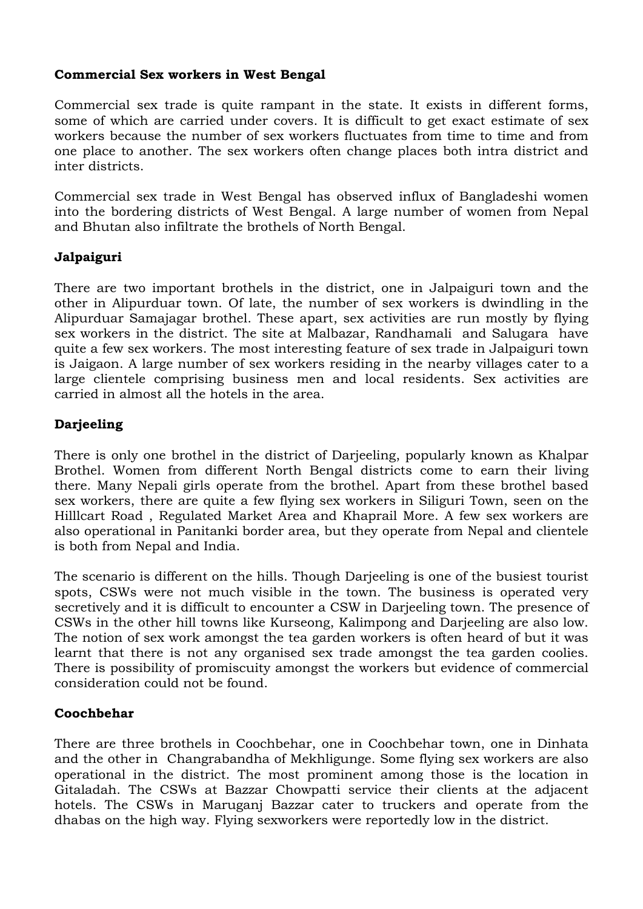**Commercial Sex workers in West Bengal**

Commercial sex trade is quite rampant in the state. It exists in different forms, some of which are carried under covers. It is difficult to get exact estimate of sex workers because the number of sex workers fluctuates from time to time and from one place to another. The sex workers often change places both intra district and inter districts.

Commercial sex trade in West Bengal has observed influx of Bangladeshi women into the bordering districts of West Bengal. A large number of women from Nepal and Bhutan also infiltrate the brothels of North Bengal.

**Jalpaiguri**

There are two important brothels in the district, one in Jalpaiguri town and the other in Alipurduar town. Of late, the number of sex workers is dwindling in the Alipurduar Samajagar brothel. These apart, sex activities are run mostly by flying sex workers in the district. The site at Malbazar, Randhamali and Salugara have quite a few sex workers. The most interesting feature of sex trade in Jalpaiguri town is Jaigaon. A large number of sex workers residing in the nearby villages cater to a large clientele comprising business men and local residents. Sex activities are carried in almost all the hotels in the area.

**Darjeeling**

There is only one brothel in the district of Darjeeling, popularly known as Khalpar Brothel. Women from different North Bengal districts come to earn their living there. Many Nepali girls operate from the brothel. Apart from these brothel based sex workers, there are quite a few flying sex workers in Siliguri Town, seen on the Hilllcart Road , Regulated Market Area and Khaprail More. A few sex workers are also operational in Panitanki border area, but they operate from Nepal and clientele is both from Nepal and India.

The scenario is different on the hills. Though Darjeeling is one of the busiest tourist spots, CSWs were not much visible in the town. The business is operated very secretively and it is difficult to encounter a CSW in Darjeeling town. The presence of CSWs in the other hill towns like Kurseong, Kalimpong and Darjeeling are also low. The notion of sex work amongst the tea garden workers is often heard of but it was learnt that there is not any organised sex trade amongst the tea garden coolies. There is possibility of promiscuity amongst the workers but evidence of commercial consideration could not be found.

**Coochbehar**

There are three brothels in Coochbehar, one in Coochbehar town, one in Dinhata and the other in Changrabandha of Mekhligunge. Some flying sex workers are also operational in the district. The most prominent among those is the location in Gitaladah. The CSWs at Bazzar Chowpatti service their clients at the adjacent hotels. The CSWs in Maruganj Bazzar cater to truckers and operate from the dhabas on the high way. Flying sexworkers were reportedly low in the district.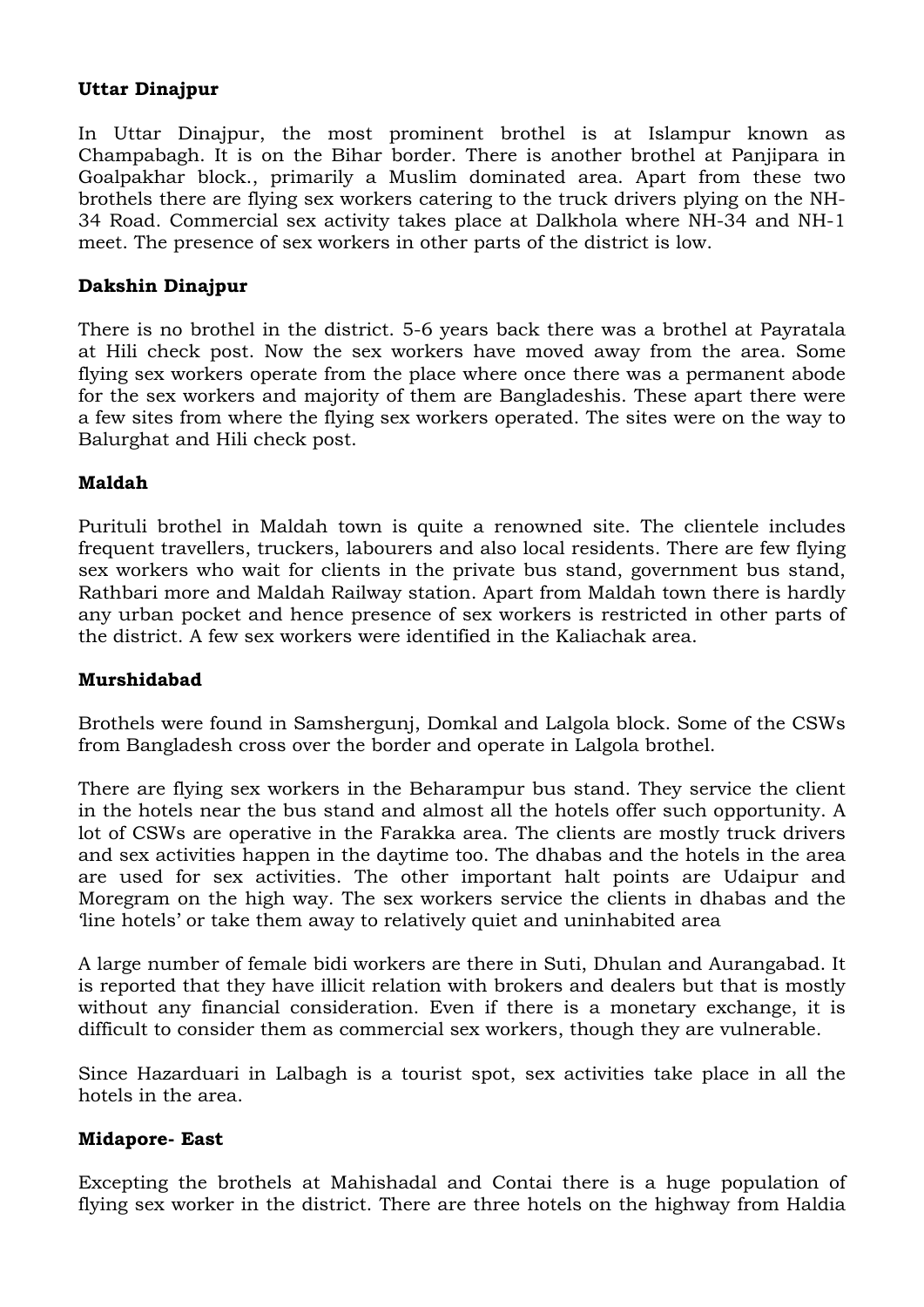**Uttar Dinajpur**

In Uttar Dinajpur, the most prominent brothel is at Islampur known as Champabagh. It is on the Bihar border. There is another brothel at Panjipara in Goalpakhar block., primarily a Muslim dominated area. Apart from these two brothels there are flying sex workers catering to the truck drivers plying on the NH-34 Road. Commercial sex activity takes place at Dalkhola where NH-34 and NH-1 meet. The presence of sex workers in other parts of the district is low.

**Dakshin Dinajpur**

There is no brothel in the district. 5-6 years back there was a brothel at Payratala at Hili check post. Now the sex workers have moved away from the area. Some flying sex workers operate from the place where once there was a permanent abode for the sex workers and majority of them are Bangladeshis. These apart there were a few sites from where the flying sex workers operated. The sites were on the way to Balurghat and Hili check post.

**Maldah**

Purituli brothel in Maldah town is quite a renowned site. The clientele includes frequent travellers, truckers, labourers and also local residents. There are few flying sex workers who wait for clients in the private bus stand, government bus stand, Rathbari more and Maldah Railway station. Apart from Maldah town there is hardly any urban pocket and hence presence of sex workers is restricted in other parts of the district. A few sex workers were identified in the Kaliachak area.

**Murshidabad**

Brothels were found in Samshergunj, Domkal and Lalgola block. Some of the CSWs from Bangladesh cross over the border and operate in Lalgola brothel.

There are flying sex workers in the Beharampur bus stand. They service the client in the hotels near the bus stand and almost all the hotels offer such opportunity. A lot of CSWs are operative in the Farakka area. The clients are mostly truck drivers and sex activities happen in the daytime too. The dhabas and the hotels in the area are used for sex activities. The other important halt points are Udaipur and Moregram on the high way. The sex workers service the clients in dhabas and the 'line hotels' or take them away to relatively quiet and uninhabited area

A large number of female bidi workers are there in Suti, Dhulan and Aurangabad. It is reported that they have illicit relation with brokers and dealers but that is mostly without any financial consideration. Even if there is a monetary exchange, it is difficult to consider them as commercial sex workers, though they are vulnerable.

Since Hazarduari in Lalbagh is a tourist spot, sex activities take place in all the hotels in the area.

**Midapore- East**

Excepting the brothels at Mahishadal and Contai there is a huge population of flying sex worker in the district. There are three hotels on the highway from Haldia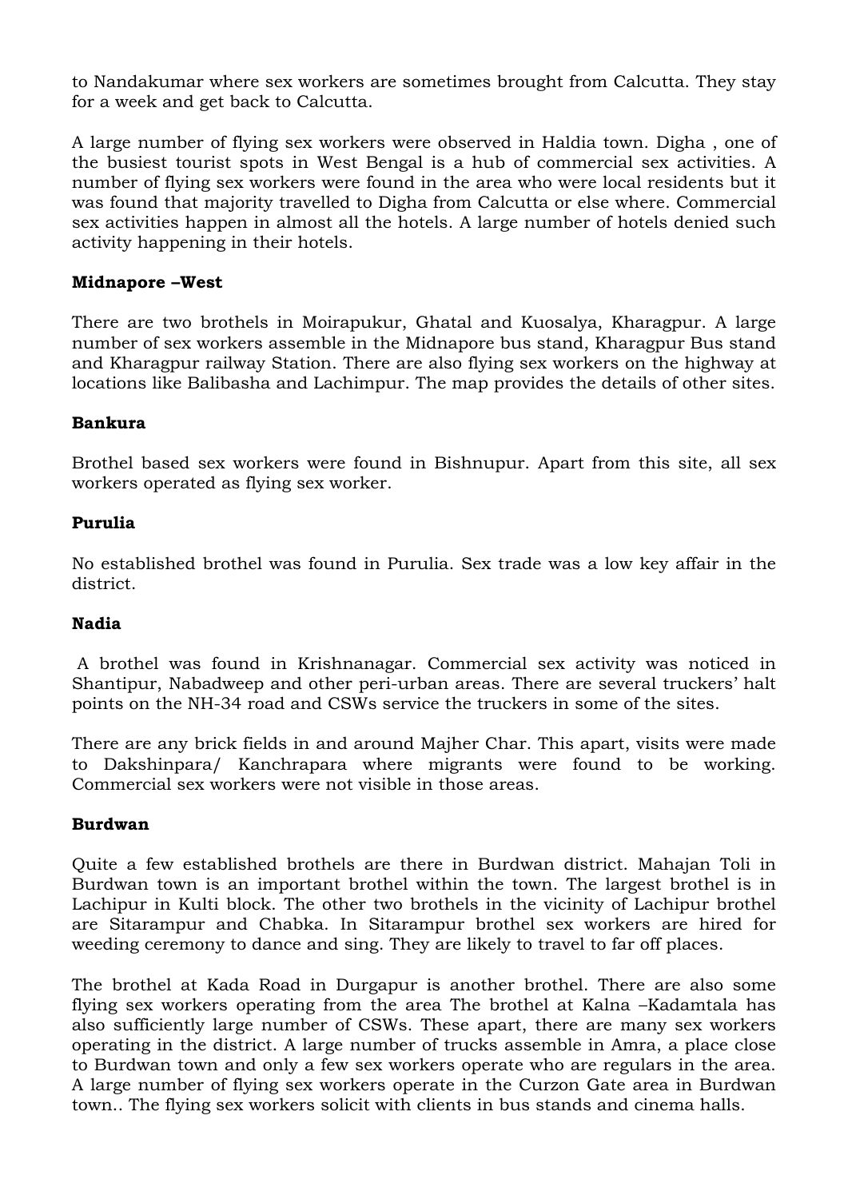to Nandakumar where sex workers are sometimes brought from Calcutta. They stay for a week and get back to Calcutta.

A large number of flying sex workers were observed in Haldia town. Digha , one of the busiest tourist spots in West Bengal is a hub of commercial sex activities. A number of flying sex workers were found in the area who were local residents but it was found that majority travelled to Digha from Calcutta or else where. Commercial sex activities happen in almost all the hotels. A large number of hotels denied such activity happening in their hotels.

### Midnapore –West

There are two brothels in Moirapukur, Ghatal and Kuosalya, Kharagpur. A large number of sex workers assemble in the Midnapore bus stand, Kharagpur Bus stand and Kharagpur railway Station. There are also flying sex workers on the highway at locations like Balibasha and Lachimpur. The map provides the details of other sites.

### Bankura

Brothel based sex workers were found in Bishnupur. Apart from this site, all sex workers operated as flying sex worker.

### Purulia

No established brothel was found in Purulia. Sex trade was a low key affair in the district.

### Nadia

A brothel was found in Krishnanagar. Commercial sex activity was noticed in Shantipur, Nabadweep and other peri-urban areas. There are several truckers' halt points on the NH-34 road and CSWs service the truckers in some of the sites.

There are any brick fields in and around Majher Char. This apart, visits were made to Dakshinpara/ Kanchrapara where migrants were found to be working. Commercial sex workers were not visible in those areas.

### Burdwan

Quite a few established brothels are there in Burdwan district. Mahajan Toli in Burdwan town is an important brothel within the town. The largest brothel is in Lachipur in Kulti block. The other two brothels in the vicinity of Lachipur brothel are Sitarampur and Chabka. In Sitarampur brothel sex workers are hired for weeding ceremony to dance and sing. They are likely to travel to far off places.

The brothel at Kada Road in Durgapur is another brothel. There are also some flying sex workers operating from the area The brothel at Kalna –Kadamtala has also sufficiently large number of CSWs. These apart, there are many sex workers operating in the district. A large number of trucks assemble in Amra, a place close to Burdwan town and only a few sex workers operate who are regulars in the area. A large number of flying sex workers operate in the Curzon Gate area in Burdwan town.. The flying sex workers solicit with clients in bus stands and cinema halls.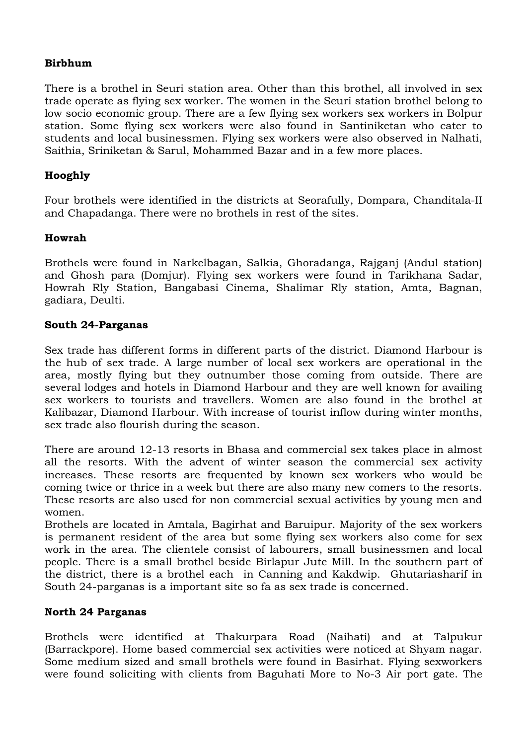**Birbhum**

There is a brothel in Seuri station area. Other than this brothel, all involved in sex trade operate as flying sex worker. The women in the Seuri station brothel belong to low socio economic group. There are a few flying sex workers sex workers in Bolpur station. Some flying sex workers were also found in Santiniketan who cater to students and local businessmen. Flying sex workers were also observed in Nalhati, Saithia, Sriniketan & Sarul, Mohammed Bazar and in a few more places.

**Hooghly**

Four brothels were identified in the districts at Seorafully, Dompara, Chanditala-II and Chapadanga. There were no brothels in rest of the sites.

**Howrah**

Brothels were found in Narkelbagan, Salkia, Ghoradanga, Rajganj (Andul station) and Ghosh para (Domjur). Flying sex workers were found in Tarikhana Sadar, Howrah Rly Station, Bangabasi Cinema, Shalimar Rly station, Amta, Bagnan, gadiara, Deulti.

**South 24-Parganas**

Sex trade has different forms in different parts of the district. Diamond Harbour is the hub of sex trade. A large number of local sex workers are operational in the area, mostly flying but they outnumber those coming from outside. There are several lodges and hotels in Diamond Harbour and they are well known for availing sex workers to tourists and travellers. Women are also found in the brothel at Kalibazar, Diamond Harbour. With increase of tourist inflow during winter months, sex trade also flourish during the season.

There are around 12-13 resorts in Bhasa and commercial sex takes place in almost all the resorts. With the advent of winter season the commercial sex activity increases. These resorts are frequented by known sex workers who would be coming twice or thrice in a week but there are also many new comers to the resorts. These resorts are also used for non commercial sexual activities by young men and women.
Brothels are located in Amtala, Bagirhat and Baruipur. Majority of the sex workers is permanent resident of the area but some flying sex workers also come for sex work in the area. The clientele consist of labourers, small businessmen and local people. There is a small brothel beside Birlapur Jute Mill. In the southern part of the district, there is a brothel each in Canning and Kakdwip. Ghutariasharif in South 24-parganas is a important site so fa as sex trade is concerned.

**North 24 Parganas**

Brothels were identified at Thakurpara Road (Naihati) and at Talpukur (Barrackpore). Home based commercial sex activities were noticed at Shyam nagar. Some medium sized and small brothels were found in Basirhat. Flying sexworkers were found soliciting with clients from Baguhati More to No-3 Air port gate. The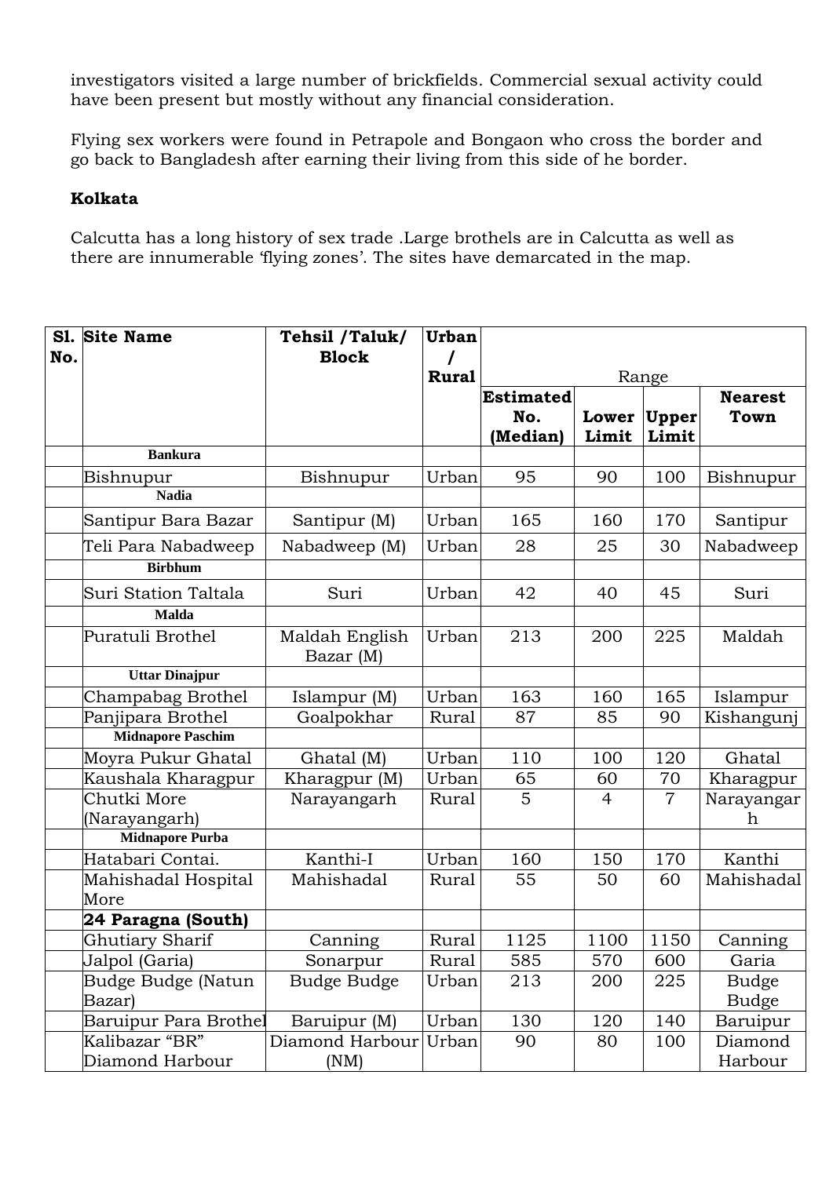investigators visited a large number of brickfields. Commercial sexual activity could have been present but mostly without any financial consideration.

Flying sex workers were found in Petrapole and Bongaon who cross the border and go back to Bangladesh after earning their living from this side of he border.

**Kolkata**

Calcutta has a long history of sex trade .Large brothels are in Calcutta as well as there are innumerable 'flying zones'. The sites have demarcated in the map.

| Sl. No. | Site Name | Tehsil /Taluk/ Block | Urban / Rural | Range | | | |
|---|---|---|---|---|---|---|---|
| | | | | Estimated No. (Median) | Lower Limit | Upper Limit | Nearest Town |
| | **Bankura** | | | | | | |
| | Bishnupur | Bishnupur | Urban | 95 | 90 | 100 | Bishnupur |
| | **Nadia** | | | | | | |
| | Santipur Bara Bazar | Santipur (M) | Urban | 165 | 160 | 170 | Santipur |
| | Teli Para Nabadweep | Nabadweep (M) | Urban | 28 | 25 | 30 | Nabadweep |
| | **Birbhum** | | | | | | |
| | Suri Station Taltala | Suri | Urban | 42 | 40 | 45 | Suri |
| | **Malda** | | | | | | |
| | Puratuli Brothel | Maldah English Bazar (M) | Urban | 213 | 200 | 225 | Maldah |
| | **Uttar Dinajpur** | | | | | | |
| | Champabag Brothel | Islampur (M) | Urban | 163 | 160 | 165 | Islampur |
| | Panjipara Brothel | Goalpokhar | Rural | 87 | 85 | 90 | Kishangunj |
| | **Midnapore Paschim** | | | | | | |
| | Moyra Pukur Ghatal | Ghatal (M) | Urban | 110 | 100 | 120 | Ghatal |
| | Kaushala Kharagpur | Kharagpur (M) | Urban | 65 | 60 | 70 | Kharagpur |
| | Chutki More (Narayangarh) | Narayangarh | Rural | 5 | 4 | 7 | Narayangarh |
| | **Midnapore Purba** | | | | | | |
| | Hatabari Contai. | Kanthi-I | Urban | 160 | 150 | 170 | Kanthi |
| | Mahishadal Hospital More | Mahishadal | Rural | 55 | 50 | 60 | Mahishadal |
| | **24 Paragna (South)** | | | | | | |
| | Ghutiary Sharif | Canning | Rural | 1125 | 1100 | 1150 | Canning |
| | Jalpol (Garia) | Sonarpur | Rural | 585 | 570 | 600 | Garia |
| | Budge Budge (Natun Bazar) | Budge Budge | Urban | 213 | 200 | 225 | Budge Budge |
| | Baruipur Para Brothel | Baruipur (M) | Urban | 130 | 120 | 140 | Baruipur |
| | Kalibazar "BR" Diamond Harbour | Diamond Harbour (NM) | Urban | 90 | 80 | 100 | Diamond Harbour |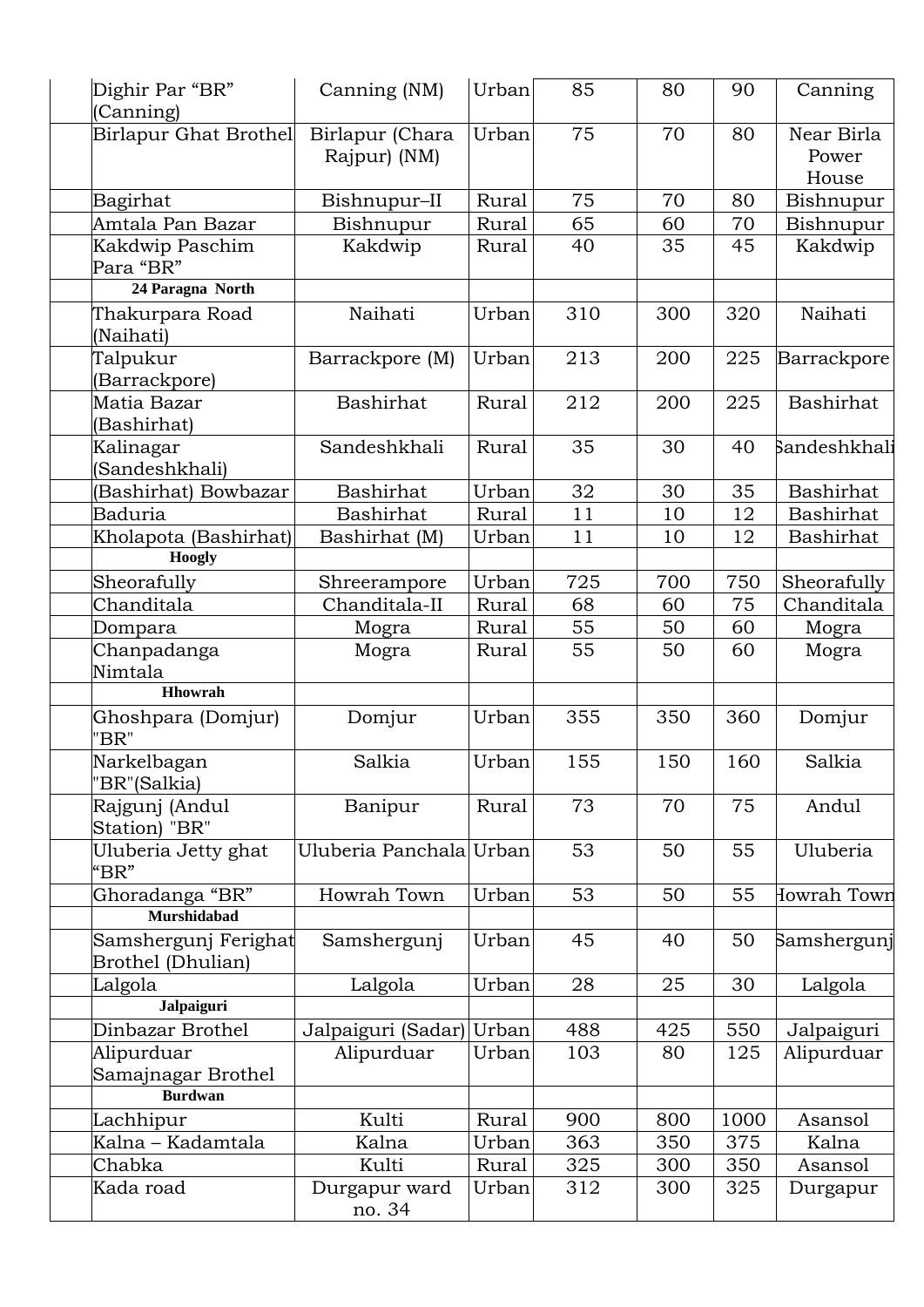| | | | | | | | |
|---|---|---|---|---|---|---|---|
| | Dighir Par "BR" (Canning) | Canning (NM) | Urban | 85 | 80 | 90 | Canning |
| | Birlapur Ghat Brothel | Birlapur (Chara Rajpur) (NM) | Urban | 75 | 70 | 80 | Near Birla Power House |
| | Bagirhat | Bishnupur–II | Rural | 75 | 70 | 80 | Bishnupur |
| | Amtala Pan Bazar | Bishnupur | Rural | 65 | 60 | 70 | Bishnupur |
| | Kakdwip Paschim Para "BR" | Kakdwip | Rural | 40 | 35 | 45 | Kakdwip |
| | **24 Paragna North** | | | | | | |
| | Thakurpara Road (Naihati) | Naihati | Urban | 310 | 300 | 320 | Naihati |
| | Talpukur (Barrackpore) | Barrackpore (M) | Urban | 213 | 200 | 225 | Barrackpore |
| | Matia Bazar (Bashirhat) | Bashirhat | Rural | 212 | 200 | 225 | Bashirhat |
| | Kalinagar (Sandeshkhali) | Sandeshkhali | Rural | 35 | 30 | 40 | Sandeshkhali |
| | (Bashirhat) Bowbazar | Bashirhat | Urban | 32 | 30 | 35 | Bashirhat |
| | Baduria | Bashirhat | Rural | 11 | 10 | 12 | Bashirhat |
| | Kholapota (Bashirhat) | Bashirhat (M) | Urban | 11 | 10 | 12 | Bashirhat |
| | **Hoogly** | | | | | | |
| | Sheorafully | Shreerampore | Urban | 725 | 700 | 750 | Sheorafully |
| | Chanditala | Chanditala-II | Rural | 68 | 60 | 75 | Chanditala |
| | Dompara | Mogra | Rural | 55 | 50 | 60 | Mogra |
| | Chanpadanga Nimtala | Mogra | Rural | 55 | 50 | 60 | Mogra |
| | **Hhowrah** | | | | | | |
| | Ghoshpara (Domjur) "BR" | Domjur | Urban | 355 | 350 | 360 | Domjur |
| | Narkelbagan "BR"(Salkia) | Salkia | Urban | 155 | 150 | 160 | Salkia |
| | Rajgunj (Andul Station) "BR" | Banipur | Rural | 73 | 70 | 75 | Andul |
| | Uluberia Jetty ghat "BR" | Uluberia Panchala | Urban | 53 | 50 | 55 | Uluberia |
| | Ghoradanga "BR" | Howrah Town | Urban | 53 | 50 | 55 | Howrah Town |
| | **Murshidabad** | | | | | | |
| | Samshergunj Ferighat Brothel (Dhulian) | Samshergunj | Urban | 45 | 40 | 50 | Samshergunj |
| | Lalgola | Lalgola | Urban | 28 | 25 | 30 | Lalgola |
| | **Jalpaiguri** | | | | | | |
| | Dinbazar Brothel | Jalpaiguri (Sadar) | Urban | 488 | 425 | 550 | Jalpaiguri |
| | Alipurduar Samajnagar Brothel | Alipurduar | Urban | 103 | 80 | 125 | Alipurduar |
| | **Burdwan** | | | | | | |
| | Lachhipur | Kulti | Rural | 900 | 800 | 1000 | Asansol |
| | Kalna – Kadamtala | Kalna | Urban | 363 | 350 | 375 | Kalna |
| | Chabka | Kulti | Rural | 325 | 300 | 350 | Asansol |
| | Kada road | Durgapur ward no. 34 | Urban | 312 | 300 | 325 | Durgapur |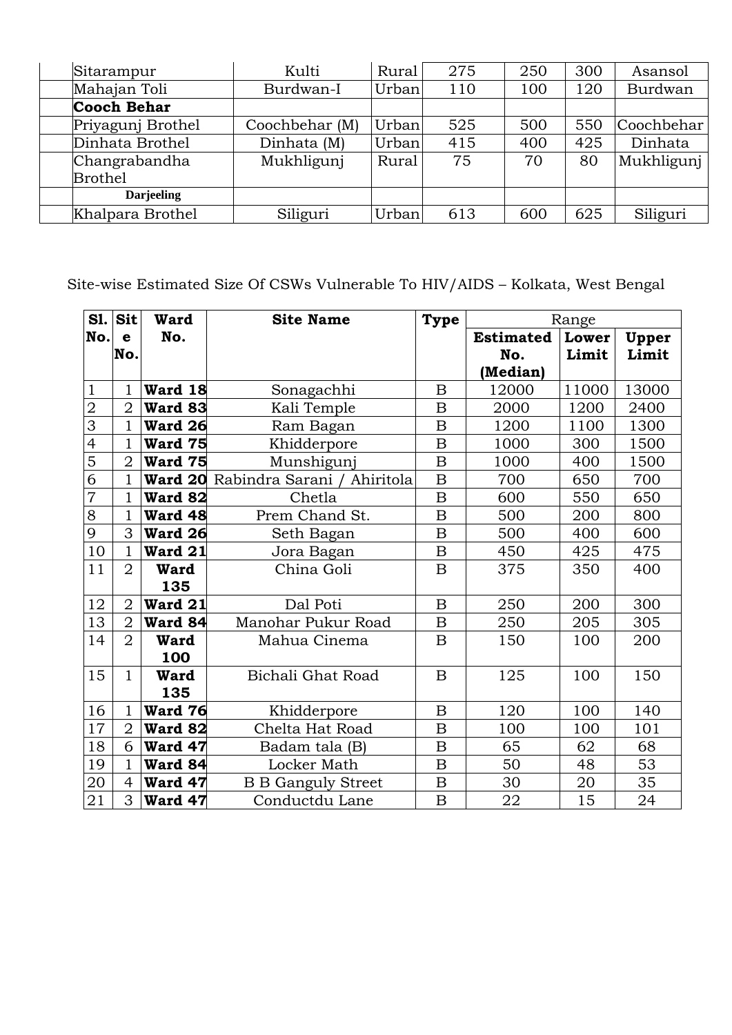| | | | | | | | |
|---|---|---|---|---|---|---|---|
| | Sitarampur | Kulti | Rural | 275 | 250 | 300 | Asansol |
| | Mahajan Toli | Burdwan-I | Urban | 110 | 100 | 120 | Burdwan |
| | **Cooch Behar** | | | | | | |
| | Priyagunj Brothel | Coochbehar (M) | Urban | 525 | 500 | 550 | Coochbehar |
| | Dinhata Brothel | Dinhata (M) | Urban | 415 | 400 | 425 | Dinhata |
| | Changrabandha Brothel | Mukhligunj | Rural | 75 | 70 | 80 | Mukhligunj |
| | **Darjeeling** | | | | | | |
| | Khalpara Brothel | Siliguri | Urban | 613 | 600 | 625 | Siliguri |

Site-wise Estimated Size Of CSWs Vulnerable To HIV/AIDS – Kolkata, West Bengal

| **Sl. No.** | **Site No.** | **Ward No.** | **Site Name** | **Type** | Range | | |
|---|---|---|---|---|---|---|---|
| | | | | | **Estimated No. (Median)** | **Lower Limit** | **Upper Limit** |
| 1 | 1 | **Ward 18** | Sonagachhi | B | 12000 | 11000 | 13000 |
| 2 | 2 | **Ward 83** | Kali Temple | B | 2000 | 1200 | 2400 |
| 3 | 1 | **Ward 26** | Ram Bagan | B | 1200 | 1100 | 1300 |
| 4 | 1 | **Ward 75** | Khidderpore | B | 1000 | 300 | 1500 |
| 5 | 2 | **Ward 75** | Munshigunj | B | 1000 | 400 | 1500 |
| 6 | 1 | **Ward 20** | Rabindra Sarani / Ahiritola | B | 700 | 650 | 700 |
| 7 | 1 | **Ward 82** | Chetla | B | 600 | 550 | 650 |
| 8 | 1 | **Ward 48** | Prem Chand St. | B | 500 | 200 | 800 |
| 9 | 3 | **Ward 26** | Seth Bagan | B | 500 | 400 | 600 |
| 10 | 1 | **Ward 21** | Jora Bagan | B | 450 | 425 | 475 |
| 11 | 2 | **Ward 135** | China Goli | B | 375 | 350 | 400 |
| 12 | 2 | **Ward 21** | Dal Poti | B | 250 | 200 | 300 |
| 13 | 2 | **Ward 84** | Manohar Pukur Road | B | 250 | 205 | 305 |
| 14 | 2 | **Ward 100** | Mahua Cinema | B | 150 | 100 | 200 |
| 15 | 1 | **Ward 135** | Bichali Ghat Road | B | 125 | 100 | 150 |
| 16 | 1 | **Ward 76** | Khidderpore | B | 120 | 100 | 140 |
| 17 | 2 | **Ward 82** | Chelta Hat Road | B | 100 | 100 | 101 |
| 18 | 6 | **Ward 47** | Badam tala (B) | B | 65 | 62 | 68 |
| 19 | 1 | **Ward 84** | Locker Math | B | 50 | 48 | 53 |
| 20 | 4 | **Ward 47** | B B Ganguly Street | B | 30 | 20 | 35 |
| 21 | 3 | **Ward 47** | Conductdu Lane | B | 22 | 15 | 24 |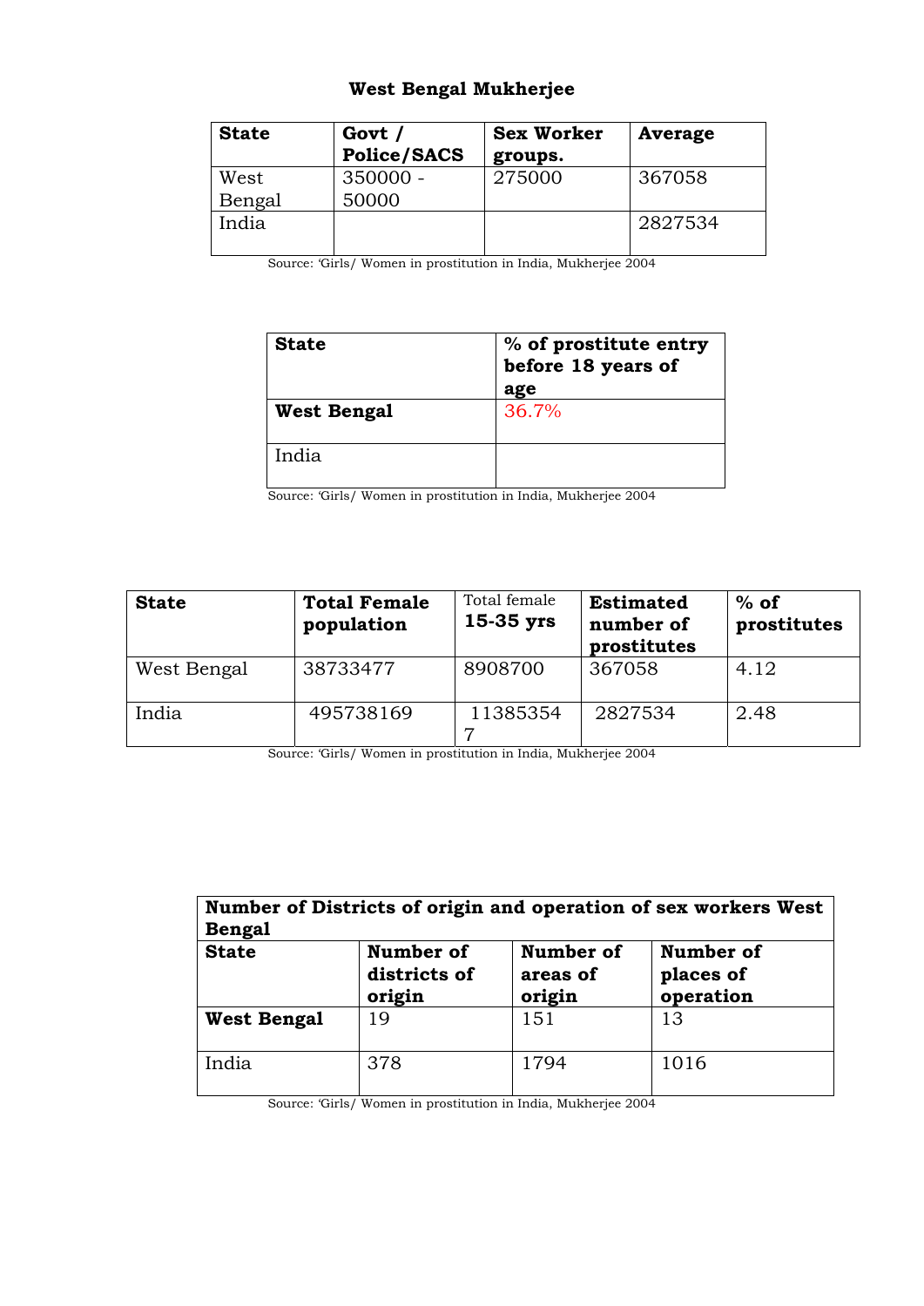### West Bengal Mukherjee

| State | Govt / Police/SACS | Sex Worker groups. | Average |
|---|---|---|---|
| West Bengal | 350000 - 50000 | 275000 | 367058 |
| India | | | 2827534 |

Source: 'Girls/ Women in prostitution in India, Mukherjee 2004

| State | % of prostitute entry before 18 years of age |
|---|---|
| **West Bengal** | 36.7% |
| India | |

Source: 'Girls/ Women in prostitution in India, Mukherjee 2004

| State | Total Female population | Total female 15-35 yrs | Estimated number of prostitutes | % of prostitutes |
|---|---|---|---|---|
| West Bengal | 38733477 | 8908700 | 367058 | 4.12 |
| India | 495738169 | 113853547 | 2827534 | 2.48 |

Source: 'Girls/ Women in prostitution in India, Mukherjee 2004

| Number of Districts of origin and operation of sex workers West Bengal | | | |
|---|---|---|---|
| **State** | **Number of districts of origin** | **Number of areas of origin** | **Number of places of operation** |
| **West Bengal** | 19 | 151 | 13 |
| India | 378 | 1794 | 1016 |

Source: 'Girls/ Women in prostitution in India, Mukherjee 2004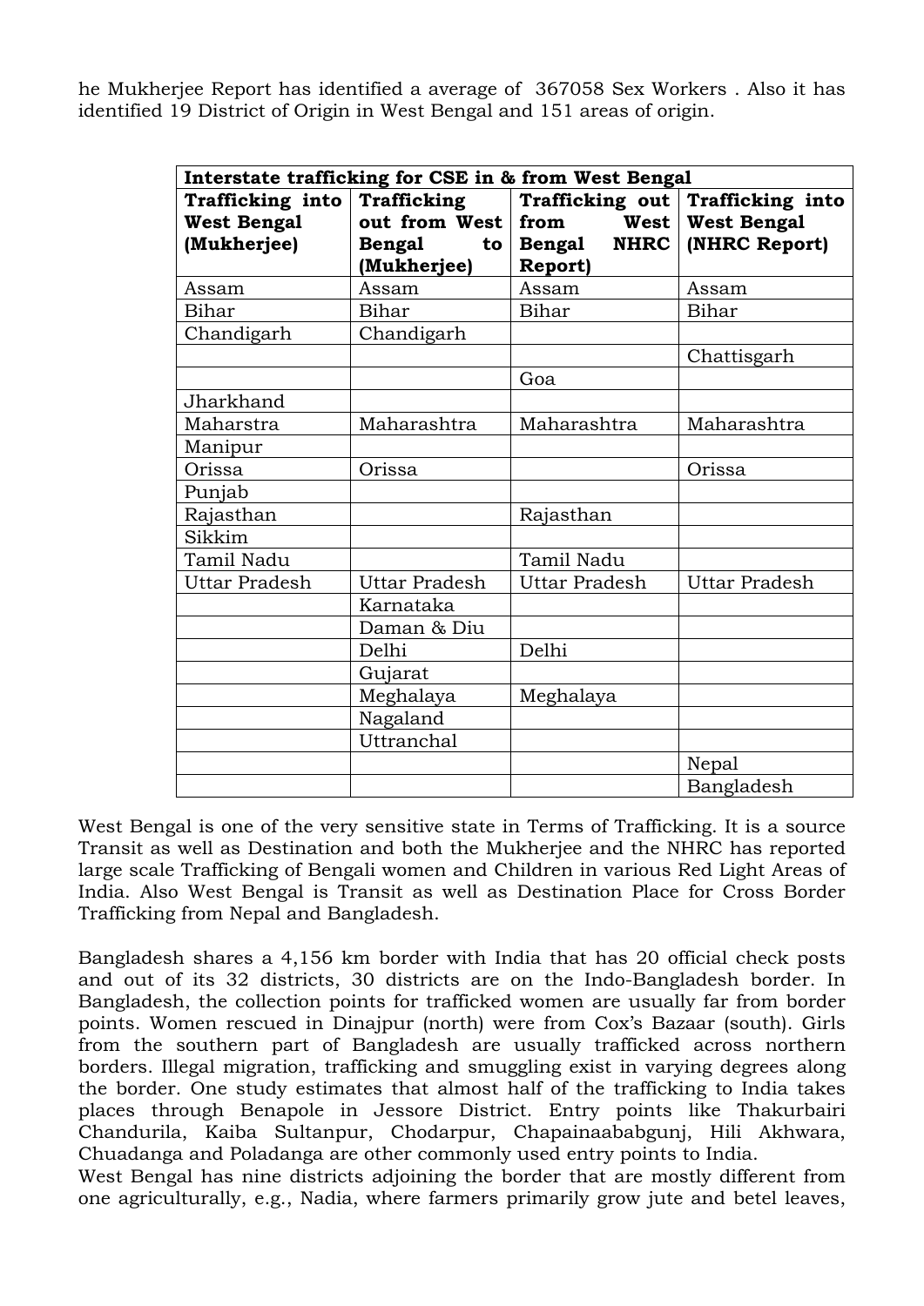he Mukherjee Report has identified a average of 367058 Sex Workers . Also it has identified 19 District of Origin in West Bengal and 151 areas of origin.

| **Interstate trafficking for CSE in & from West Bengal** | | | |
|---|---|---|---|
| **Trafficking into West Bengal (Mukherjee)** | **Trafficking out from West Bengal to (Mukherjee)** | **Trafficking out from West Bengal NHRC Report)** | **Trafficking into West Bengal (NHRC Report)** |
| Assam | Assam | Assam | Assam |
| Bihar | Bihar | Bihar | Bihar |
| Chandigarh | Chandigarh | | |
| | | | Chattisgarh |
| | | Goa | |
| Jharkhand | | | |
| Maharstra | Maharashtra | Maharashtra | Maharashtra |
| Manipur | | | |
| Orissa | Orissa | | Orissa |
| Punjab | | | |
| Rajasthan | | Rajasthan | |
| Sikkim | | | |
| Tamil Nadu | | Tamil Nadu | |
| Uttar Pradesh | Uttar Pradesh | Uttar Pradesh | Uttar Pradesh |
| | Karnataka | | |
| | Daman & Diu | | |
| | Delhi | Delhi | |
| | Gujarat | | |
| | Meghalaya | Meghalaya | |
| | Nagaland | | |
| | Uttranchal | | |
| | | | Nepal |
| | | | Bangladesh |

West Bengal is one of the very sensitive state in Terms of Trafficking. It is a source Transit as well as Destination and both the Mukherjee and the NHRC has reported large scale Trafficking of Bengali women and Children in various Red Light Areas of India. Also West Bengal is Transit as well as Destination Place for Cross Border Trafficking from Nepal and Bangladesh.

Bangladesh shares a 4,156 km border with India that has 20 official check posts and out of its 32 districts, 30 districts are on the Indo-Bangladesh border. In Bangladesh, the collection points for trafficked women are usually far from border points. Women rescued in Dinajpur (north) were from Cox's Bazaar (south). Girls from the southern part of Bangladesh are usually trafficked across northern borders. Illegal migration, trafficking and smuggling exist in varying degrees along the border. One study estimates that almost half of the trafficking to India takes places through Benapole in Jessore District. Entry points like Thakurbairi Chandurila, Kaiba Sultanpur, Chodarpur, Chapainaababgunj, Hili Akhwara, Chuadanga and Poladanga are other commonly used entry points to India.
West Bengal has nine districts adjoining the border that are mostly different from one agriculturally, e.g., Nadia, where farmers primarily grow jute and betel leaves,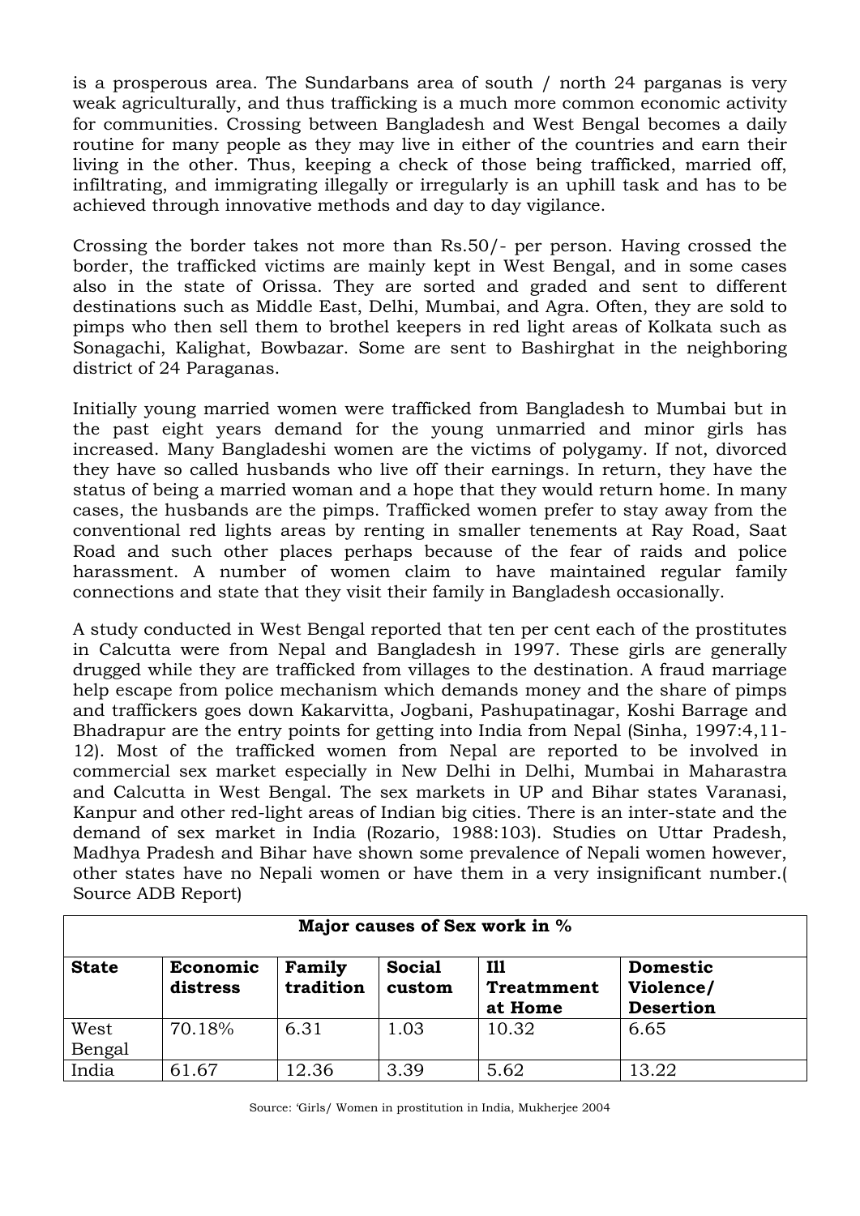is a prosperous area. The Sundarbans area of south / north 24 parganas is very weak agriculturally, and thus trafficking is a much more common economic activity for communities. Crossing between Bangladesh and West Bengal becomes a daily routine for many people as they may live in either of the countries and earn their living in the other. Thus, keeping a check of those being trafficked, married off, infiltrating, and immigrating illegally or irregularly is an uphill task and has to be achieved through innovative methods and day to day vigilance.

Crossing the border takes not more than Rs.50/- per person. Having crossed the border, the trafficked victims are mainly kept in West Bengal, and in some cases also in the state of Orissa. They are sorted and graded and sent to different destinations such as Middle East, Delhi, Mumbai, and Agra. Often, they are sold to pimps who then sell them to brothel keepers in red light areas of Kolkata such as Sonagachi, Kalighat, Bowbazar. Some are sent to Bashirghat in the neighboring district of 24 Paraganas.

Initially young married women were trafficked from Bangladesh to Mumbai but in the past eight years demand for the young unmarried and minor girls has increased. Many Bangladeshi women are the victims of polygamy. If not, divorced they have so called husbands who live off their earnings. In return, they have the status of being a married woman and a hope that they would return home. In many cases, the husbands are the pimps. Trafficked women prefer to stay away from the conventional red lights areas by renting in smaller tenements at Ray Road, Saat Road and such other places perhaps because of the fear of raids and police harassment. A number of women claim to have maintained regular family connections and state that they visit their family in Bangladesh occasionally.

A study conducted in West Bengal reported that ten per cent each of the prostitutes in Calcutta were from Nepal and Bangladesh in 1997. These girls are generally drugged while they are trafficked from villages to the destination. A fraud marriage help escape from police mechanism which demands money and the share of pimps and traffickers goes down Kakarvitta, Jogbani, Pashupatinagar, Koshi Barrage and Bhadrapur are the entry points for getting into India from Nepal (Sinha, 1997:4,11-12). Most of the trafficked women from Nepal are reported to be involved in commercial sex market especially in New Delhi in Delhi, Mumbai in Maharastra and Calcutta in West Bengal. The sex markets in UP and Bihar states Varanasi, Kanpur and other red-light areas of Indian big cities. There is an inter-state and the demand of sex market in India (Rozario, 1988:103). Studies on Uttar Pradesh, Madhya Pradesh and Bihar have shown some prevalence of Nepali women however, other states have no Nepali women or have them in a very insignificant number.( Source ADB Report)

| Major causes of Sex work in % | | | | | |
|---|---|---|---|---|---|
| **State** | **Economic distress** | **Family tradition** | **Social custom** | **Ill Treatmment at Home** | **Domestic Violence/ Desertion** |
| West Bengal | 70.18% | 6.31 | 1.03 | 10.32 | 6.65 |
| India | 61.67 | 12.36 | 3.39 | 5.62 | 13.22 |

Source: 'Girls/ Women in prostitution in India, Mukherjee 2004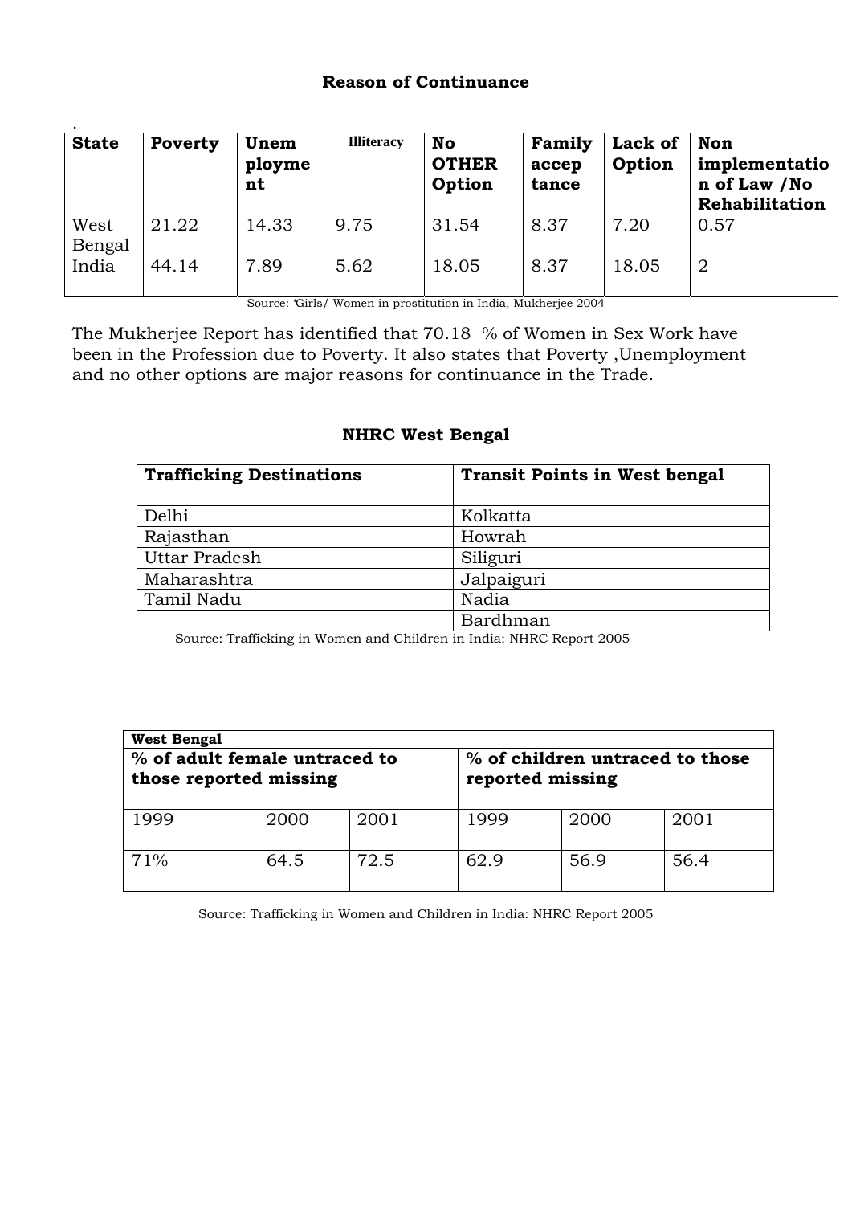### Reason of Continuance

.

| State | Poverty | Unemployment | Illiteracy | No OTHER Option | Family acceptance | Lack of Option | Non implementation of Law /No Rehabilitation |
|---|---|---|---|---|---|---|---|
| West Bengal | 21.22 | 14.33 | 9.75 | 31.54 | 8.37 | 7.20 | 0.57 |
| India | 44.14 | 7.89 | 5.62 | 18.05 | 8.37 | 18.05 | 2 |

Source: 'Girls/ Women in prostitution in India, Mukherjee 2004

The Mukherjee Report has identified that 70.18 % of Women in Sex Work have been in the Profession due to Poverty. It also states that Poverty ,Unemployment and no other options are major reasons for continuance in the Trade.

### NHRC West Bengal

| Trafficking Destinations | Transit Points in West bengal |
|---|---|
| Delhi | Kolkatta |
| Rajasthan | Howrah |
| Uttar Pradesh | Siliguri |
| Maharashtra | Jalpaiguri |
| Tamil Nadu | Nadia |
| | Bardhman |

Source: Trafficking in Women and Children in India: NHRC Report 2005

| West Bengal | | | | | |
|---|---|---|---|---|---|
| % of adult female untraced to those reported missing | | | % of children untraced to those reported missing | | |
| 1999 | 2000 | 2001 | 1999 | 2000 | 2001 |
| 71% | 64.5 | 72.5 | 62.9 | 56.9 | 56.4 |

Source: Trafficking in Women and Children in India: NHRC Report 2005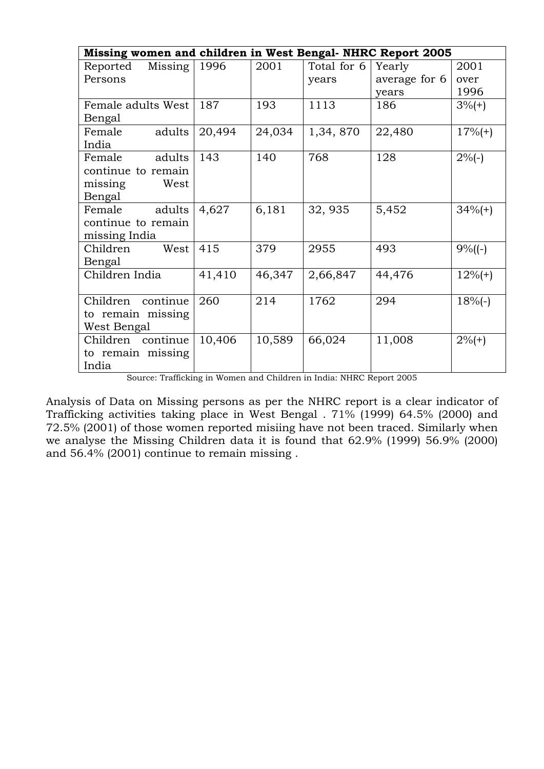| Missing women and children in West Bengal- NHRC Report 2005 | | | | | |
|---|---|---|---|---|---|
| Reported Missing Persons | 1996 | 2001 | Total for 6 years | Yearly average for 6 years | 2001 over 1996 |
| Female adults West Bengal | 187 | 193 | 1113 | 186 | 3%(+) |
| Female adults India | 20,494 | 24,034 | 1,34, 870 | 22,480 | 17%(+) |
| Female adults continue to remain missing West Bengal | 143 | 140 | 768 | 128 | 2%(-) |
| Female adults continue to remain missing India | 4,627 | 6,181 | 32, 935 | 5,452 | 34%(+) |
| Children West Bengal | 415 | 379 | 2955 | 493 | 9%((-) |
| Children India | 41,410 | 46,347 | 2,66,847 | 44,476 | 12%(+) |
| Children continue to remain missing West Bengal | 260 | 214 | 1762 | 294 | 18%(-) |
| Children continue to remain missing India | 10,406 | 10,589 | 66,024 | 11,008 | 2%(+) |

Source: Trafficking in Women and Children in India: NHRC Report 2005

Analysis of Data on Missing persons as per the NHRC report is a clear indicator of Trafficking activities taking place in West Bengal . 71% (1999) 64.5% (2000) and 72.5% (2001) of those women reported misiing have not been traced. Similarly when we analyse the Missing Children data it is found that 62.9% (1999) 56.9% (2000) and 56.4% (2001) continue to remain missing .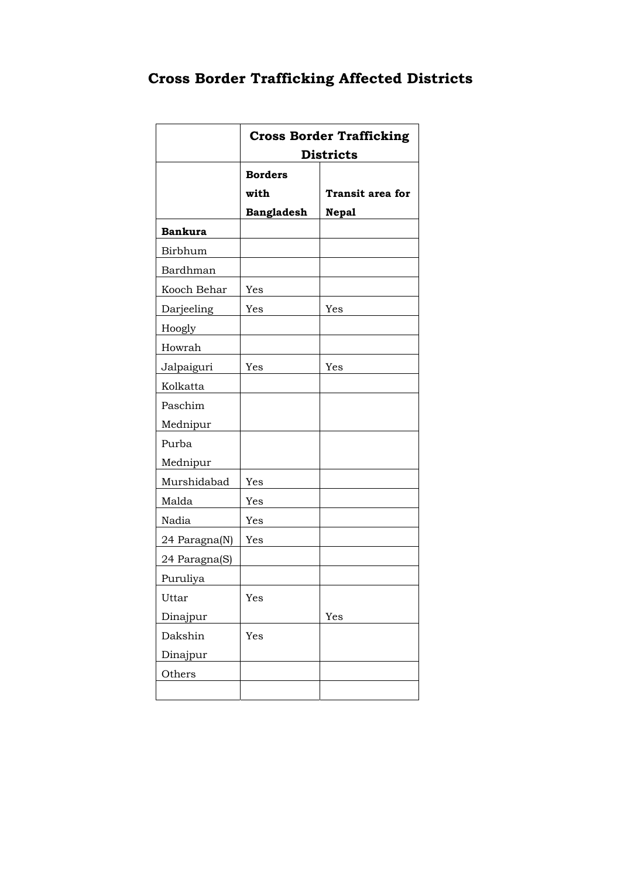# Cross Border Trafficking Affected Districts

| | **Cross Border Trafficking Districts** | |
|---|---|---|
| | **Borders with Bangladesh** | **Transit area for Nepal** |
| **Bankura** | | |
| Birbhum | | |
| Bardhman | | |
| Kooch Behar | Yes | |
| Darjeeling | Yes | Yes |
| Hoogly | | |
| Howrah | | |
| Jalpaiguri | Yes | Yes |
| Kolkatta | | |
| Paschim Mednipur | | |
| Purba Mednipur | | |
| Murshidabad | Yes | |
| Malda | Yes | |
| Nadia | Yes | |
| 24 Paragna(N) | Yes | |
| 24 Paragna(S) | | |
| Puruliya | | |
| Uttar Dinajpur | Yes | Yes |
| Dakshin Dinajpur | Yes | |
| Others | | |
| | | |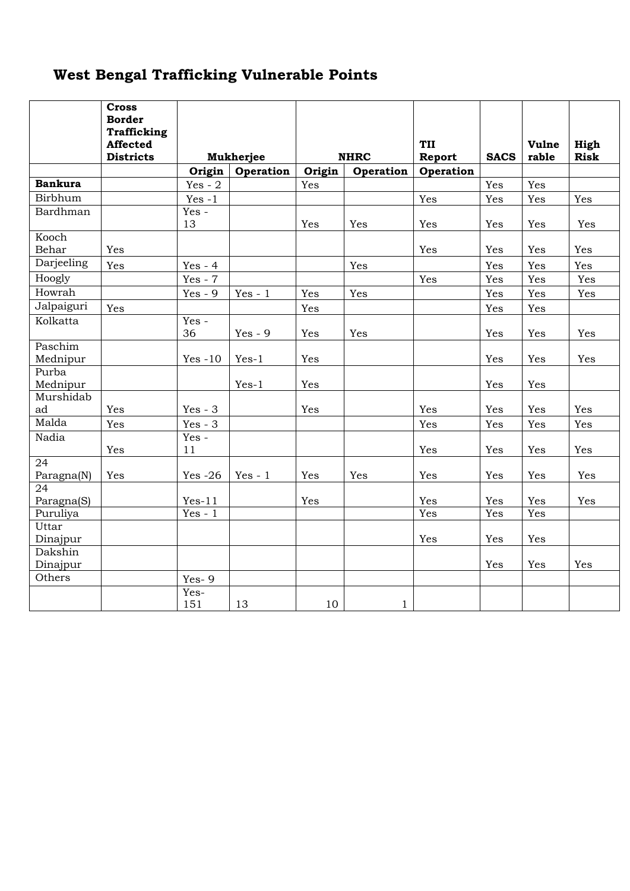# West Bengal Trafficking Vulnerable Points

| | Cross Border Trafficking Affected Districts | Mukherjee | | NHRC | | TII Report | SACS | Vulnerable | High Risk |
|---|---|---|---|---|---|---|---|---|---|
| | | Origin | Operation | Origin | Operation | Operation | | | |
| **Bankura** | | Yes - 2 | | Yes | | | Yes | Yes | |
| Birbhum | | Yes -1 | | | | Yes | Yes | Yes | Yes |
| Bardhman | | Yes - 13 | | Yes | Yes | Yes | Yes | Yes | Yes |
| Kooch Behar | Yes | | | | | Yes | Yes | Yes | Yes |
| Darjeeling | Yes | Yes - 4 | | | Yes | | Yes | Yes | Yes |
| Hoogly | | Yes - 7 | | | | Yes | Yes | Yes | Yes |
| Howrah | | Yes - 9 | Yes - 1 | Yes | Yes | | Yes | Yes | Yes |
| Jalpaiguri | Yes | | | Yes | | | Yes | Yes | |
| Kolkatta | | Yes - 36 | Yes - 9 | Yes | Yes | | Yes | Yes | Yes |
| Paschim Mednipur | | Yes -10 | Yes-1 | Yes | | | Yes | Yes | Yes |
| Purba Mednipur | | | Yes-1 | Yes | | | Yes | Yes | |
| Murshidabad | Yes | Yes - 3 | | Yes | | Yes | Yes | Yes | Yes |
| Malda | Yes | Yes - 3 | | | | Yes | Yes | Yes | Yes |
| Nadia | Yes | Yes - 11 | | | | Yes | Yes | Yes | Yes |
| 24 Paragna(N) | Yes | Yes -26 | Yes - 1 | Yes | Yes | Yes | Yes | Yes | Yes |
| 24 Paragna(S) | | Yes-11 | | Yes | | Yes | Yes | Yes | Yes |
| Puruliya | | Yes - 1 | | | | Yes | Yes | Yes | |
| Uttar Dinajpur | | | | | | Yes | Yes | Yes | |
| Dakshin Dinajpur | | | | | | | Yes | Yes | Yes |
| Others | | Yes- 9 | | | | | | | |
| | | Yes- 151 | 13 | 10 | 1 | | | | |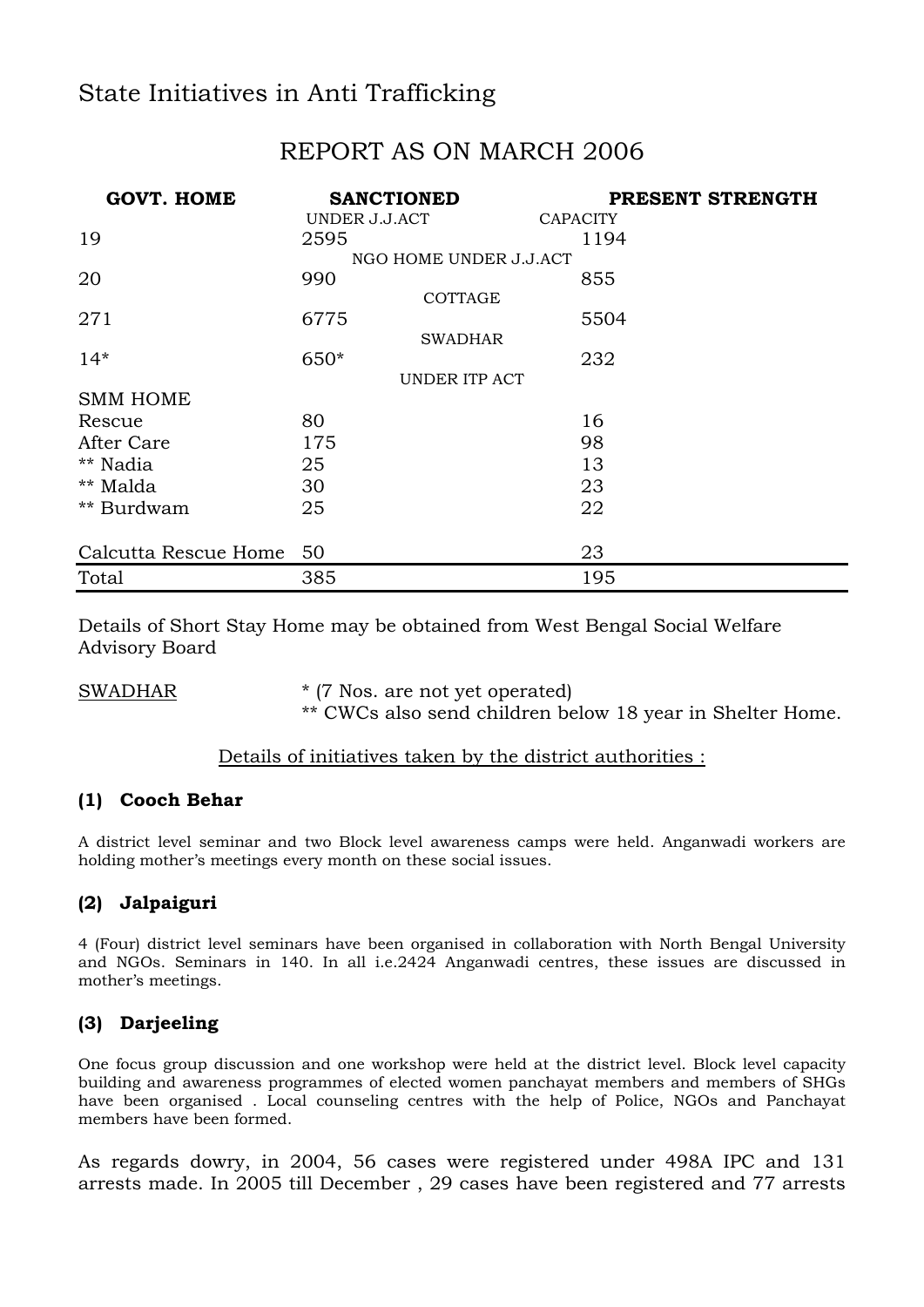# State Initiatives in Anti Trafficking

## REPORT AS ON MARCH 2006

| GOVT. HOME | SANCTIONED | PRESENT STRENGTH |
|---|---|---|
| | UNDER J.J.ACT | CAPACITY |
| 19 | 2595 | 1194 |
| | NGO HOME UNDER J.J.ACT | |
| 20 | 990 | 855 |
| | COTTAGE | |
| 271 | 6775 | 5504 |
| | SWADHAR | |
| 14* | 650* | 232 |
| | UNDER ITP ACT | |
| SMM HOME | | |
| Rescue | 80 | 16 |
| After Care | 175 | 98 |
| ** Nadia | 25 | 13 |
| ** Malda | 30 | 23 |
| ** Burdwam | 25 | 22 |
| Calcutta Rescue Home | 50 | 23 |
| Total | 385 | 195 |

Details of Short Stay Home may be obtained from West Bengal Social Welfare Advisory Board

SWADHAR * (7 Nos. are not yet operated)
** CWCs also send children below 18 year in Shelter Home.

Details of initiatives taken by the district authorities :

### (1) Cooch Behar

A district level seminar and two Block level awareness camps were held. Anganwadi workers are holding mother's meetings every month on these social issues.

### (2) Jalpaiguri

4 (Four) district level seminars have been organised in collaboration with North Bengal University and NGOs. Seminars in 140. In all i.e.2424 Anganwadi centres, these issues are discussed in mother's meetings.

### (3) Darjeeling

One focus group discussion and one workshop were held at the district level. Block level capacity building and awareness programmes of elected women panchayat members and members of SHGs have been organised . Local counseling centres with the help of Police, NGOs and Panchayat members have been formed.

As regards dowry, in 2004, 56 cases were registered under 498A IPC and 131 arrests made. In 2005 till December , 29 cases have been registered and 77 arrests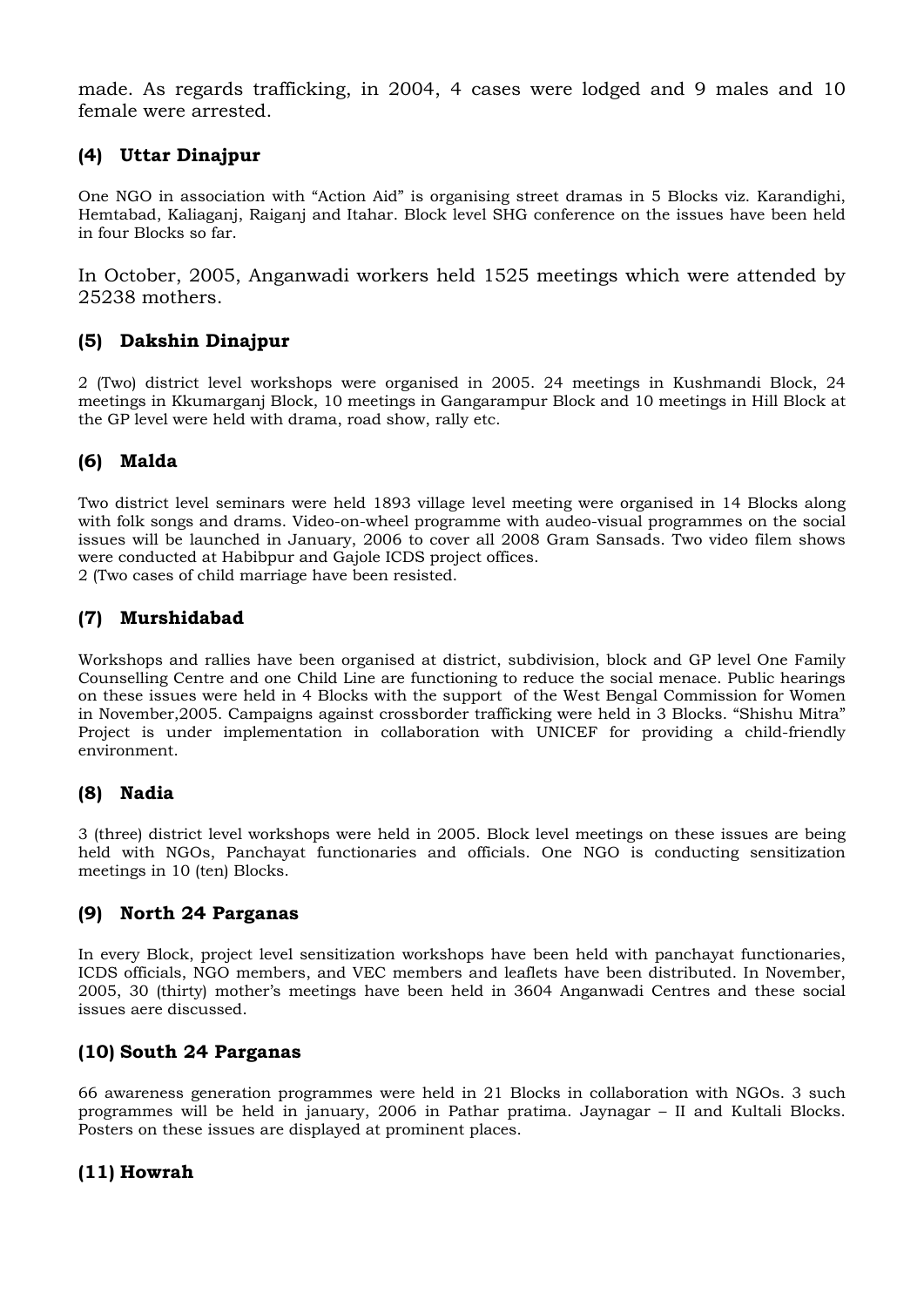made. As regards trafficking, in 2004, 4 cases were lodged and 9 males and 10 female were arrested.

### (4) Uttar Dinajpur

One NGO in association with "Action Aid" is organising street dramas in 5 Blocks viz. Karandighi, Hemtabad, Kaliaganj, Raiganj and Itahar. Block level SHG conference on the issues have been held in four Blocks so far.

In October, 2005, Anganwadi workers held 1525 meetings which were attended by 25238 mothers.

### (5) Dakshin Dinajpur

2 (Two) district level workshops were organised in 2005. 24 meetings in Kushmandi Block, 24 meetings in Kkumarganj Block, 10 meetings in Gangarampur Block and 10 meetings in Hill Block at the GP level were held with drama, road show, rally etc.

### (6) Malda

Two district level seminars were held 1893 village level meeting were organised in 14 Blocks along with folk songs and drams. Video-on-wheel programme with audeo-visual programmes on the social issues will be launched in January, 2006 to cover all 2008 Gram Sansads. Two video filem shows were conducted at Habibpur and Gajole ICDS project offices.
2 (Two cases of child marriage have been resisted.

### (7) Murshidabad

Workshops and rallies have been organised at district, subdivision, block and GP level One Family Counselling Centre and one Child Line are functioning to reduce the social menace. Public hearings on these issues were held in 4 Blocks with the support of the West Bengal Commission for Women in November,2005. Campaigns against crossborder trafficking were held in 3 Blocks. "Shishu Mitra" Project is under implementation in collaboration with UNICEF for providing a child-friendly environment.

### (8) Nadia

3 (three) district level workshops were held in 2005. Block level meetings on these issues are being held with NGOs, Panchayat functionaries and officials. One NGO is conducting sensitization meetings in 10 (ten) Blocks.

### (9) North 24 Parganas

In every Block, project level sensitization workshops have been held with panchayat functionaries, ICDS officials, NGO members, and VEC members and leaflets have been distributed. In November, 2005, 30 (thirty) mother's meetings have been held in 3604 Anganwadi Centres and these social issues aere discussed.

### (10) South 24 Parganas

66 awareness generation programmes were held in 21 Blocks in collaboration with NGOs. 3 such programmes will be held in january, 2006 in Pathar pratima. Jaynagar – II and Kultali Blocks. Posters on these issues are displayed at prominent places.

### (11) Howrah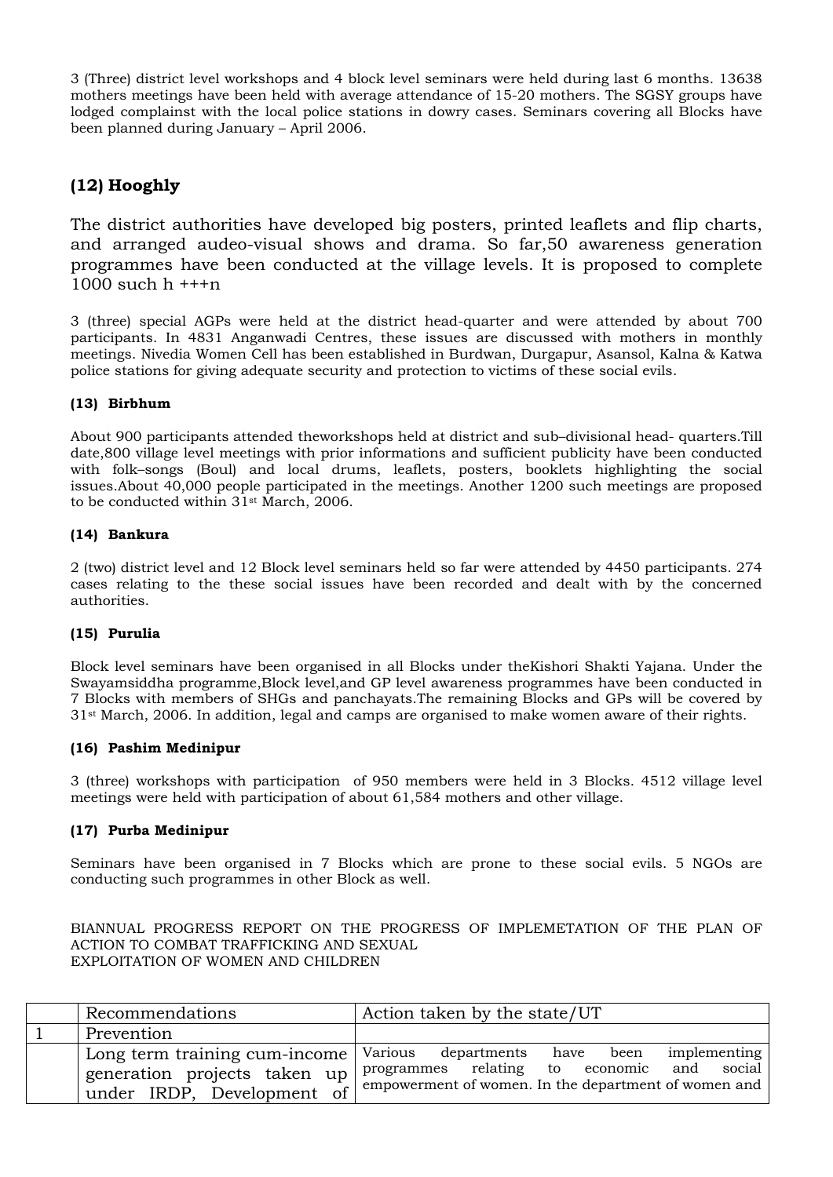3 (Three) district level workshops and 4 block level seminars were held during last 6 months. 13638 mothers meetings have been held with average attendance of 15-20 mothers. The SGSY groups have lodged complainst with the local police stations in dowry cases. Seminars covering all Blocks have been planned during January – April 2006.

## (12) Hooghly

The district authorities have developed big posters, printed leaflets and flip charts, and arranged audeo-visual shows and drama. So far,50 awareness generation programmes have been conducted at the village levels. It is proposed to complete 1000 such h +++n

3 (three) special AGPs were held at the district head-quarter and were attended by about 700 participants. In 4831 Anganwadi Centres, these issues are discussed with mothers in monthly meetings. Nivedia Women Cell has been established in Burdwan, Durgapur, Asansol, Kalna & Katwa police stations for giving adequate security and protection to victims of these social evils.

### (13) Birbhum

About 900 participants attended theworkshops held at district and sub–divisional head- quarters.Till date,800 village level meetings with prior informations and sufficient publicity have been conducted with folk–songs (Boul) and local drums, leaflets, posters, booklets highlighting the social issues.About 40,000 people participated in the meetings. Another 1200 such meetings are proposed to be conducted within 31st March, 2006.

### (14) Bankura

2 (two) district level and 12 Block level seminars held so far were attended by 4450 participants. 274 cases relating to the these social issues have been recorded and dealt with by the concerned authorities.

### (15) Purulia

Block level seminars have been organised in all Blocks under theKishori Shakti Yajana. Under the Swayamsiddha programme,Block level,and GP level awareness programmes have been conducted in 7 Blocks with members of SHGs and panchayats.The remaining Blocks and GPs will be covered by 31st March, 2006. In addition, legal and camps are organised to make women aware of their rights.

### (16) Pashim Medinipur

3 (three) workshops with participation of 950 members were held in 3 Blocks. 4512 village level meetings were held with participation of about 61,584 mothers and other village.

### (17) Purba Medinipur

Seminars have been organised in 7 Blocks which are prone to these social evils. 5 NGOs are conducting such programmes in other Block as well.

BIANNUAL PROGRESS REPORT ON THE PROGRESS OF IMPLEMETATION OF THE PLAN OF ACTION TO COMBAT TRAFFICKING AND SEXUAL EXPLOITATION OF WOMEN AND CHILDREN

| | Recommendations | Action taken by the state/UT |
|---|---|---|
| 1 | Prevention | |
| | Long term training cum-income generation projects taken up under IRDP, Development of | Various departments have been implementing programmes relating to economic and social empowerment of women. In the department of women and |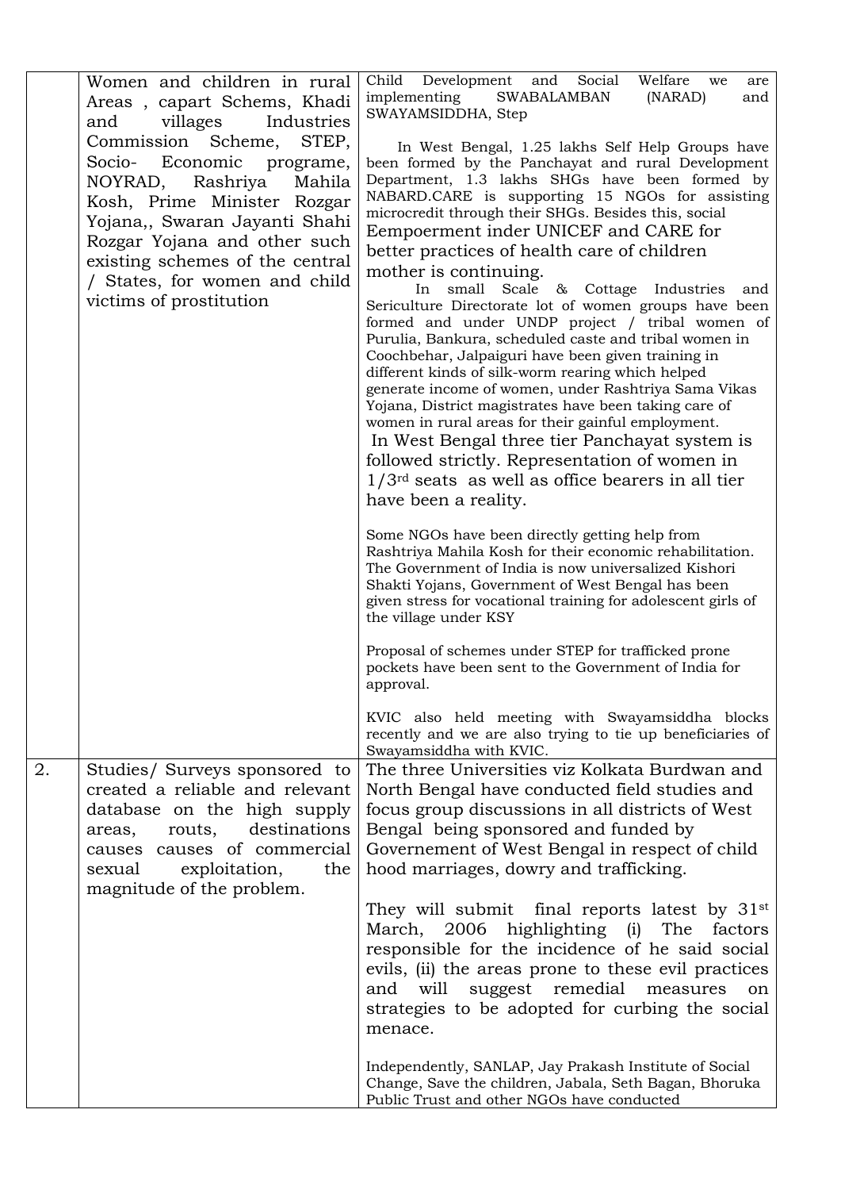|  |  |  |
|---|---|---|
|  | Women and children in rural Areas , capart Schems, Khadi and villages Industries Commission Scheme, STEP, Socio- Economic programe, NOYRAD, Rashriya Mahila Kosh, Prime Minister Rozgar Yojana,, Swaran Jayanti Shahi Rozgar Yojana and other such existing schemes of the central / States, for women and child victims of prostitution | Child Development and Social Welfare we are implementing SWABALAMBAN (NARAD) and SWAYAMSIDDHA, Step<br><br>In West Bengal, 1.25 lakhs Self Help Groups have been formed by the Panchayat and rural Development Department, 1.3 lakhs SHGs have been formed by NABARD.CARE is supporting 15 NGOs for assisting microcredit through their SHGs. Besides this, social Eempoerment inder UNICEF and CARE for better practices of health care of children mother is continuing.<br>In small Scale & Cottage Industries and Sericulture Directorate lot of women groups have been formed and under UNDP project / tribal women of Purulia, Bankura, scheduled caste and tribal women in Coochbehar, Jalpaiguri have been given training in different kinds of silk-worm rearing which helped generate income of women, under Rashtriya Sama Vikas Yojana, District magistrates have been taking care of women in rural areas for their gainful employment.<br>In West Bengal three tier Panchayat system is followed strictly. Representation of women in 1/3rd seats as well as office bearers in all tier have been a reality.<br><br>Some NGOs have been directly getting help from Rashtriya Mahila Kosh for their economic rehabilitation. The Government of India is now universalized Kishori Shakti Yojans, Government of West Bengal has been given stress for vocational training for adolescent girls of the village under KSY<br><br>Proposal of schemes under STEP for trafficked prone pockets have been sent to the Government of India for approval.<br><br>KVIC also held meeting with Swayamsiddha blocks recently and we are also trying to tie up beneficiaries of Swayamsiddha with KVIC. |
| 2. | Studies/ Surveys sponsored to created a reliable and relevant database on the high supply areas, routs, destinations causes causes of commercial sexual exploitation, the magnitude of the problem. | The three Universities viz Kolkata Burdwan and North Bengal have conducted field studies and focus group discussions in all districts of West Bengal being sponsored and funded by Governement of West Bengal in respect of child hood marriages, dowry and trafficking.<br><br>They will submit final reports latest by 31st March, 2006 highlighting (i) The factors responsible for the incidence of he said social evils, (ii) the areas prone to these evil practices and will suggest remedial measures on strategies to be adopted for curbing the social menace.<br><br>Independently, SANLAP, Jay Prakash Institute of Social Change, Save the children, Jabala, Seth Bagan, Bhoruka Public Trust and other NGOs have conducted |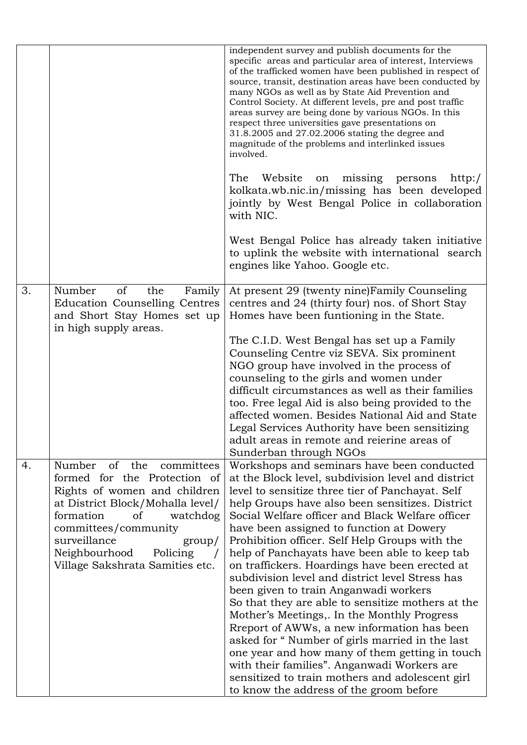| | | |
|---|---|---|
| | | independent survey and publish documents for the specific areas and particular area of interest, Interviews of the trafficked women have been published in respect of source, transit, destination areas have been conducted by many NGOs as well as by State Aid Prevention and Control Society. At different levels, pre and post traffic areas survey are being done by various NGOs. In this respect three universities gave presentations on 31.8.2005 and 27.02.2006 stating the degree and magnitude of the problems and interlinked issues involved.<br><br>The Website on missing persons http:/ kolkata.wb.nic.in/missing has been developed jointly by West Bengal Police in collaboration with NIC.<br><br>West Bengal Police has already taken initiative to uplink the website with international search engines like Yahoo. Google etc. |
| 3. | Number of the Family Education Counselling Centres and Short Stay Homes set up in high supply areas. | At present 29 (twenty nine)Family Counseling centres and 24 (thirty four) nos. of Short Stay Homes have been funtioning in the State.<br><br>The C.I.D. West Bengal has set up a Family Counseling Centre viz SEVA. Six prominent NGO group have involved in the process of counseling to the girls and women under difficult circumstances as well as their families too. Free legal Aid is also being provided to the affected women. Besides National Aid and State Legal Services Authority have been sensitizing adult areas in remote and reierine areas of Sunderban through NGOs |
| 4. | Number of the committees formed for the Protection of Rights of women and children at District Block/Mohalla level/ formation of watchdog committees/community surveillance group/ Neighbourhood Policing / Village Sakshrata Samities etc. | Workshops and seminars have been conducted at the Block level, subdivision level and district level to sensitize three tier of Panchayat. Self help Groups have also been sensitizes. District Social Welfare officer and Black Welfare officer have been assigned to function at Dowery Prohibition officer. Self Help Groups with the help of Panchayats have been able to keep tab on traffickers. Hoardings have been erected at subdivision level and district level Stress has been given to train Anganwadi workers<br>So that they are able to sensitize mothers at the Mother's Meetings,. In the Monthly Progress Rreport of AWWs, a new information has been asked for " Number of girls married in the last one year and how many of them getting in touch with their families". Anganwadi Workers are sensitized to train mothers and adolescent girl to know the address of the groom before |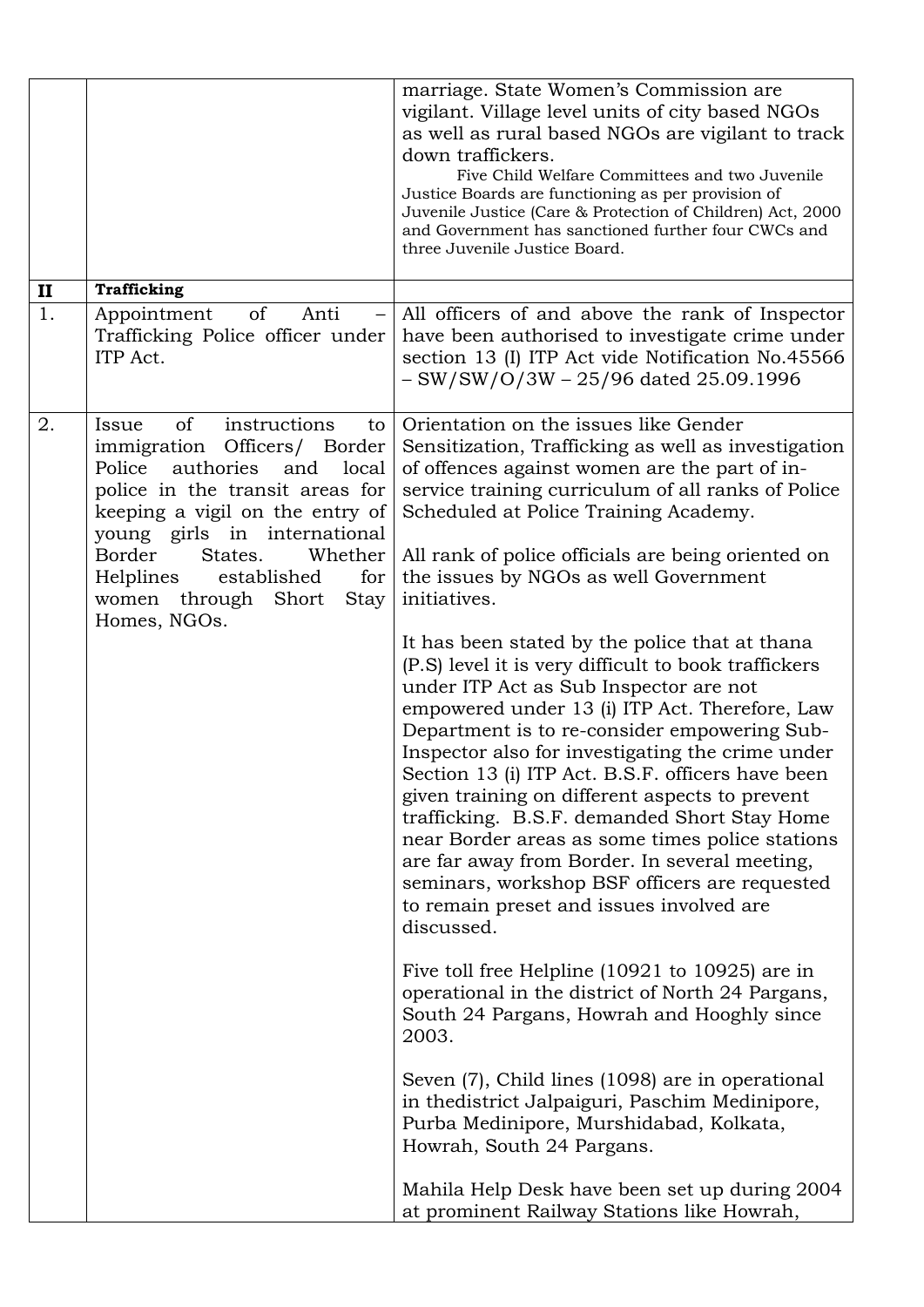| | | |
|---|---|---|
| | | marriage. State Women's Commission are vigilant. Village level units of city based NGOs as well as rural based NGOs are vigilant to track down traffickers.<br>Five Child Welfare Committees and two Juvenile Justice Boards are functioning as per provision of Juvenile Justice (Care & Protection of Children) Act, 2000 and Government has sanctioned further four CWCs and three Juvenile Justice Board. |
| **II** | **Trafficking** | |
| 1. | Appointment of Anti – Trafficking Police officer under ITP Act. | All officers of and above the rank of Inspector have been authorised to investigate crime under section 13 (I) ITP Act vide Notification No.45566 – SW/SW/O/3W – 25/96 dated 25.09.1996 |
| 2. | Issue of instructions to immigration Officers/ Border Police authories and local police in the transit areas for keeping a vigil on the entry of young girls in international Border States. Whether Helplines established for women through Short Stay Homes, NGOs. | Orientation on the issues like Gender Sensitization, Trafficking as well as investigation of offences against women are the part of in-service training curriculum of all ranks of Police Scheduled at Police Training Academy.<br><br>All rank of police officials are being oriented on the issues by NGOs as well Government initiatives.<br><br>It has been stated by the police that at thana (P.S) level it is very difficult to book traffickers under ITP Act as Sub Inspector are not empowered under 13 (i) ITP Act. Therefore, Law Department is to re-consider empowering Sub-Inspector also for investigating the crime under Section 13 (i) ITP Act. B.S.F. officers have been given training on different aspects to prevent trafficking. B.S.F. demanded Short Stay Home near Border areas as some times police stations are far away from Border. In several meeting, seminars, workshop BSF officers are requested to remain preset and issues involved are discussed.<br><br>Five toll free Helpline (10921 to 10925) are in operational in the district of North 24 Pargans, South 24 Pargans, Howrah and Hooghly since 2003.<br><br>Seven (7), Child lines (1098) are in operational in thedistrict Jalpaiguri, Paschim Medinipore, Purba Medinipore, Murshidabad, Kolkata, Howrah, South 24 Pargans.<br><br>Mahila Help Desk have been set up during 2004 at prominent Railway Stations like Howrah, |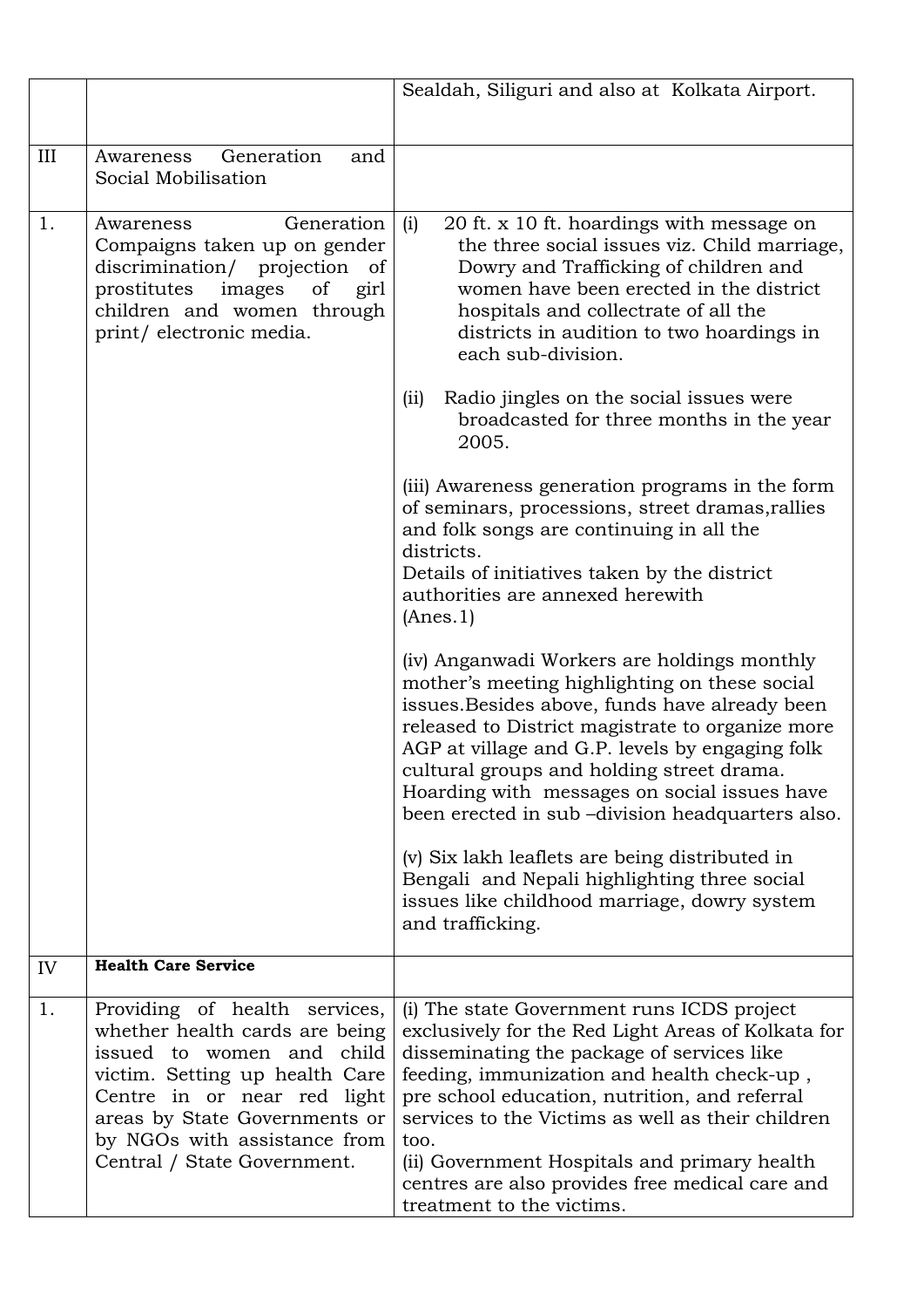|  |  | Sealdah, Siliguri and also at Kolkata Airport. |
|---|---|---|
| III | Awareness Generation and Social Mobilisation |  |
| 1. | Awareness Generation Compaigns taken up on gender discrimination/ projection of prostitutes images of girl children and women through print/ electronic media. | (i) 20 ft. x 10 ft. hoardings with message on the three social issues viz. Child marriage, Dowry and Trafficking of children and women have been erected in the district hospitals and collectrate of all the districts in audition to two hoardings in each sub-division.<br><br>(ii) Radio jingles on the social issues were broadcasted for three months in the year 2005.<br><br>(iii) Awareness generation programs in the form of seminars, processions, street dramas,rallies and folk songs are continuing in all the districts.<br>Details of initiatives taken by the district authorities are annexed herewith<br>(Anes.1)<br><br>(iv) Anganwadi Workers are holdings monthly mother's meeting highlighting on these social issues.Besides above, funds have already been released to District magistrate to organize more AGP at village and G.P. levels by engaging folk cultural groups and holding street drama. Hoarding with messages on social issues have been erected in sub –division headquarters also.<br><br>(v) Six lakh leaflets are being distributed in Bengali and Nepali highlighting three social issues like childhood marriage, dowry system and trafficking. |
| IV | **Health Care Service** |  |
| 1. | Providing of health services, whether health cards are being issued to women and child victim. Setting up health Care Centre in or near red light areas by State Governments or by NGOs with assistance from Central / State Government. | (i) The state Government runs ICDS project exclusively for the Red Light Areas of Kolkata for disseminating the package of services like feeding, immunization and health check-up , pre school education, nutrition, and referral services to the Victims as well as their children too.<br>(ii) Government Hospitals and primary health centres are also provides free medical care and treatment to the victims. |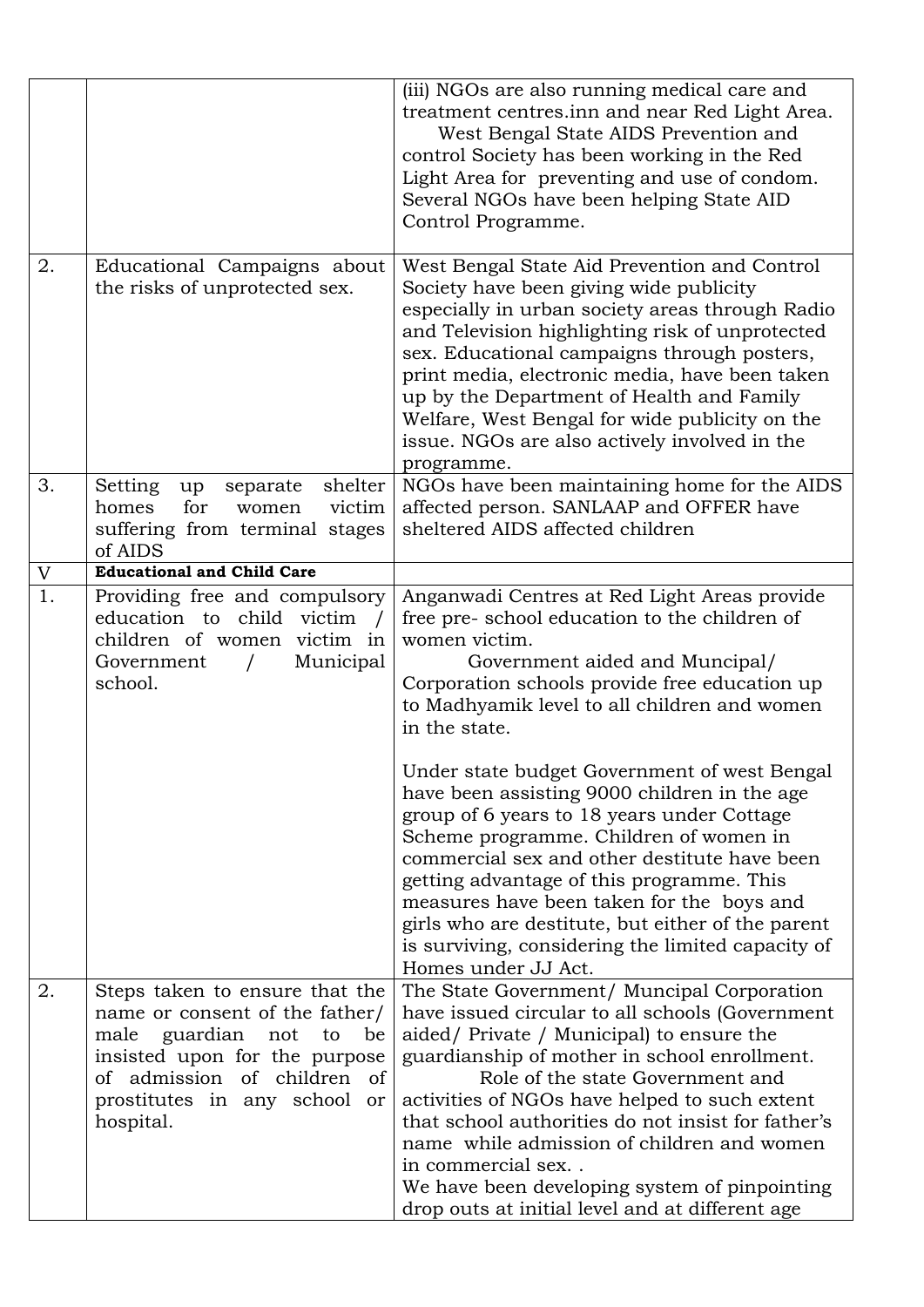| | | |
|---|---|---|
| | | (iii) NGOs are also running medical care and treatment centres.inn and near Red Light Area.<br>West Bengal State AIDS Prevention and control Society has been working in the Red Light Area for preventing and use of condom. Several NGOs have been helping State AID Control Programme. |
| 2. | Educational Campaigns about the risks of unprotected sex. | West Bengal State Aid Prevention and Control Society have been giving wide publicity especially in urban society areas through Radio and Television highlighting risk of unprotected sex. Educational campaigns through posters, print media, electronic media, have been taken up by the Department of Health and Family Welfare, West Bengal for wide publicity on the issue. NGOs are also actively involved in the programme. |
| 3. | Setting up separate shelter homes for women victim suffering from terminal stages of AIDS | NGOs have been maintaining home for the AIDS affected person. SANLAAP and OFFER have sheltered AIDS affected children |
| V | **Educational and Child Care** | |
| 1. | Providing free and compulsory education to child victim / children of women victim in Government / Municipal school. | Anganwadi Centres at Red Light Areas provide free pre- school education to the children of women victim.<br>Government aided and Muncipal/ Corporation schools provide free education up to Madhyamik level to all children and women in the state.<br><br>Under state budget Government of west Bengal have been assisting 9000 children in the age group of 6 years to 18 years under Cottage Scheme programme. Children of women in commercial sex and other destitute have been getting advantage of this programme. This measures have been taken for the boys and girls who are destitute, but either of the parent is surviving, considering the limited capacity of Homes under JJ Act. |
| 2. | Steps taken to ensure that the name or consent of the father/ male guardian not to be insisted upon for the purpose of admission of children of prostitutes in any school or hospital. | The State Government/ Muncipal Corporation have issued circular to all schools (Government aided/ Private / Municipal) to ensure the guardianship of mother in school enrollment.<br>Role of the state Government and activities of NGOs have helped to such extent that school authorities do not insist for father's name while admission of children and women in commercial sex. .<br>We have been developing system of pinpointing drop outs at initial level and at different age |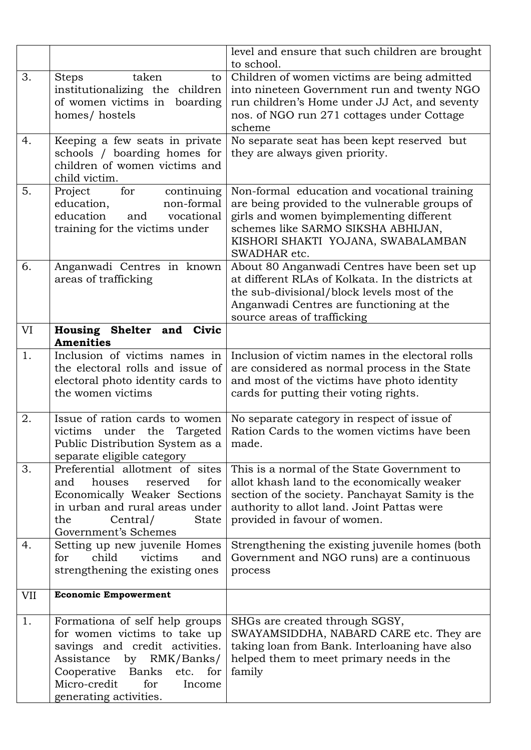| | | |
|---|---|---|
| | | level and ensure that such children are brought to school. |
| 3. | Steps taken to institutionalizing the children of women victims in boarding homes/ hostels | Children of women victims are being admitted into nineteen Government run and twenty NGO run children's Home under JJ Act, and seventy nos. of NGO run 271 cottages under Cottage scheme |
| 4. | Keeping a few seats in private schools / boarding homes for children of women victims and child victim. | No separate seat has been kept reserved but they are always given priority. |
| 5. | Project for continuing education, non-formal education and vocational training for the victims under | Non-formal education and vocational training are being provided to the vulnerable groups of girls and women byimplementing different schemes like SARMO SIKSHA ABHIJAN, KISHORI SHAKTI YOJANA, SWABALAMBAN SWADHAR etc. |
| 6. | Anganwadi Centres in known areas of trafficking | About 80 Anganwadi Centres have been set up at different RLAs of Kolkata. In the districts at the sub-divisional/block levels most of the Anganwadi Centres are functioning at the source areas of trafficking |
| VI | **Housing Shelter and Civic Amenities** | |
| 1. | Inclusion of victims names in the electoral rolls and issue of electoral photo identity cards to the women victims | Inclusion of victim names in the electoral rolls are considered as normal process in the State and most of the victims have photo identity cards for putting their voting rights. |
| 2. | Issue of ration cards to women victims under the Targeted Public Distribution System as a separate eligible category | No separate category in respect of issue of Ration Cards to the women victims have been made. |
| 3. | Preferential allotment of sites and houses reserved for Economically Weaker Sections in urban and rural areas under the Central/ State Government's Schemes | This is a normal of the State Government to allot khash land to the economically weaker section of the society. Panchayat Samity is the authority to allot land. Joint Pattas were provided in favour of women. |
| 4. | Setting up new juvenile Homes for child victims and strengthening the existing ones | Strengthening the existing juvenile homes (both Government and NGO runs) are a continuous process |
| VII | **Economic Empowerment** | |
| 1. | Formationa of self help groups for women victims to take up savings and credit activities. Assistance by RMK/Banks/ Cooperative Banks etc. for Micro-credit for Income generating activities. | SHGs are created through SGSY, SWAYAMSIDDHA, NABARD CARE etc. They are taking loan from Bank. Interloaning have also helped them to meet primary needs in the family |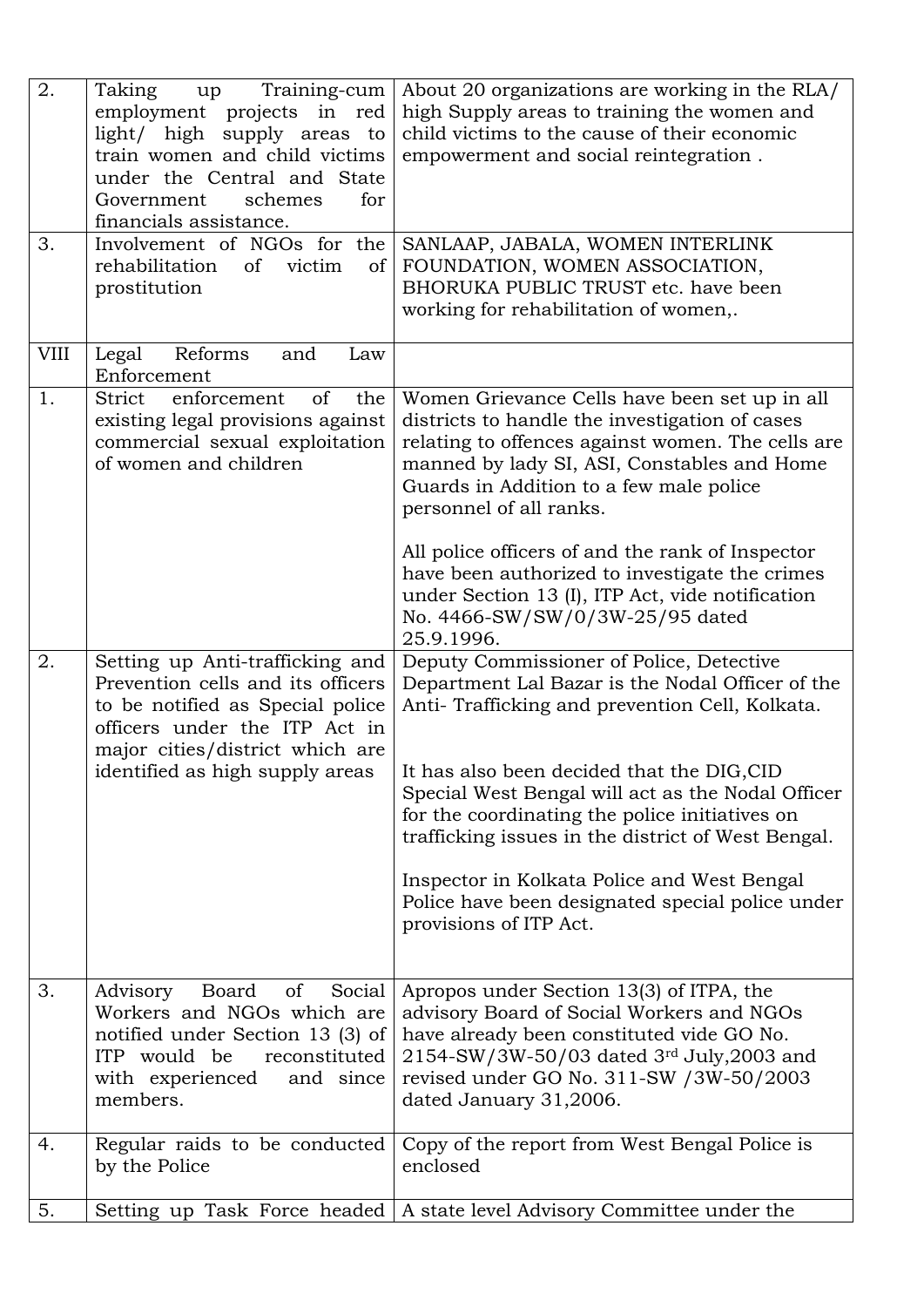| | | |
|---|---|---|
| 2. | Taking up Training-cum employment projects in red light/ high supply areas to train women and child victims under the Central and State Government schemes for financials assistance. | About 20 organizations are working in the RLA/ high Supply areas to training the women and child victims to the cause of their economic empowerment and social reintegration . |
| 3. | Involvement of NGOs for the rehabilitation of victim of prostitution | SANLAAP, JABALA, WOMEN INTERLINK FOUNDATION, WOMEN ASSOCIATION, BHORUKA PUBLIC TRUST etc. have been working for rehabilitation of women,. |
| VIII | Legal Reforms and Law Enforcement | |
| 1. | Strict enforcement of the existing legal provisions against commercial sexual exploitation of women and children | Women Grievance Cells have been set up in all districts to handle the investigation of cases relating to offences against women. The cells are manned by lady SI, ASI, Constables and Home Guards in Addition to a few male police personnel of all ranks.<br><br>All police officers of and the rank of Inspector have been authorized to investigate the crimes under Section 13 (I), ITP Act, vide notification No. 4466-SW/SW/0/3W-25/95 dated 25.9.1996. |
| 2. | Setting up Anti-trafficking and Prevention cells and its officers to be notified as Special police officers under the ITP Act in major cities/district which are identified as high supply areas | Deputy Commissioner of Police, Detective Department Lal Bazar is the Nodal Officer of the Anti- Trafficking and prevention Cell, Kolkata.<br><br>It has also been decided that the DIG,CID Special West Bengal will act as the Nodal Officer for the coordinating the police initiatives on trafficking issues in the district of West Bengal.<br><br>Inspector in Kolkata Police and West Bengal Police have been designated special police under provisions of ITP Act. |
| 3. | Advisory Board of Social Workers and NGOs which are notified under Section 13 (3) of ITP would be reconstituted with experienced and since members. | Apropos under Section 13(3) of ITPA, the advisory Board of Social Workers and NGOs have already been constituted vide GO No. 2154-SW/3W-50/03 dated 3rd July,2003 and revised under GO No. 311-SW /3W-50/2003 dated January 31,2006. |
| 4. | Regular raids to be conducted by the Police | Copy of the report from West Bengal Police is enclosed |
| 5. | Setting up Task Force headed | A state level Advisory Committee under the |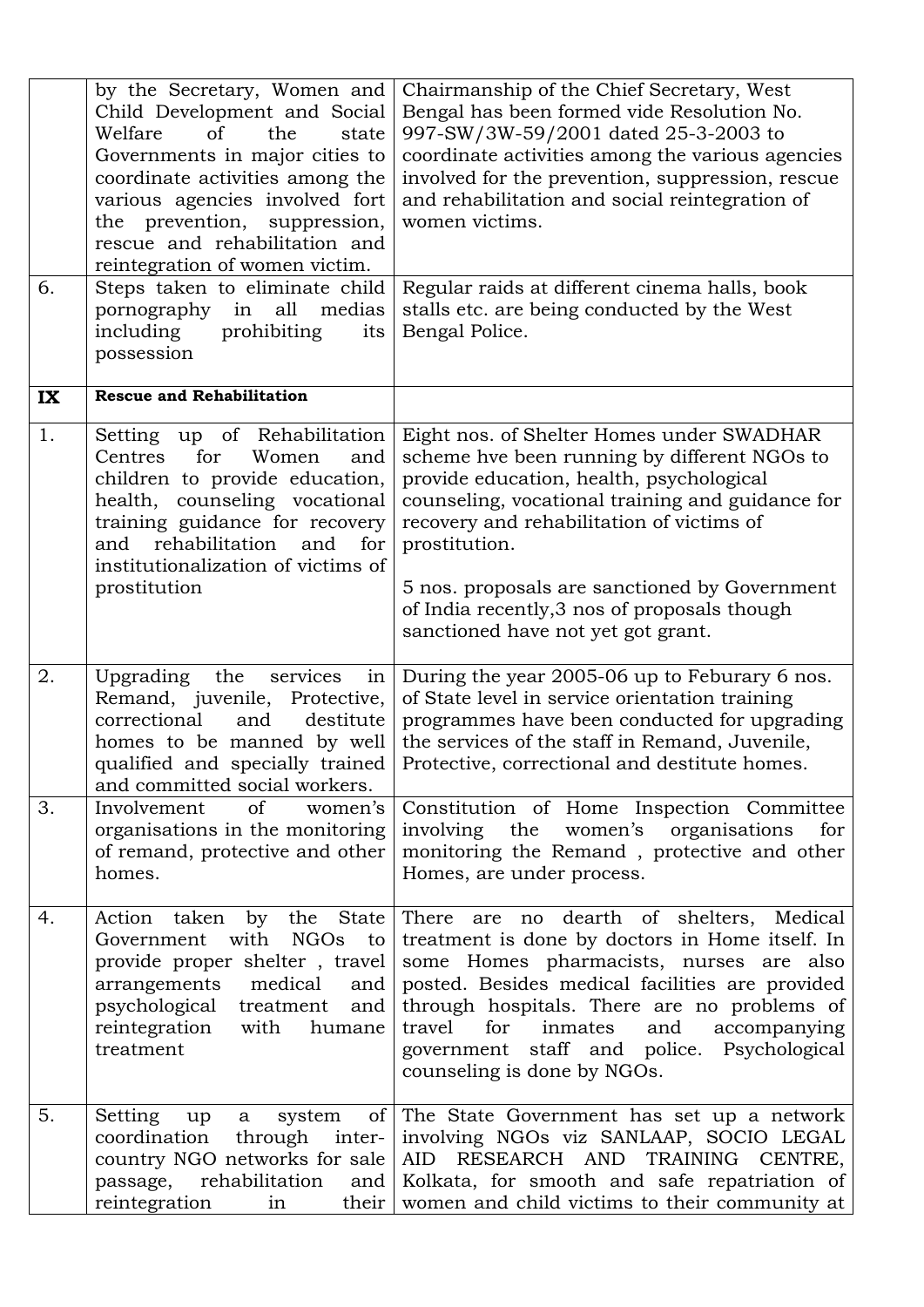| | | |
|---|---|---|
| | by the Secretary, Women and Child Development and Social Welfare of the state Governments in major cities to coordinate activities among the various agencies involved fort the prevention, suppression, rescue and rehabilitation and reintegration of women victim. | Chairmanship of the Chief Secretary, West Bengal has been formed vide Resolution No. 997-SW/3W-59/2001 dated 25-3-2003 to coordinate activities among the various agencies involved for the prevention, suppression, rescue and rehabilitation and social reintegration of women victims. |
| 6. | Steps taken to eliminate child pornography in all medias including prohibiting its possession | Regular raids at different cinema halls, book stalls etc. are being conducted by the West Bengal Police. |
| **IX** | **Rescue and Rehabilitation** | |
| 1. | Setting up of Rehabilitation Centres for Women and children to provide education, health, counseling vocational training guidance for recovery and rehabilitation and for institutionalization of victims of prostitution | Eight nos. of Shelter Homes under SWADHAR scheme hve been running by different NGOs to provide education, health, psychological counseling, vocational training and guidance for recovery and rehabilitation of victims of prostitution.<br><br>5 nos. proposals are sanctioned by Government of India recently,3 nos of proposals though sanctioned have not yet got grant. |
| 2. | Upgrading the services in Remand, juvenile, Protective, correctional and destitute homes to be manned by well qualified and specially trained and committed social workers. | During the year 2005-06 up to Feburary 6 nos. of State level in service orientation training programmes have been conducted for upgrading the services of the staff in Remand, Juvenile, Protective, correctional and destitute homes. |
| 3. | Involvement of women's organisations in the monitoring of remand, protective and other homes. | Constitution of Home Inspection Committee involving the women's organisations for monitoring the Remand , protective and other Homes, are under process. |
| 4. | Action taken by the State Government with NGOs to provide proper shelter , travel arrangements medical and psychological treatment and reintegration with humane treatment | There are no dearth of shelters, Medical treatment is done by doctors in Home itself. In some Homes pharmacists, nurses are also posted. Besides medical facilities are provided through hospitals. There are no problems of travel for inmates and accompanying government staff and police. Psychological counseling is done by NGOs. |
| 5. | Setting up a system of coordination through inter-country NGO networks for sale passage, rehabilitation and reintegration in their | The State Government has set up a network involving NGOs viz SANLAAP, SOCIO LEGAL AID RESEARCH AND TRAINING CENTRE, Kolkata, for smooth and safe repatriation of women and child victims to their community at |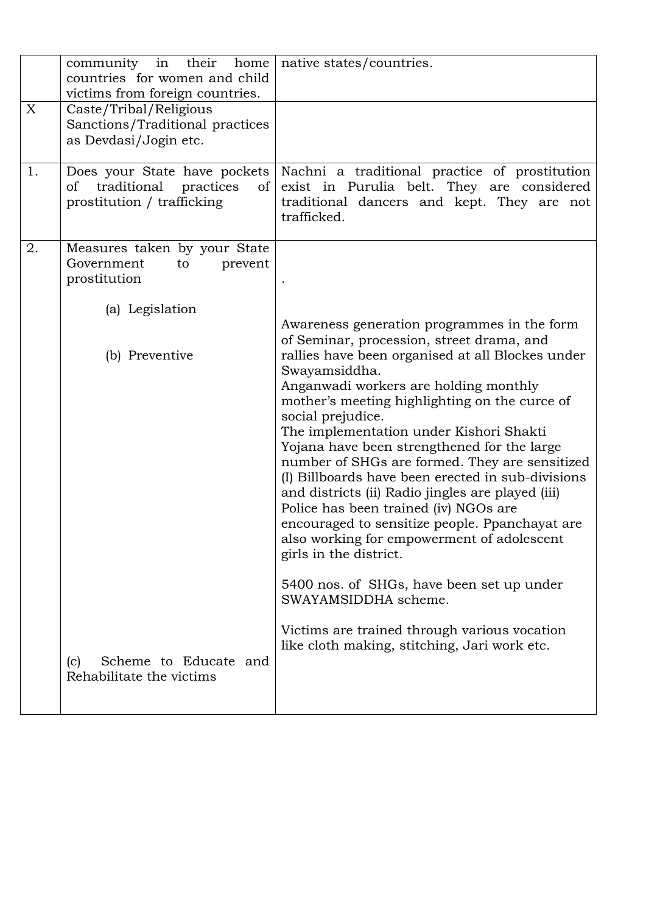| | | |
|---|---|---|
| | community in their home countries for women and child victims from foreign countries. | native states/countries. |
| X | Caste/Tribal/Religious Sanctions/Traditional practices as Devdasi/Jogin etc. | |
| 1. | Does your State have pockets of traditional practices of prostitution / trafficking | Nachni a traditional practice of prostitution exist in Purulia belt. They are considered traditional dancers and kept. They are not trafficked. |
| 2. | Measures taken by your State Government to prevent prostitution<br><br>(a) Legislation<br><br>(b) Preventive<br><br>(c) Scheme to Educate and Rehabilitate the victims | .<br><br>Awareness generation programmes in the form of Seminar, procession, street drama, and rallies have been organised at all Blockes under Swayamsiddha.<br>Anganwadi workers are holding monthly mother's meeting highlighting on the curce of social prejudice.<br>The implementation under Kishori Shakti Yojana have been strengthened for the large number of SHGs are formed. They are sensitized (I) Billboards have been erected in sub-divisions and districts (ii) Radio jingles are played (iii) Police has been trained (iv) NGOs are encouraged to sensitize people. Ppanchayat are also working for empowerment of adolescent girls in the district.<br><br>5400 nos. of SHGs, have been set up under SWAYAMSIDDHA scheme.<br><br>Victims are trained through various vocation like cloth making, stitching, Jari work etc. |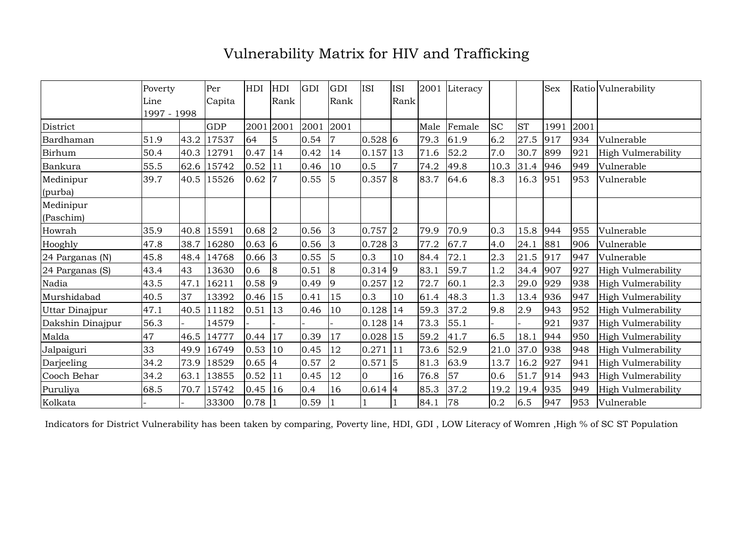# Vulnerability Matrix for HIV and Trafficking

| | Poverty Line 1997 - 1998 | | Per Capita | HDI | HDI Rank | GDI | GDI Rank | ISI | ISI Rank | 2001 | Literacy | | | Sex | Ratio | Vulnerability |
|---|---|---|---|---|---|---|---|---|---|---|---|---|---|---|---|---|
| District | | | GDP | 2001 | 2001 | 2001 | 2001 | | | Male | Female | SC | ST | 1991 | 2001 | |
| Bardhaman | 51.9 | 43.2 | 17537 | 64 | 5 | 0.54 | 7 | 0.528 | 6 | 79.3 | 61.9 | 6.2 | 27.5 | 917 | 934 | Vulnerable |
| Birhum | 50.4 | 40.3 | 12791 | 0.47 | 14 | 0.42 | 14 | 0.157 | 13 | 71.6 | 52.2 | 7.0 | 30.7 | 899 | 921 | High Vulmerability |
| Bankura | 55.5 | 62.6 | 15742 | 0.52 | 11 | 0.46 | 10 | 0.5 | 7 | 74.2 | 49.8 | 10.3 | 31.4 | 946 | 949 | Vulnerable |
| Medinipur (purba) | 39.7 | 40.5 | 15526 | 0.62 | 7 | 0.55 | 5 | 0.357 | 8 | 83.7 | 64.6 | 8.3 | 16.3 | 951 | 953 | Vulnerable |
| Medinipur (Paschim) | | | | | | | | | | | | | | | | |
| Howrah | 35.9 | 40.8 | 15591 | 0.68 | 2 | 0.56 | 3 | 0.757 | 2 | 79.9 | 70.9 | 0.3 | 15.8 | 944 | 955 | Vulnerable |
| Hooghly | 47.8 | 38.7 | 16280 | 0.63 | 6 | 0.56 | 3 | 0.728 | 3 | 77.2 | 67.7 | 4.0 | 24.1 | 881 | 906 | Vulnerable |
| 24 Parganas (N) | 45.8 | 48.4 | 14768 | 0.66 | 3 | 0.55 | 5 | 0.3 | 10 | 84.4 | 72.1 | 2.3 | 21.5 | 917 | 947 | Vulnerable |
| 24 Parganas (S) | 43.4 | 43 | 13630 | 0.6 | 8 | 0.51 | 8 | 0.314 | 9 | 83.1 | 59.7 | 1.2 | 34.4 | 907 | 927 | High Vulmerability |
| Nadia | 43.5 | 47.1 | 16211 | 0.58 | 9 | 0.49 | 9 | 0.257 | 12 | 72.7 | 60.1 | 2.3 | 29.0 | 929 | 938 | High Vulmerability |
| Murshidabad | 40.5 | 37 | 13392 | 0.46 | 15 | 0.41 | 15 | 0.3 | 10 | 61.4 | 48.3 | 1.3 | 13.4 | 936 | 947 | High Vulmerability |
| Uttar Dinajpur | 47.1 | 40.5 | 11182 | 0.51 | 13 | 0.46 | 10 | 0.128 | 14 | 59.3 | 37.2 | 9.8 | 2.9 | 943 | 952 | High Vulmerability |
| Dakshin Dinajpur | 56.3 | - | 14579 | - | - | - | - | 0.128 | 14 | 73.3 | 55.1 | - | - | 921 | 937 | High Vulmerability |
| Malda | 47 | 46.5 | 14777 | 0.44 | 17 | 0.39 | 17 | 0.028 | 15 | 59.2 | 41.7 | 6.5 | 18.1 | 944 | 950 | High Vulmerability |
| Jalpaiguri | 33 | 49.9 | 16749 | 0.53 | 10 | 0.45 | 12 | 0.271 | 11 | 73.6 | 52.9 | 21.0 | 37.0 | 938 | 948 | High Vulmerability |
| Darjeeling | 34.2 | 73.9 | 18529 | 0.65 | 4 | 0.57 | 2 | 0.571 | 5 | 81.3 | 63.9 | 13.7 | 16.2 | 927 | 941 | High Vulmerability |
| Cooch Behar | 34.2 | 63.1 | 13855 | 0.52 | 11 | 0.45 | 12 | 0 | 16 | 76.8 | 57 | 0.6 | 51.7 | 914 | 943 | High Vulmerability |
| Puruliya | 68.5 | 70.7 | 15742 | 0.45 | 16 | 0.4 | 16 | 0.614 | 4 | 85.3 | 37.2 | 19.2 | 19.4 | 935 | 949 | High Vulmerability |
| Kolkata | - | - | 33300 | 0.78 | 1 | 0.59 | 1 | 1 | 1 | 84.1 | 78 | 0.2 | 6.5 | 947 | 953 | Vulnerable |

Indicators for District Vulnerability has been taken by comparing, Poverty line, HDI, GDI , LOW Literacy of Womren ,High % of SC ST Population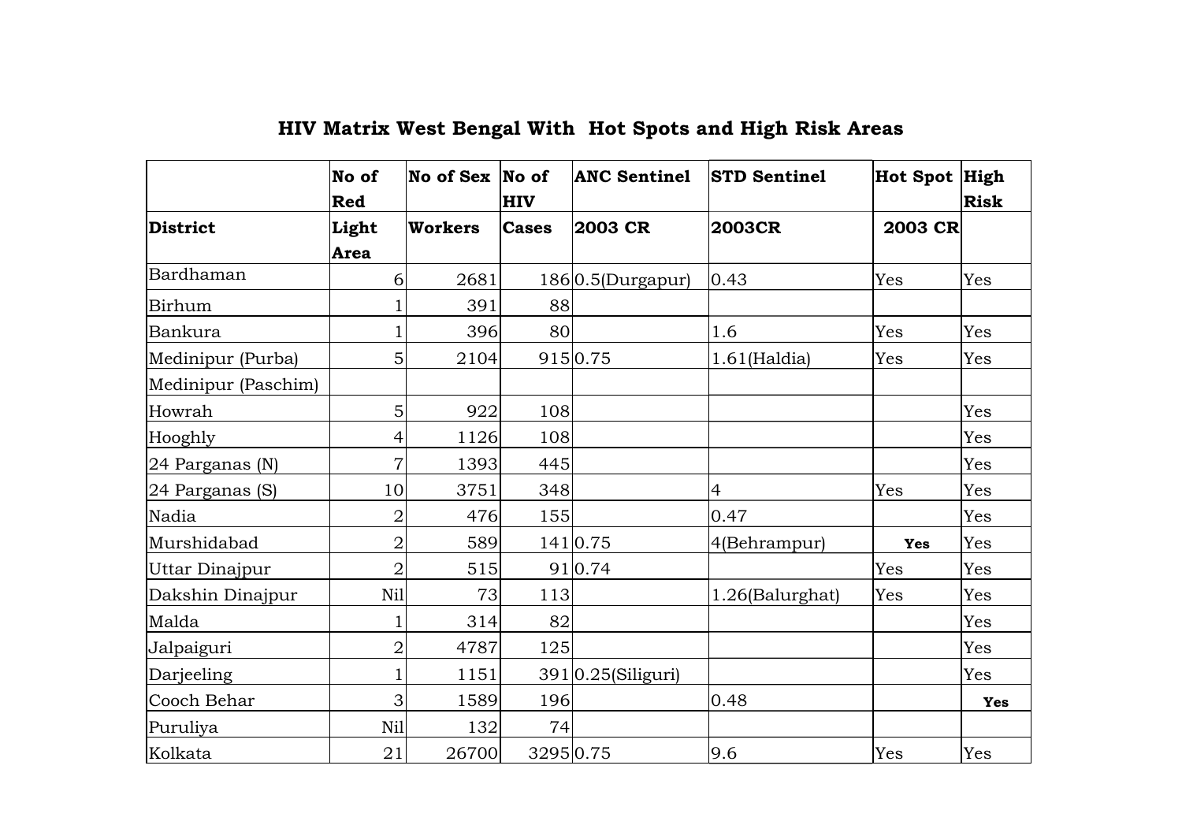## HIV Matrix West Bengal With Hot Spots and High Risk Areas

| District | No of Red Light Area | No of Sex Workers | No of HIV Cases | ANC Sentinel 2003 CR | STD Sentinel 2003CR | Hot Spot 2003 CR | High Risk |
|---|---|---|---|---|---|---|---|
| Bardhaman | 6 | 2681 | 186 | 0.5(Durgapur) | 0.43 | Yes | Yes |
| Birhum | 1 | 391 | 88 | | | | |
| Bankura | 1 | 396 | 80 | | 1.6 | Yes | Yes |
| Medinipur (Purba) | 5 | 2104 | 915 | 0.75 | 1.61(Haldia) | Yes | Yes |
| Medinipur (Paschim) | | | | | | | |
| Howrah | 5 | 922 | 108 | | | | Yes |
| Hooghly | 4 | 1126 | 108 | | | | Yes |
| 24 Parganas (N) | 7 | 1393 | 445 | | | | Yes |
| 24 Parganas (S) | 10 | 3751 | 348 | | 4 | Yes | Yes |
| Nadia | 2 | 476 | 155 | | 0.47 | | Yes |
| Murshidabad | 2 | 589 | 141 | 0.75 | 4(Behrampur) | **Yes** | Yes |
| Uttar Dinajpur | 2 | 515 | 91 | 0.74 | | Yes | Yes |
| Dakshin Dinajpur | Nil | 73 | 113 | | 1.26(Balurghat) | Yes | Yes |
| Malda | 1 | 314 | 82 | | | | Yes |
| Jalpaiguri | 2 | 4787 | 125 | | | | Yes |
| Darjeeling | 1 | 1151 | 391 | 0.25(Siliguri) | | | Yes |
| Cooch Behar | 3 | 1589 | 196 | | 0.48 | | **Yes** |
| Puruliya | Nil | 132 | 74 | | | | |
| Kolkata | 21 | 26700 | 3295 | 0.75 | 9.6 | Yes | Yes |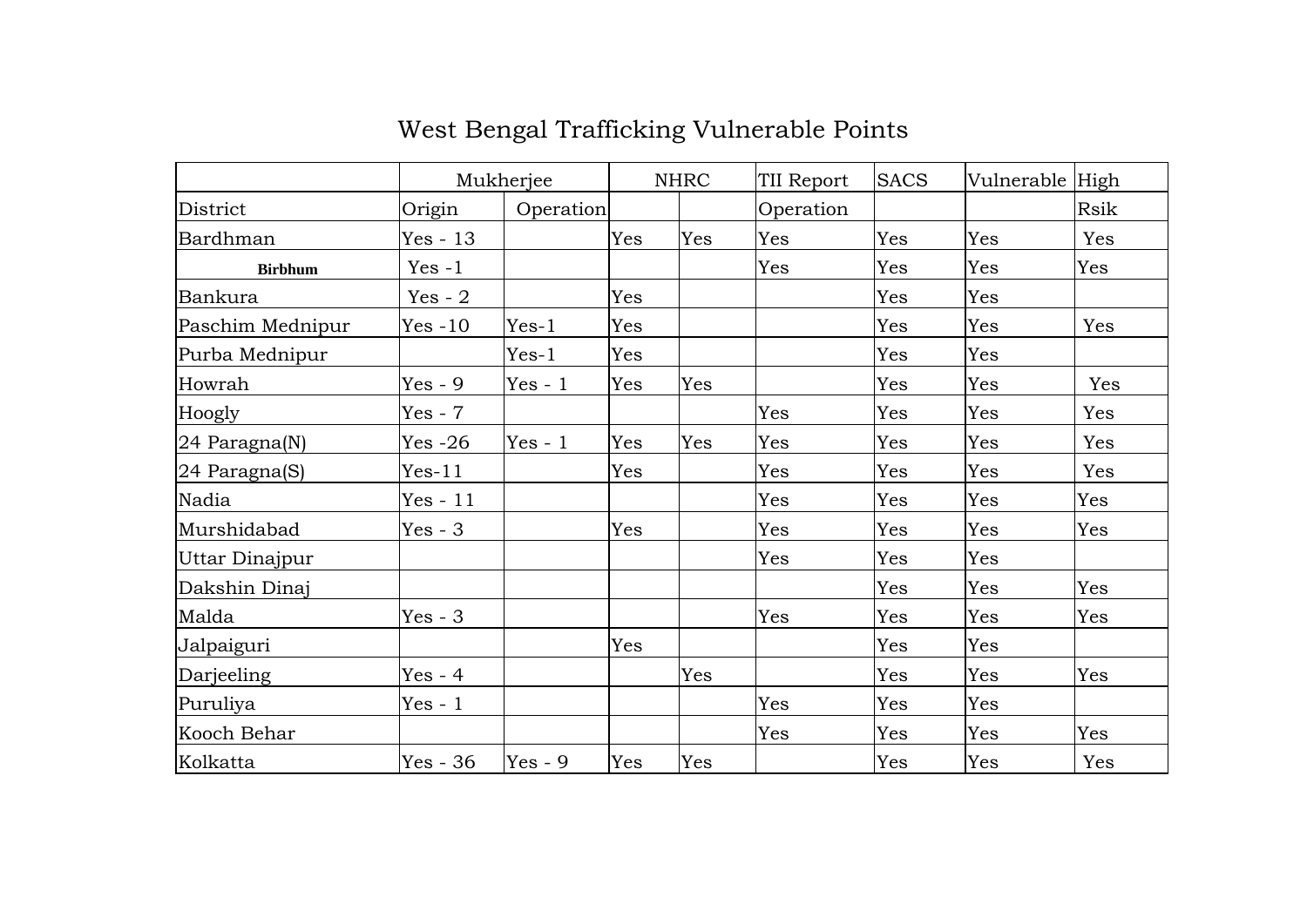# West Bengal Trafficking Vulnerable Points

| | Mukherjee | | NHRC | | TII Report | SACS | Vulnerable | High |
|---|---|---|---|---|---|---|---|---|
| District | Origin | Operation | | | Operation | | | Rsik |
| Bardhman | Yes - 13 | | Yes | Yes | Yes | Yes | Yes | Yes |
| **Birbhum** | Yes -1 | | | | Yes | Yes | Yes | Yes |
| Bankura | Yes - 2 | | Yes | | | Yes | Yes | |
| Paschim Mednipur | Yes -10 | Yes-1 | Yes | | | Yes | Yes | Yes |
| Purba Mednipur | | Yes-1 | Yes | | | Yes | Yes | |
| Howrah | Yes - 9 | Yes - 1 | Yes | Yes | | Yes | Yes | Yes |
| Hoogly | Yes - 7 | | | | Yes | Yes | Yes | Yes |
| 24 Paragna(N) | Yes -26 | Yes - 1 | Yes | Yes | Yes | Yes | Yes | Yes |
| 24 Paragna(S) | Yes-11 | | Yes | | Yes | Yes | Yes | Yes |
| Nadia | Yes - 11 | | | | Yes | Yes | Yes | Yes |
| Murshidabad | Yes - 3 | | Yes | | Yes | Yes | Yes | Yes |
| Uttar Dinajpur | | | | | Yes | Yes | Yes | |
| Dakshin Dinaj | | | | | | Yes | Yes | Yes |
| Malda | Yes - 3 | | | | Yes | Yes | Yes | Yes |
| Jalpaiguri | | | Yes | | | Yes | Yes | |
| Darjeeling | Yes - 4 | | | Yes | | Yes | Yes | Yes |
| Puruliya | Yes - 1 | | | | Yes | Yes | Yes | |
| Kooch Behar | | | | | Yes | Yes | Yes | Yes |
| Kolkatta | Yes - 36 | Yes - 9 | Yes | Yes | | Yes | Yes | Yes |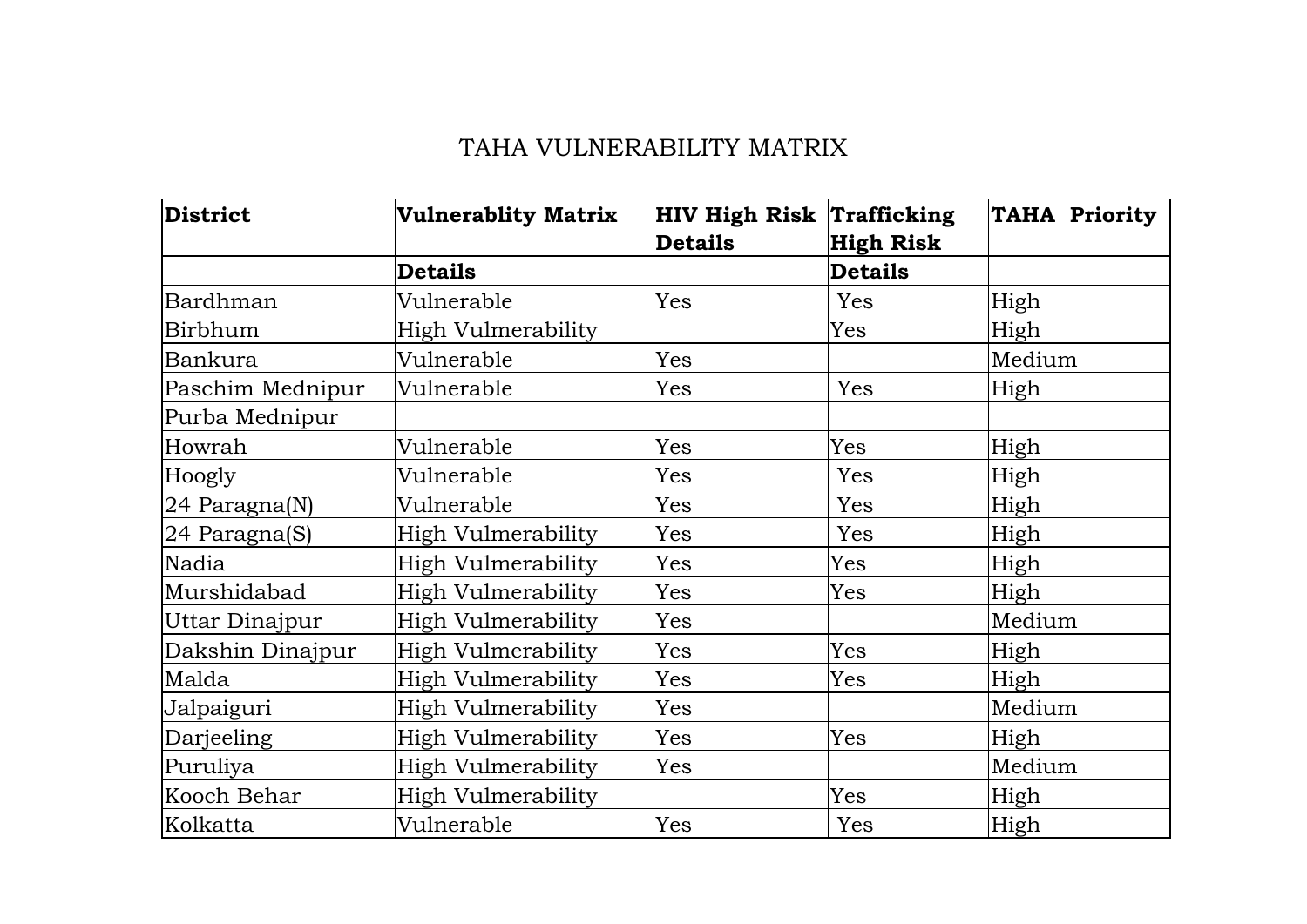# TAHA VULNERABILITY MATRIX

| District | Vulnerablity Matrix | HIV High Risk Details | Trafficking High Risk | TAHA Priority |
|---|---|---|---|---|
| | Details | | Details | |
| Bardhman | Vulnerable | Yes | Yes | High |
| Birbhum | High Vulmerability | | Yes | High |
| Bankura | Vulnerable | Yes | | Medium |
| Paschim Mednipur | Vulnerable | Yes | Yes | High |
| Purba Mednipur | | | | |
| Howrah | Vulnerable | Yes | Yes | High |
| Hoogly | Vulnerable | Yes | Yes | High |
| 24 Paragna(N) | Vulnerable | Yes | Yes | High |
| 24 Paragna(S) | High Vulmerability | Yes | Yes | High |
| Nadia | High Vulmerability | Yes | Yes | High |
| Murshidabad | High Vulmerability | Yes | Yes | High |
| Uttar Dinajpur | High Vulmerability | Yes | | Medium |
| Dakshin Dinajpur | High Vulmerability | Yes | Yes | High |
| Malda | High Vulmerability | Yes | Yes | High |
| Jalpaiguri | High Vulmerability | Yes | | Medium |
| Darjeeling | High Vulmerability | Yes | Yes | High |
| Puruliya | High Vulmerability | Yes | | Medium |
| Kooch Behar | High Vulmerability | | Yes | High |
| Kolkatta | Vulnerable | Yes | Yes | High |